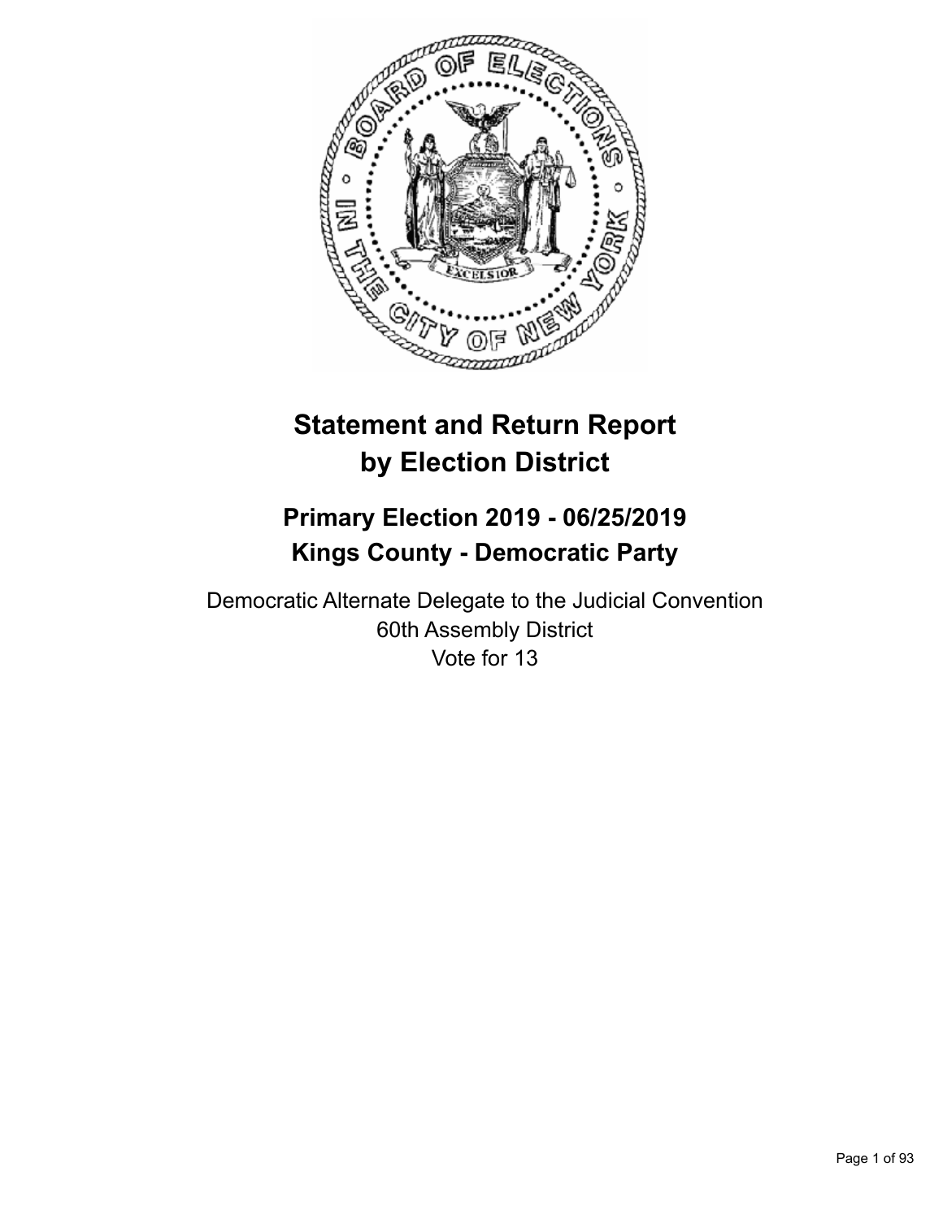# Statement and Return Report by Election District

## Primary Election 2019 - 06/25/2019
## Kings County - Democratic Party

Democratic Alternate Delegate to the Judicial Convention
60th Assembly District
Vote for 13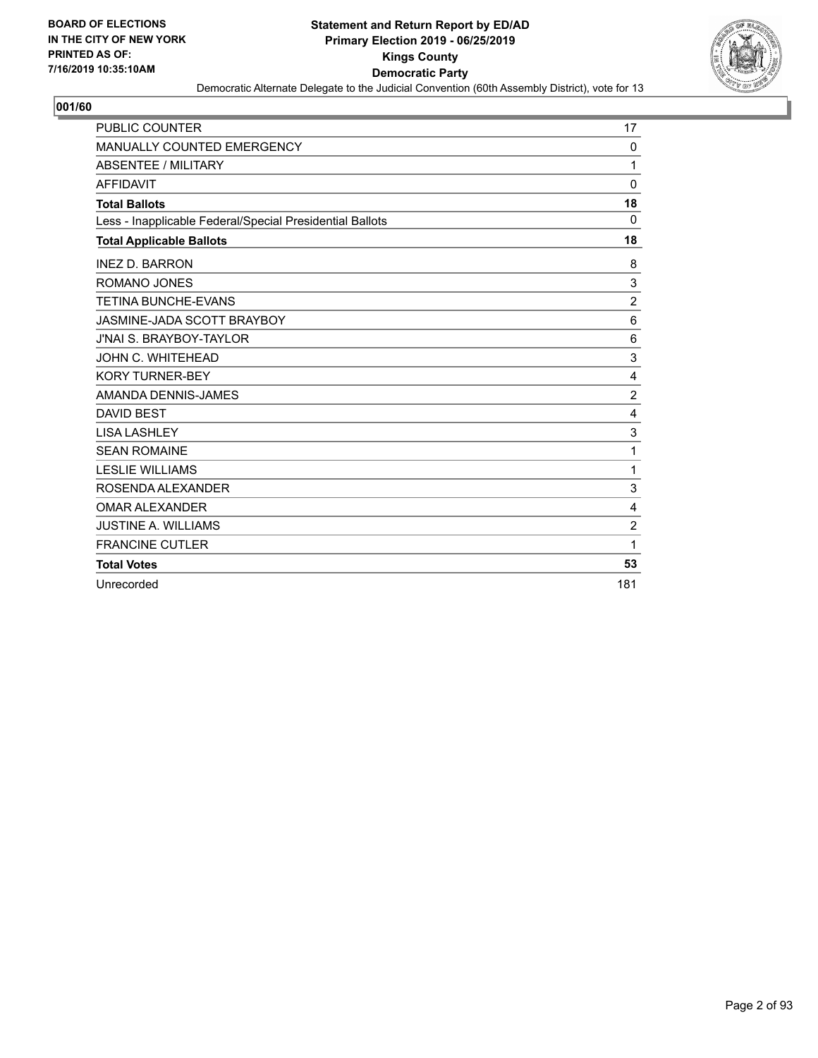**BOARD OF ELECTIONS IN THE CITY OF NEW YORK PRINTED AS OF: 7/16/2019 10:35:10AM**

**Statement and Return Report by ED/AD Primary Election 2019 - 06/25/2019 Kings County Democratic Party**

Democratic Alternate Delegate to the Judicial Convention (60th Assembly District), vote for 13

## 001/60

| | |
|---|---|
| PUBLIC COUNTER | 17 |
| MANUALLY COUNTED EMERGENCY | 0 |
| ABSENTEE / MILITARY | 1 |
| AFFIDAVIT | 0 |
| **Total Ballots** | **18** |
| Less - Inapplicable Federal/Special Presidential Ballots | 0 |
| **Total Applicable Ballots** | **18** |
| INEZ D. BARRON | 8 |
| ROMANO JONES | 3 |
| TETINA BUNCHE-EVANS | 2 |
| JASMINE-JADA SCOTT BRAYBOY | 6 |
| J'NAI S. BRAYBOY-TAYLOR | 6 |
| JOHN C. WHITEHEAD | 3 |
| KORY TURNER-BEY | 4 |
| AMANDA DENNIS-JAMES | 2 |
| DAVID BEST | 4 |
| LISA LASHLEY | 3 |
| SEAN ROMAINE | 1 |
| LESLIE WILLIAMS | 1 |
| ROSENDA ALEXANDER | 3 |
| OMAR ALEXANDER | 4 |
| JUSTINE A. WILLIAMS | 2 |
| FRANCINE CUTLER | 1 |
| **Total Votes** | **53** |
| Unrecorded | 181 |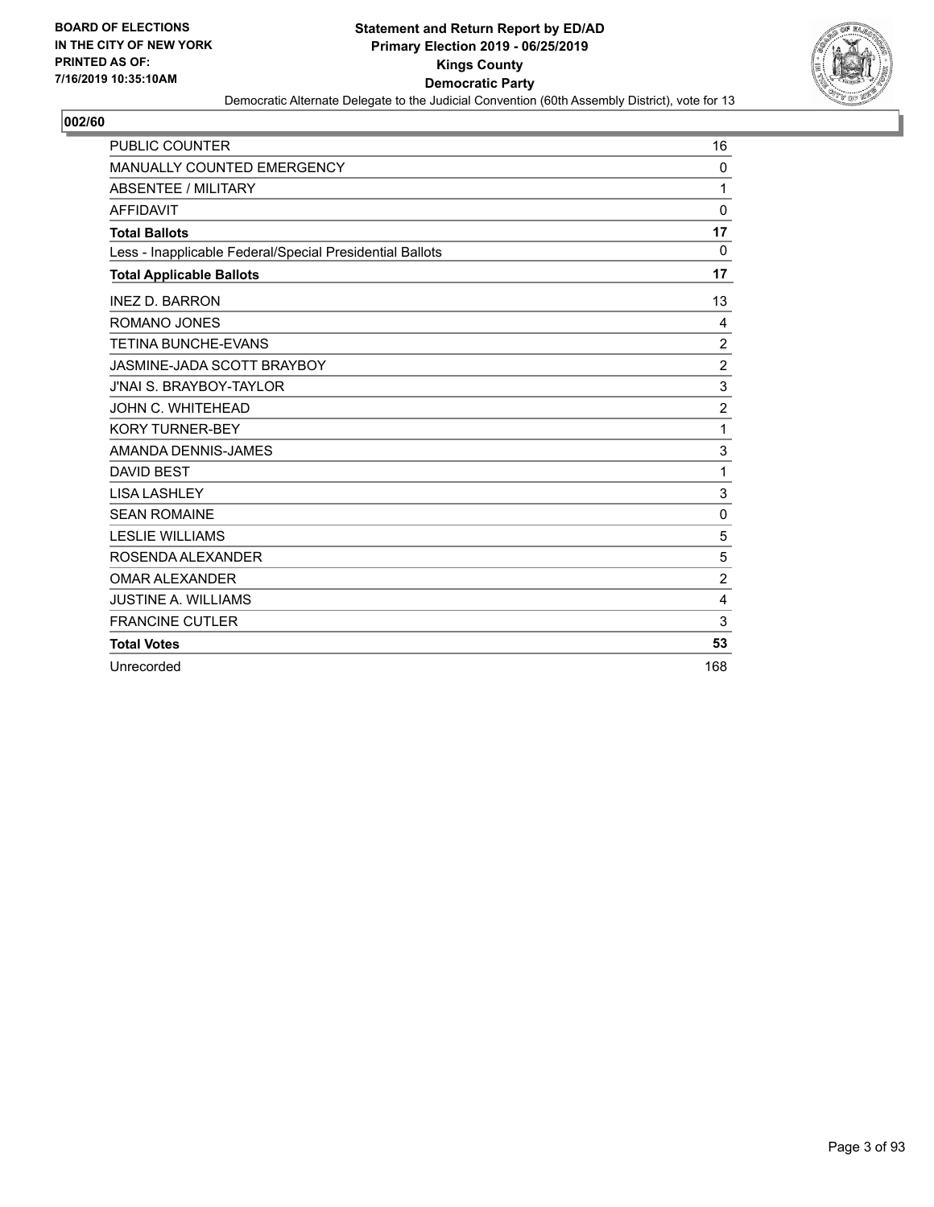BOARD OF ELECTIONS
IN THE CITY OF NEW YORK
PRINTED AS OF:
7/16/2019 10:35:10AM

**Statement and Return Report by ED/AD**
**Primary Election 2019 - 06/25/2019**
**Kings County**
**Democratic Party**
Democratic Alternate Delegate to the Judicial Convention (60th Assembly District), vote for 13

## 002/60

| | |
|---|---|
| PUBLIC COUNTER | 16 |
| MANUALLY COUNTED EMERGENCY | 0 |
| ABSENTEE / MILITARY | 1 |
| AFFIDAVIT | 0 |
| **Total Ballots** | **17** |
| Less - Inapplicable Federal/Special Presidential Ballots | 0 |
| **Total Applicable Ballots** | **17** |
| INEZ D. BARRON | 13 |
| ROMANO JONES | 4 |
| TETINA BUNCHE-EVANS | 2 |
| JASMINE-JADA SCOTT BRAYBOY | 2 |
| J'NAI S. BRAYBOY-TAYLOR | 3 |
| JOHN C. WHITEHEAD | 2 |
| KORY TURNER-BEY | 1 |
| AMANDA DENNIS-JAMES | 3 |
| DAVID BEST | 1 |
| LISA LASHLEY | 3 |
| SEAN ROMAINE | 0 |
| LESLIE WILLIAMS | 5 |
| ROSENDA ALEXANDER | 5 |
| OMAR ALEXANDER | 2 |
| JUSTINE A. WILLIAMS | 4 |
| FRANCINE CUTLER | 3 |
| **Total Votes** | **53** |
| Unrecorded | 168 |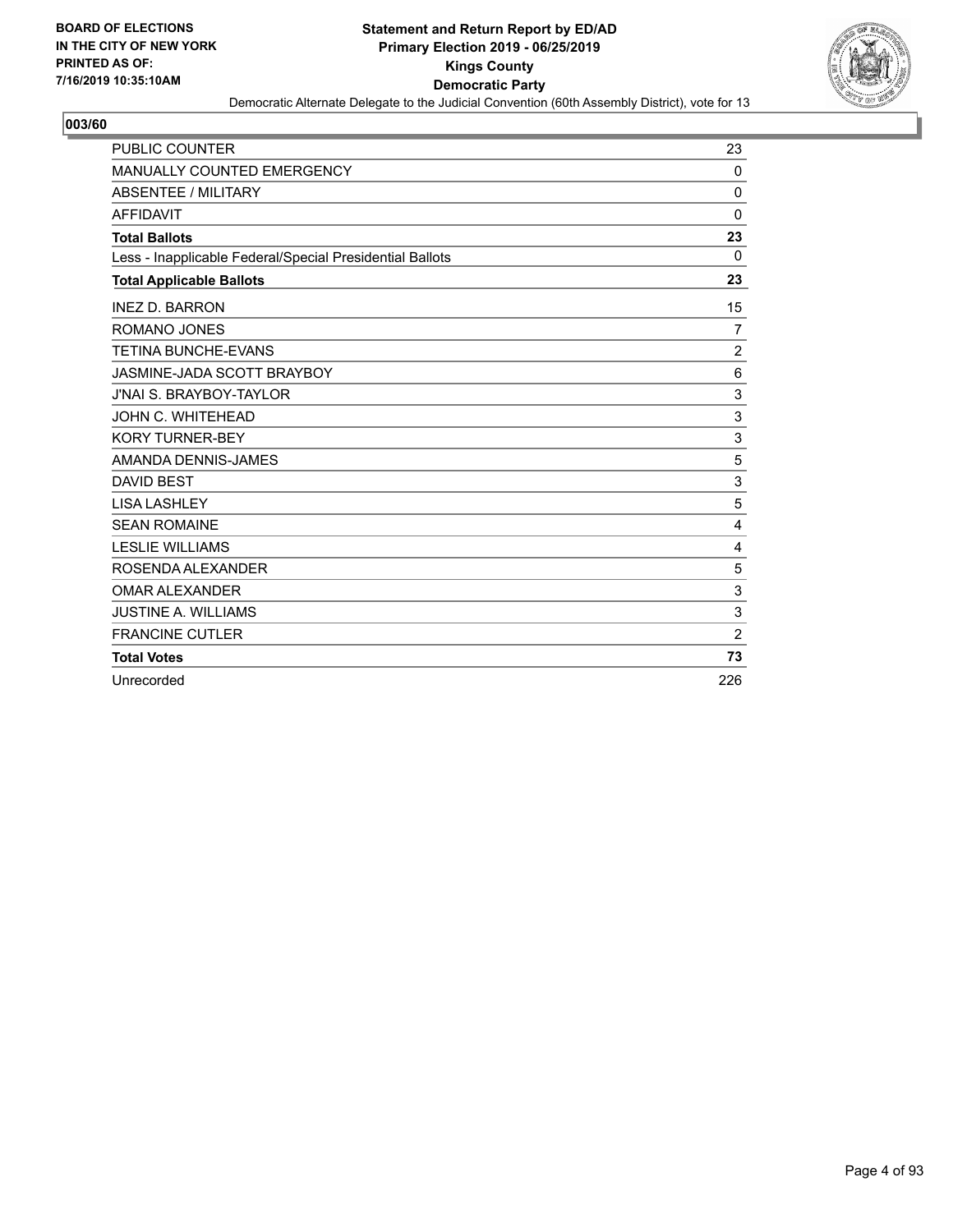BOARD OF ELECTIONS
IN THE CITY OF NEW YORK
PRINTED AS OF:
7/16/2019 10:35:10AM

**Statement and Return Report by ED/AD**
**Primary Election 2019 - 06/25/2019**
**Kings County**
**Democratic Party**
Democratic Alternate Delegate to the Judicial Convention (60th Assembly District), vote for 13

## 003/60

| | |
|---|---|
| PUBLIC COUNTER | 23 |
| MANUALLY COUNTED EMERGENCY | 0 |
| ABSENTEE / MILITARY | 0 |
| AFFIDAVIT | 0 |
| **Total Ballots** | **23** |
| Less - Inapplicable Federal/Special Presidential Ballots | 0 |
| **Total Applicable Ballots** | **23** |
| INEZ D. BARRON | 15 |
| ROMANO JONES | 7 |
| TETINA BUNCHE-EVANS | 2 |
| JASMINE-JADA SCOTT BRAYBOY | 6 |
| J'NAI S. BRAYBOY-TAYLOR | 3 |
| JOHN C. WHITEHEAD | 3 |
| KORY TURNER-BEY | 3 |
| AMANDA DENNIS-JAMES | 5 |
| DAVID BEST | 3 |
| LISA LASHLEY | 5 |
| SEAN ROMAINE | 4 |
| LESLIE WILLIAMS | 4 |
| ROSENDA ALEXANDER | 5 |
| OMAR ALEXANDER | 3 |
| JUSTINE A. WILLIAMS | 3 |
| FRANCINE CUTLER | 2 |
| **Total Votes** | **73** |
| Unrecorded | 226 |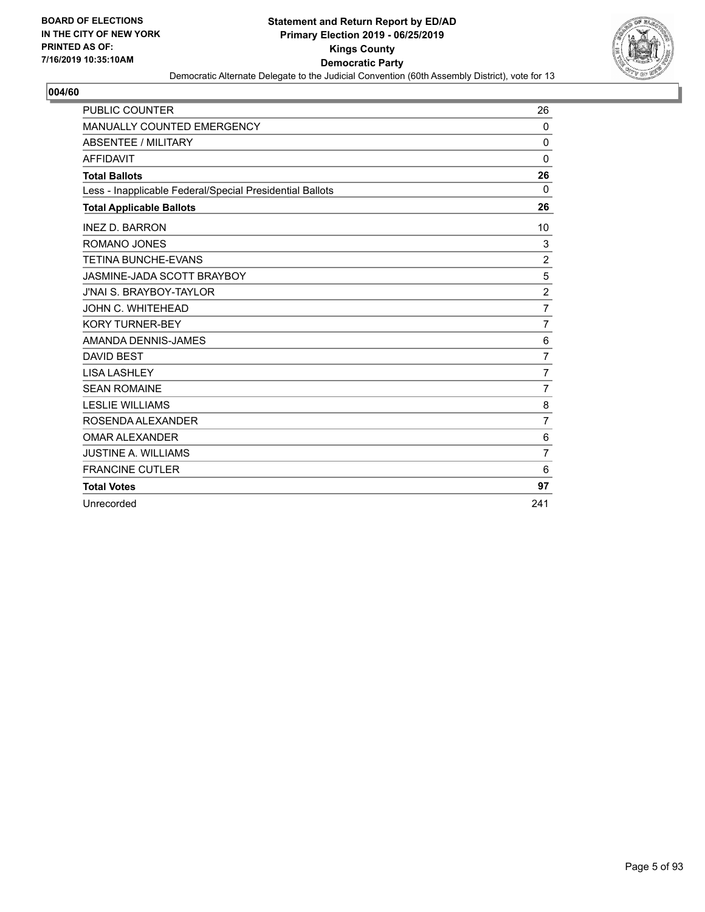**BOARD OF ELECTIONS IN THE CITY OF NEW YORK PRINTED AS OF: 7/16/2019 10:35:10AM**

# Statement and Return Report by ED/AD
## Primary Election 2019 - 06/25/2019
## Kings County
## Democratic Party

Democratic Alternate Delegate to the Judicial Convention (60th Assembly District), vote for 13

### 004/60

| | |
|---|---|
| PUBLIC COUNTER | 26 |
| MANUALLY COUNTED EMERGENCY | 0 |
| ABSENTEE / MILITARY | 0 |
| AFFIDAVIT | 0 |
| **Total Ballots** | **26** |
| Less - Inapplicable Federal/Special Presidential Ballots | 0 |
| **Total Applicable Ballots** | **26** |
| INEZ D. BARRON | 10 |
| ROMANO JONES | 3 |
| TETINA BUNCHE-EVANS | 2 |
| JASMINE-JADA SCOTT BRAYBOY | 5 |
| J'NAI S. BRAYBOY-TAYLOR | 2 |
| JOHN C. WHITEHEAD | 7 |
| KORY TURNER-BEY | 7 |
| AMANDA DENNIS-JAMES | 6 |
| DAVID BEST | 7 |
| LISA LASHLEY | 7 |
| SEAN ROMAINE | 7 |
| LESLIE WILLIAMS | 8 |
| ROSENDA ALEXANDER | 7 |
| OMAR ALEXANDER | 6 |
| JUSTINE A. WILLIAMS | 7 |
| FRANCINE CUTLER | 6 |
| **Total Votes** | **97** |
| Unrecorded | 241 |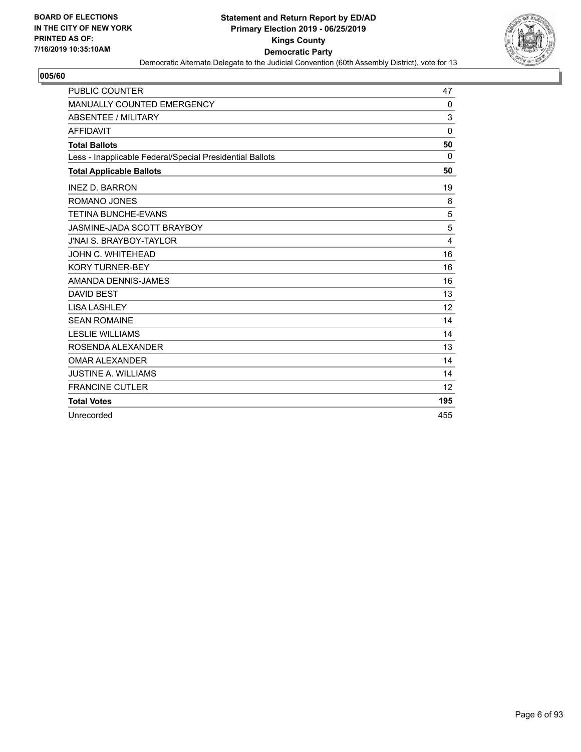**BOARD OF ELECTIONS IN THE CITY OF NEW YORK PRINTED AS OF: 7/16/2019 10:35:10AM**

# Statement and Return Report by ED/AD
## Primary Election 2019 - 06/25/2019
## Kings County
## Democratic Party

Democratic Alternate Delegate to the Judicial Convention (60th Assembly District), vote for 13

### 005/60

| | |
|---|---|
| PUBLIC COUNTER | 47 |
| MANUALLY COUNTED EMERGENCY | 0 |
| ABSENTEE / MILITARY | 3 |
| AFFIDAVIT | 0 |
| **Total Ballots** | **50** |
| Less - Inapplicable Federal/Special Presidential Ballots | 0 |
| **Total Applicable Ballots** | **50** |
| INEZ D. BARRON | 19 |
| ROMANO JONES | 8 |
| TETINA BUNCHE-EVANS | 5 |
| JASMINE-JADA SCOTT BRAYBOY | 5 |
| J'NAI S. BRAYBOY-TAYLOR | 4 |
| JOHN C. WHITEHEAD | 16 |
| KORY TURNER-BEY | 16 |
| AMANDA DENNIS-JAMES | 16 |
| DAVID BEST | 13 |
| LISA LASHLEY | 12 |
| SEAN ROMAINE | 14 |
| LESLIE WILLIAMS | 14 |
| ROSENDA ALEXANDER | 13 |
| OMAR ALEXANDER | 14 |
| JUSTINE A. WILLIAMS | 14 |
| FRANCINE CUTLER | 12 |
| **Total Votes** | **195** |
| Unrecorded | 455 |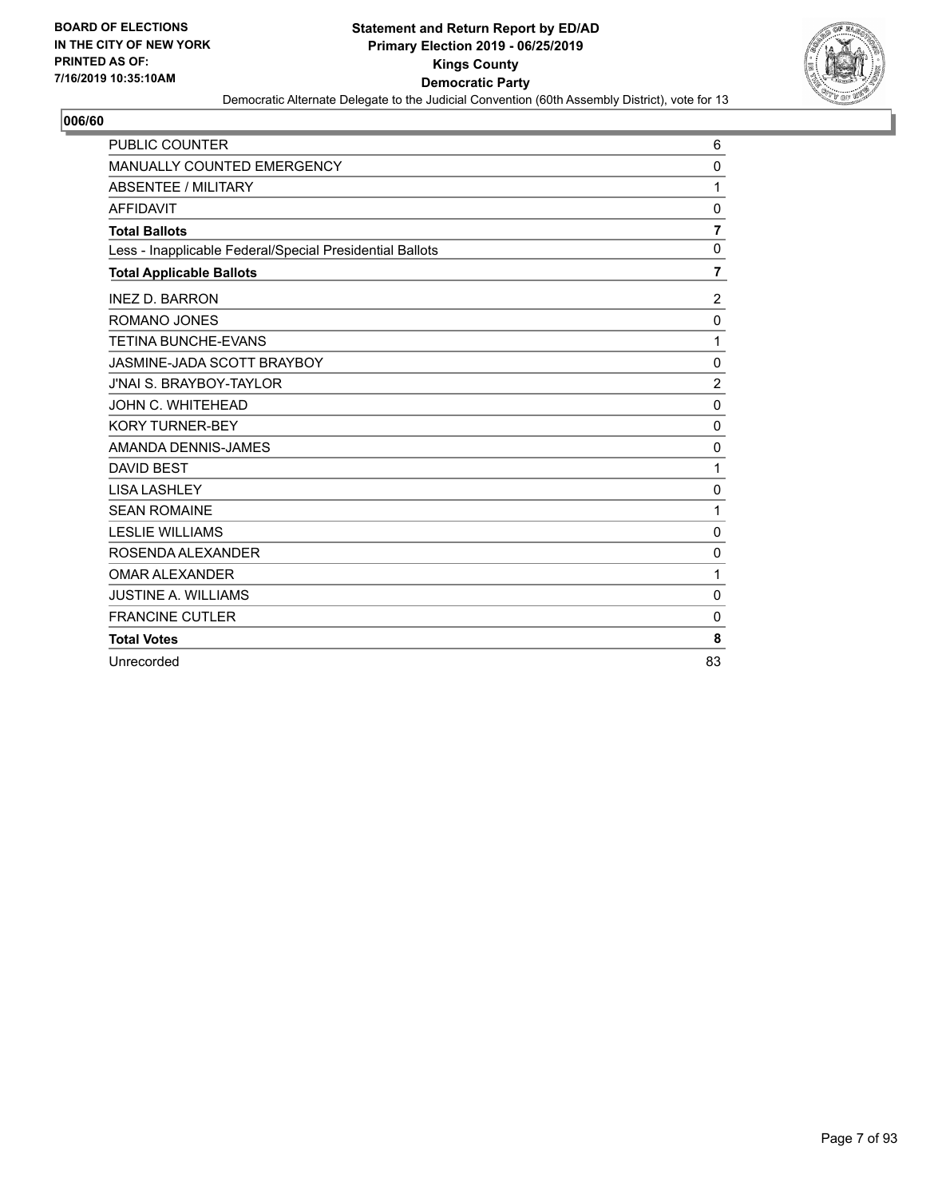BOARD OF ELECTIONS
IN THE CITY OF NEW YORK
PRINTED AS OF:
7/16/2019 10:35:10AM

**Statement and Return Report by ED/AD**
**Primary Election 2019 - 06/25/2019**
**Kings County**
**Democratic Party**
Democratic Alternate Delegate to the Judicial Convention (60th Assembly District), vote for 13

## 006/60

| | |
|---|---|
| PUBLIC COUNTER | 6 |
| MANUALLY COUNTED EMERGENCY | 0 |
| ABSENTEE / MILITARY | 1 |
| AFFIDAVIT | 0 |
| **Total Ballots** | **7** |
| Less - Inapplicable Federal/Special Presidential Ballots | 0 |
| **Total Applicable Ballots** | **7** |
| INEZ D. BARRON | 2 |
| ROMANO JONES | 0 |
| TETINA BUNCHE-EVANS | 1 |
| JASMINE-JADA SCOTT BRAYBOY | 0 |
| J'NAI S. BRAYBOY-TAYLOR | 2 |
| JOHN C. WHITEHEAD | 0 |
| KORY TURNER-BEY | 0 |
| AMANDA DENNIS-JAMES | 0 |
| DAVID BEST | 1 |
| LISA LASHLEY | 0 |
| SEAN ROMAINE | 1 |
| LESLIE WILLIAMS | 0 |
| ROSENDA ALEXANDER | 0 |
| OMAR ALEXANDER | 1 |
| JUSTINE A. WILLIAMS | 0 |
| FRANCINE CUTLER | 0 |
| **Total Votes** | **8** |
| Unrecorded | 83 |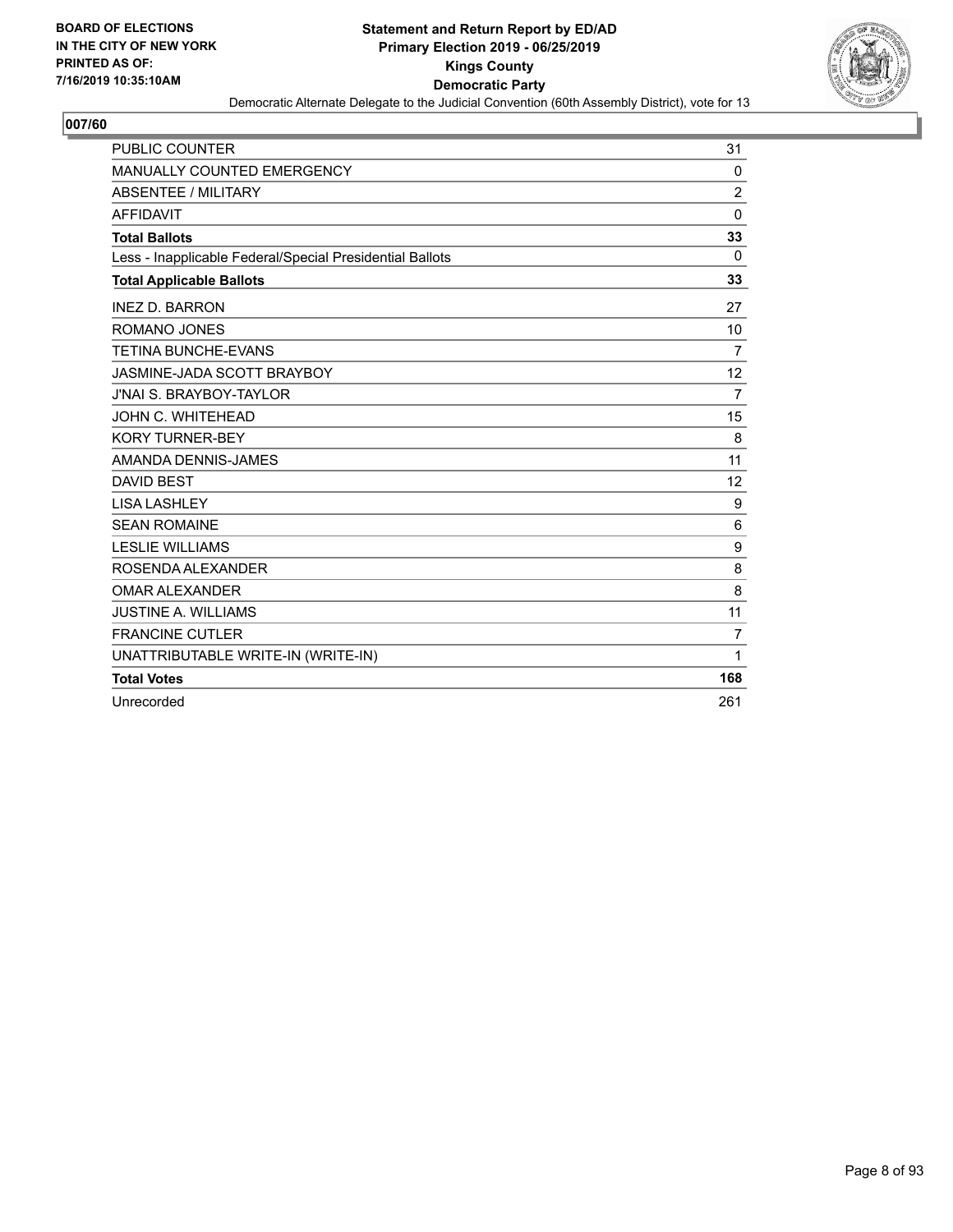**BOARD OF ELECTIONS IN THE CITY OF NEW YORK PRINTED AS OF: 7/16/2019 10:35:10AM**

# Statement and Return Report by ED/AD
## Primary Election 2019 - 06/25/2019
## Kings County
## Democratic Party

Democratic Alternate Delegate to the Judicial Convention (60th Assembly District), vote for 13

### 007/60

| | |
|---|---|
| PUBLIC COUNTER | 31 |
| MANUALLY COUNTED EMERGENCY | 0 |
| ABSENTEE / MILITARY | 2 |
| AFFIDAVIT | 0 |
| **Total Ballots** | **33** |
| Less - Inapplicable Federal/Special Presidential Ballots | 0 |
| **Total Applicable Ballots** | **33** |
| INEZ D. BARRON | 27 |
| ROMANO JONES | 10 |
| TETINA BUNCHE-EVANS | 7 |
| JASMINE-JADA SCOTT BRAYBOY | 12 |
| J'NAI S. BRAYBOY-TAYLOR | 7 |
| JOHN C. WHITEHEAD | 15 |
| KORY TURNER-BEY | 8 |
| AMANDA DENNIS-JAMES | 11 |
| DAVID BEST | 12 |
| LISA LASHLEY | 9 |
| SEAN ROMAINE | 6 |
| LESLIE WILLIAMS | 9 |
| ROSENDA ALEXANDER | 8 |
| OMAR ALEXANDER | 8 |
| JUSTINE A. WILLIAMS | 11 |
| FRANCINE CUTLER | 7 |
| UNATTRIBUTABLE WRITE-IN (WRITE-IN) | 1 |
| **Total Votes** | **168** |
| Unrecorded | 261 |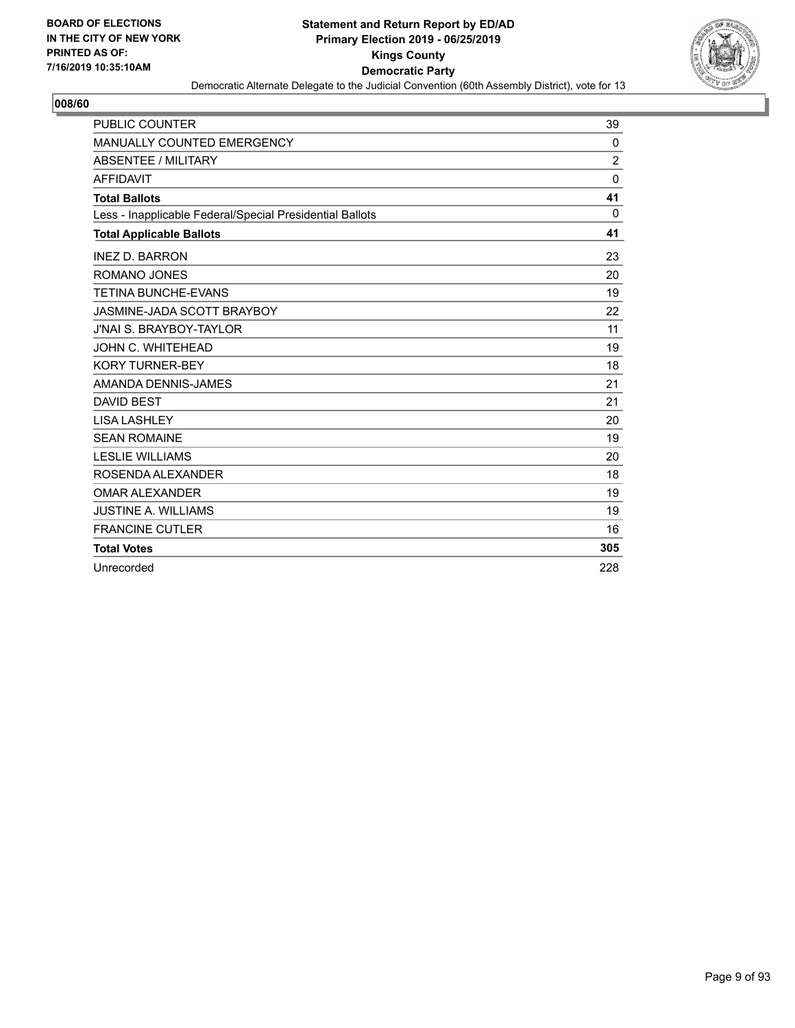BOARD OF ELECTIONS
IN THE CITY OF NEW YORK
PRINTED AS OF:
7/16/2019 10:35:10AM

**Statement and Return Report by ED/AD**
**Primary Election 2019 - 06/25/2019**
**Kings County**
**Democratic Party**
Democratic Alternate Delegate to the Judicial Convention (60th Assembly District), vote for 13

## 008/60

| | |
|---|---|
| PUBLIC COUNTER | 39 |
| MANUALLY COUNTED EMERGENCY | 0 |
| ABSENTEE / MILITARY | 2 |
| AFFIDAVIT | 0 |
| **Total Ballots** | **41** |
| Less - Inapplicable Federal/Special Presidential Ballots | 0 |
| **Total Applicable Ballots** | **41** |
| INEZ D. BARRON | 23 |
| ROMANO JONES | 20 |
| TETINA BUNCHE-EVANS | 19 |
| JASMINE-JADA SCOTT BRAYBOY | 22 |
| J'NAI S. BRAYBOY-TAYLOR | 11 |
| JOHN C. WHITEHEAD | 19 |
| KORY TURNER-BEY | 18 |
| AMANDA DENNIS-JAMES | 21 |
| DAVID BEST | 21 |
| LISA LASHLEY | 20 |
| SEAN ROMAINE | 19 |
| LESLIE WILLIAMS | 20 |
| ROSENDA ALEXANDER | 18 |
| OMAR ALEXANDER | 19 |
| JUSTINE A. WILLIAMS | 19 |
| FRANCINE CUTLER | 16 |
| **Total Votes** | **305** |
| Unrecorded | 228 |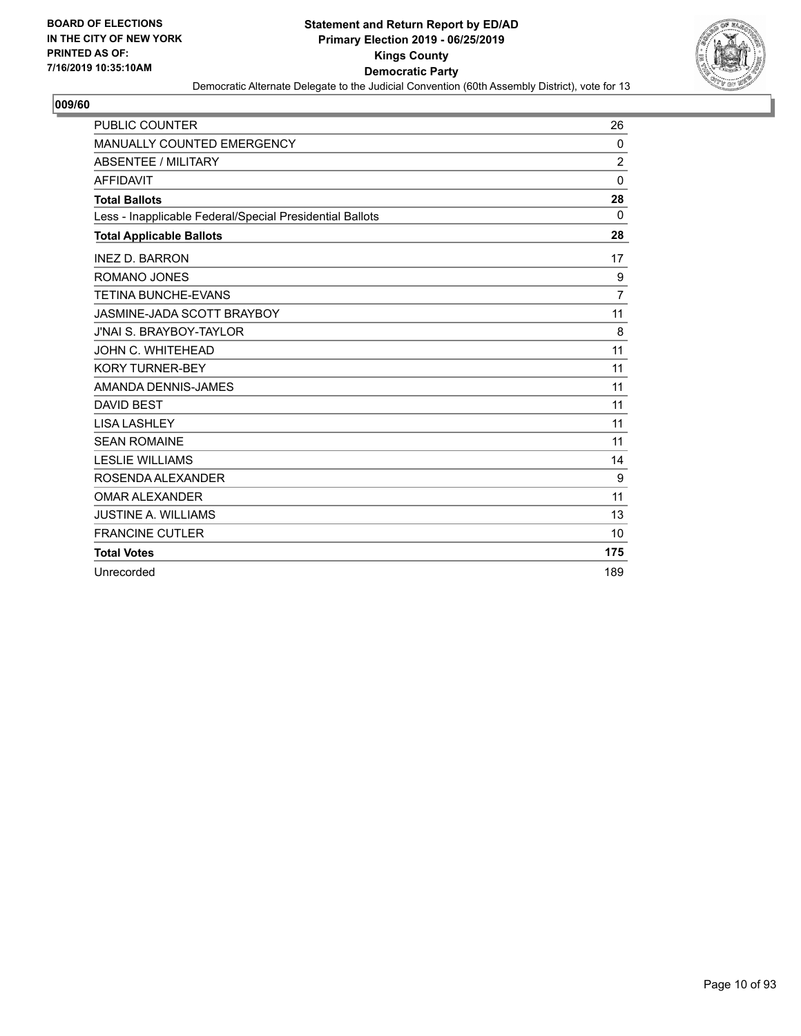**BOARD OF ELECTIONS IN THE CITY OF NEW YORK PRINTED AS OF: 7/16/2019 10:35:10AM**

**Statement and Return Report by ED/AD Primary Election 2019 - 06/25/2019 Kings County Democratic Party**

Democratic Alternate Delegate to the Judicial Convention (60th Assembly District), vote for 13

## 009/60

| | |
|---|---|
| PUBLIC COUNTER | 26 |
| MANUALLY COUNTED EMERGENCY | 0 |
| ABSENTEE / MILITARY | 2 |
| AFFIDAVIT | 0 |
| **Total Ballots** | **28** |
| Less - Inapplicable Federal/Special Presidential Ballots | 0 |
| **Total Applicable Ballots** | **28** |
| INEZ D. BARRON | 17 |
| ROMANO JONES | 9 |
| TETINA BUNCHE-EVANS | 7 |
| JASMINE-JADA SCOTT BRAYBOY | 11 |
| J'NAI S. BRAYBOY-TAYLOR | 8 |
| JOHN C. WHITEHEAD | 11 |
| KORY TURNER-BEY | 11 |
| AMANDA DENNIS-JAMES | 11 |
| DAVID BEST | 11 |
| LISA LASHLEY | 11 |
| SEAN ROMAINE | 11 |
| LESLIE WILLIAMS | 14 |
| ROSENDA ALEXANDER | 9 |
| OMAR ALEXANDER | 11 |
| JUSTINE A. WILLIAMS | 13 |
| FRANCINE CUTLER | 10 |
| **Total Votes** | **175** |
| Unrecorded | 189 |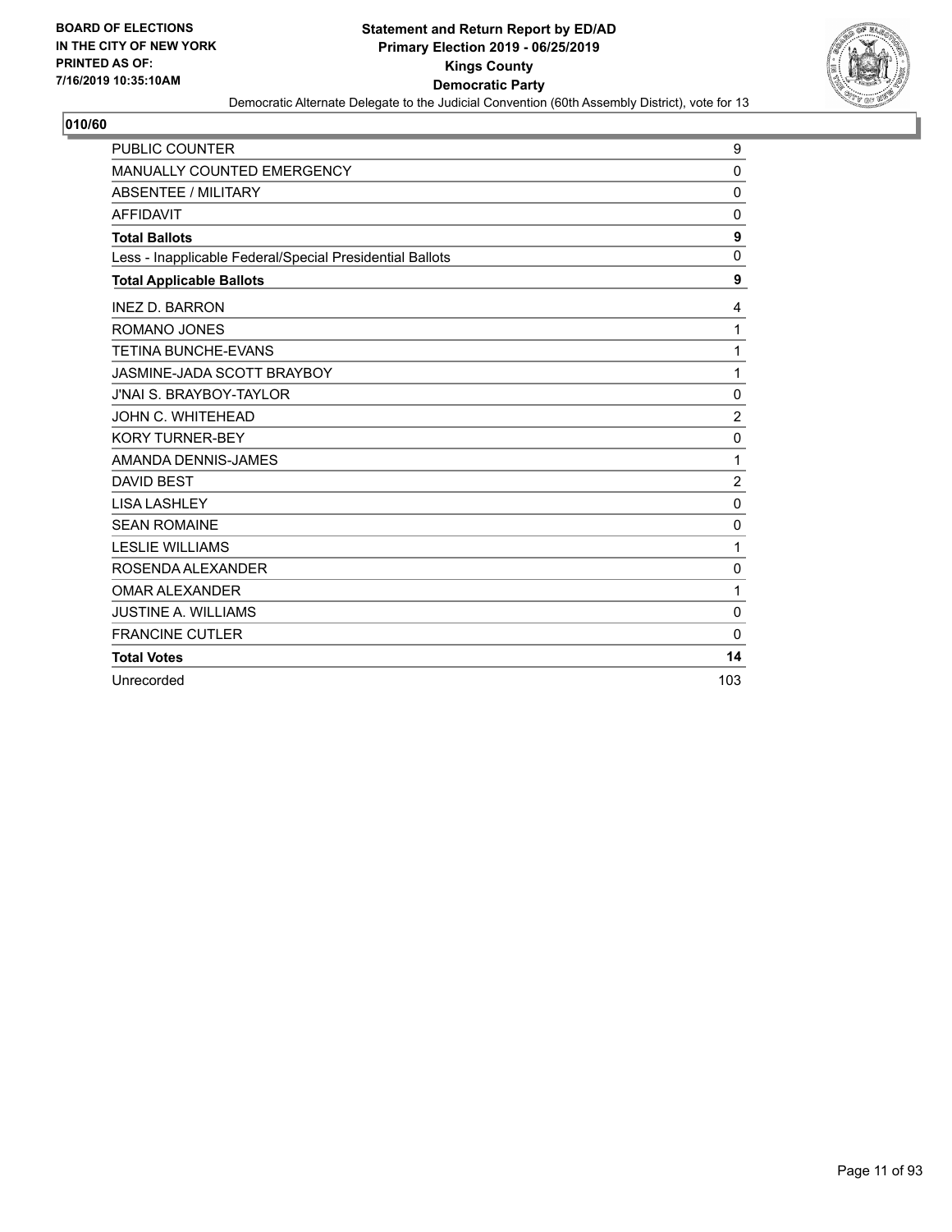**BOARD OF ELECTIONS IN THE CITY OF NEW YORK PRINTED AS OF: 7/16/2019 10:35:10AM**

# Statement and Return Report by ED/AD
## Primary Election 2019 - 06/25/2019
## Kings County
## Democratic Party

Democratic Alternate Delegate to the Judicial Convention (60th Assembly District), vote for 13

### 010/60

| | |
|---|---|
| PUBLIC COUNTER | 9 |
| MANUALLY COUNTED EMERGENCY | 0 |
| ABSENTEE / MILITARY | 0 |
| AFFIDAVIT | 0 |
| **Total Ballots** | **9** |
| Less - Inapplicable Federal/Special Presidential Ballots | 0 |
| **Total Applicable Ballots** | **9** |
| INEZ D. BARRON | 4 |
| ROMANO JONES | 1 |
| TETINA BUNCHE-EVANS | 1 |
| JASMINE-JADA SCOTT BRAYBOY | 1 |
| J'NAI S. BRAYBOY-TAYLOR | 0 |
| JOHN C. WHITEHEAD | 2 |
| KORY TURNER-BEY | 0 |
| AMANDA DENNIS-JAMES | 1 |
| DAVID BEST | 2 |
| LISA LASHLEY | 0 |
| SEAN ROMAINE | 0 |
| LESLIE WILLIAMS | 1 |
| ROSENDA ALEXANDER | 0 |
| OMAR ALEXANDER | 1 |
| JUSTINE A. WILLIAMS | 0 |
| FRANCINE CUTLER | 0 |
| **Total Votes** | **14** |
| Unrecorded | 103 |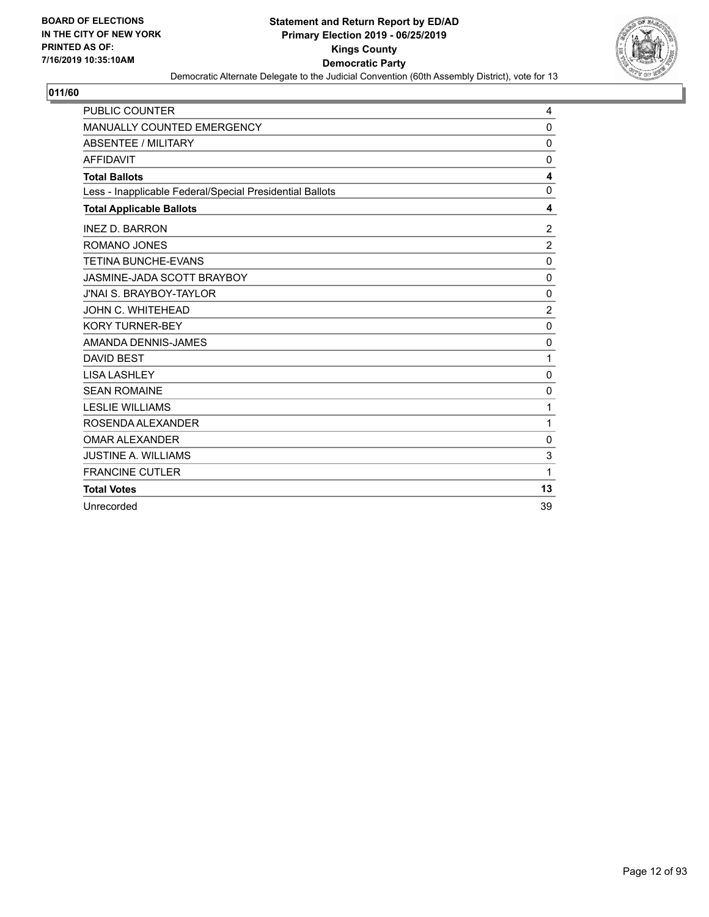BOARD OF ELECTIONS
IN THE CITY OF NEW YORK
PRINTED AS OF:
7/16/2019 10:35:10AM

**Statement and Return Report by ED/AD**
**Primary Election 2019 - 06/25/2019**
**Kings County**
**Democratic Party**
Democratic Alternate Delegate to the Judicial Convention (60th Assembly District), vote for 13

## 011/60

| | |
|---|---|
| PUBLIC COUNTER | 4 |
| MANUALLY COUNTED EMERGENCY | 0 |
| ABSENTEE / MILITARY | 0 |
| AFFIDAVIT | 0 |
| **Total Ballots** | **4** |
| Less - Inapplicable Federal/Special Presidential Ballots | 0 |
| **Total Applicable Ballots** | **4** |
| INEZ D. BARRON | 2 |
| ROMANO JONES | 2 |
| TETINA BUNCHE-EVANS | 0 |
| JASMINE-JADA SCOTT BRAYBOY | 0 |
| J'NAI S. BRAYBOY-TAYLOR | 0 |
| JOHN C. WHITEHEAD | 2 |
| KORY TURNER-BEY | 0 |
| AMANDA DENNIS-JAMES | 0 |
| DAVID BEST | 1 |
| LISA LASHLEY | 0 |
| SEAN ROMAINE | 0 |
| LESLIE WILLIAMS | 1 |
| ROSENDA ALEXANDER | 1 |
| OMAR ALEXANDER | 0 |
| JUSTINE A. WILLIAMS | 3 |
| FRANCINE CUTLER | 1 |
| **Total Votes** | **13** |
| Unrecorded | 39 |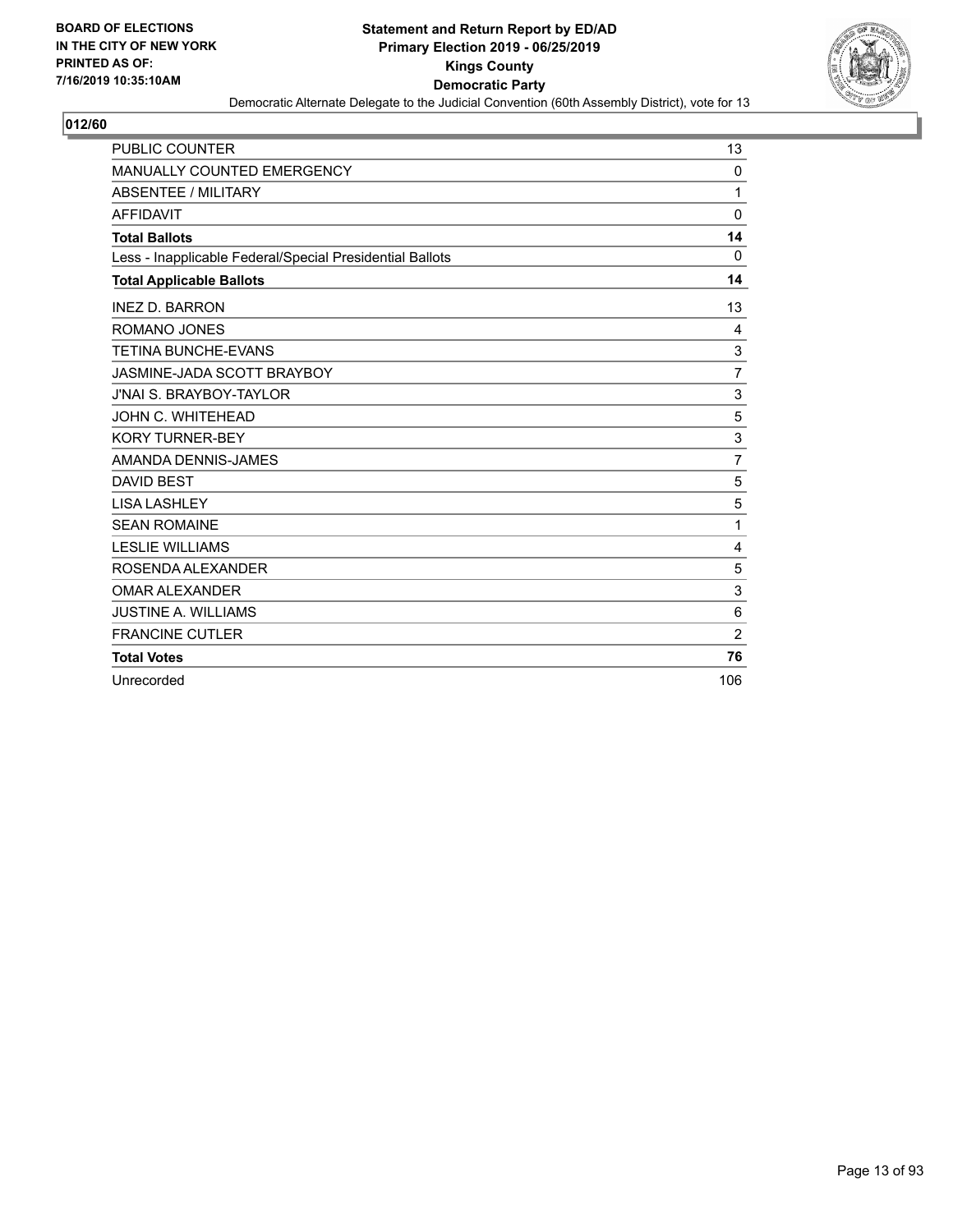BOARD OF ELECTIONS
IN THE CITY OF NEW YORK
PRINTED AS OF:
7/16/2019 10:35:10AM

**Statement and Return Report by ED/AD**
**Primary Election 2019 - 06/25/2019**
**Kings County**
**Democratic Party**
Democratic Alternate Delegate to the Judicial Convention (60th Assembly District), vote for 13

## 012/60

| | |
|---|---|
| PUBLIC COUNTER | 13 |
| MANUALLY COUNTED EMERGENCY | 0 |
| ABSENTEE / MILITARY | 1 |
| AFFIDAVIT | 0 |
| **Total Ballots** | **14** |
| Less - Inapplicable Federal/Special Presidential Ballots | 0 |
| **Total Applicable Ballots** | **14** |
| INEZ D. BARRON | 13 |
| ROMANO JONES | 4 |
| TETINA BUNCHE-EVANS | 3 |
| JASMINE-JADA SCOTT BRAYBOY | 7 |
| J'NAI S. BRAYBOY-TAYLOR | 3 |
| JOHN C. WHITEHEAD | 5 |
| KORY TURNER-BEY | 3 |
| AMANDA DENNIS-JAMES | 7 |
| DAVID BEST | 5 |
| LISA LASHLEY | 5 |
| SEAN ROMAINE | 1 |
| LESLIE WILLIAMS | 4 |
| ROSENDA ALEXANDER | 5 |
| OMAR ALEXANDER | 3 |
| JUSTINE A. WILLIAMS | 6 |
| FRANCINE CUTLER | 2 |
| **Total Votes** | **76** |
| Unrecorded | 106 |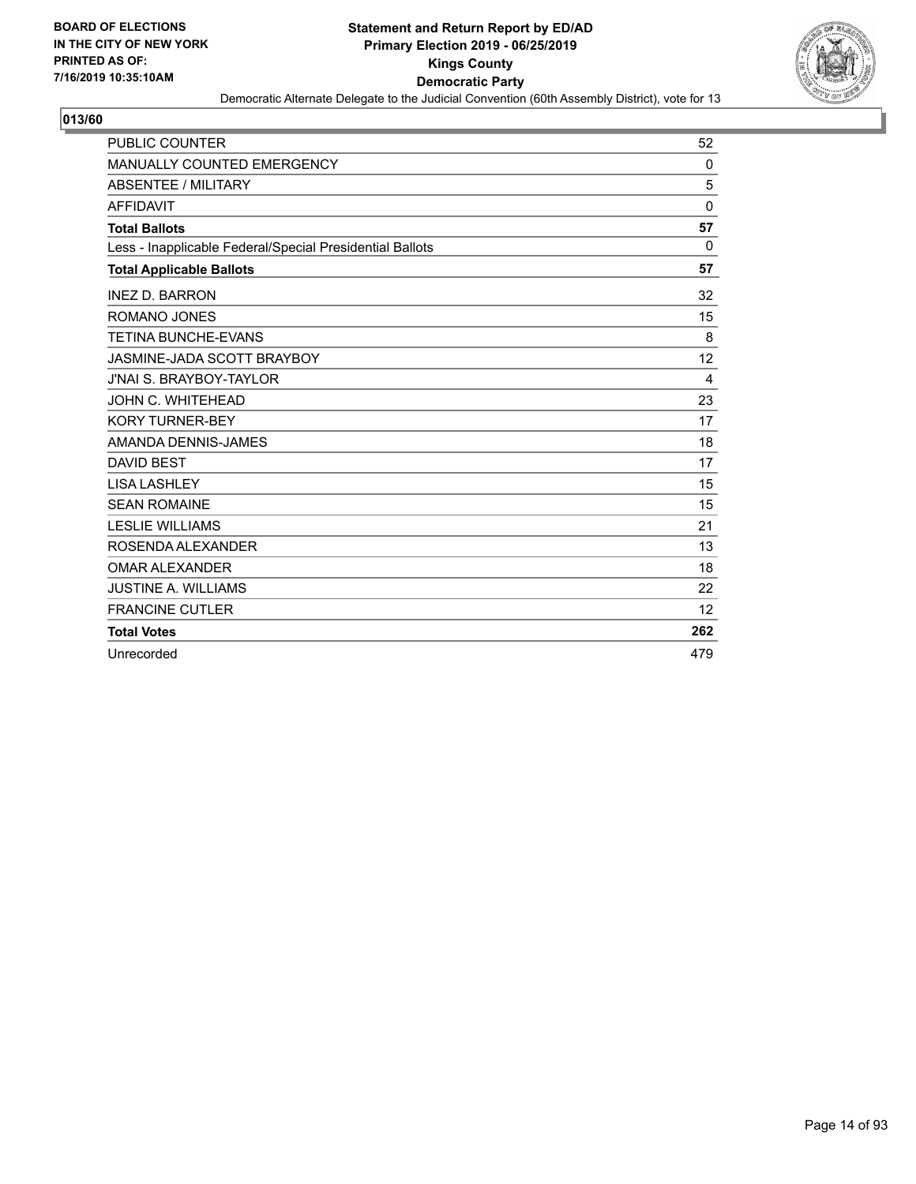BOARD OF ELECTIONS
IN THE CITY OF NEW YORK
PRINTED AS OF:
7/16/2019 10:35:10AM

**Statement and Return Report by ED/AD**
**Primary Election 2019 - 06/25/2019**
**Kings County**
**Democratic Party**
Democratic Alternate Delegate to the Judicial Convention (60th Assembly District), vote for 13

## 013/60

| | |
|---|---|
| PUBLIC COUNTER | 52 |
| MANUALLY COUNTED EMERGENCY | 0 |
| ABSENTEE / MILITARY | 5 |
| AFFIDAVIT | 0 |
| **Total Ballots** | **57** |
| Less - Inapplicable Federal/Special Presidential Ballots | 0 |
| **Total Applicable Ballots** | **57** |
| INEZ D. BARRON | 32 |
| ROMANO JONES | 15 |
| TETINA BUNCHE-EVANS | 8 |
| JASMINE-JADA SCOTT BRAYBOY | 12 |
| J'NAI S. BRAYBOY-TAYLOR | 4 |
| JOHN C. WHITEHEAD | 23 |
| KORY TURNER-BEY | 17 |
| AMANDA DENNIS-JAMES | 18 |
| DAVID BEST | 17 |
| LISA LASHLEY | 15 |
| SEAN ROMAINE | 15 |
| LESLIE WILLIAMS | 21 |
| ROSENDA ALEXANDER | 13 |
| OMAR ALEXANDER | 18 |
| JUSTINE A. WILLIAMS | 22 |
| FRANCINE CUTLER | 12 |
| **Total Votes** | **262** |
| Unrecorded | 479 |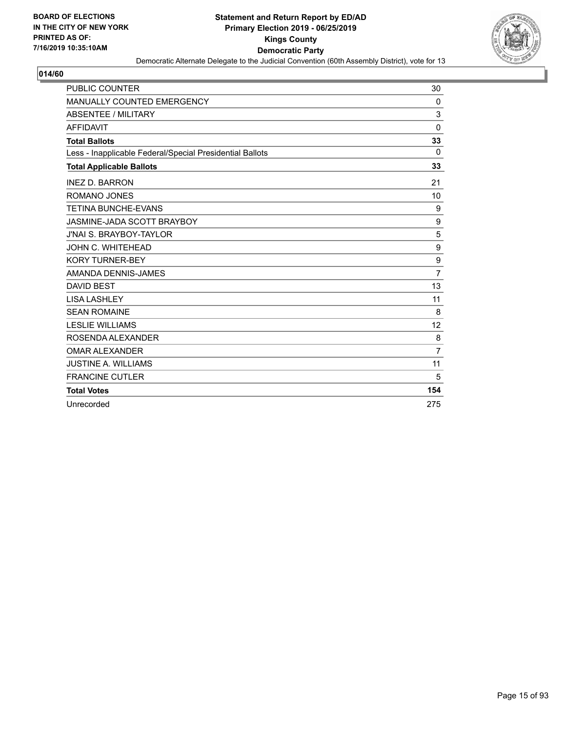BOARD OF ELECTIONS
IN THE CITY OF NEW YORK
PRINTED AS OF:
7/16/2019 10:35:10AM

**Statement and Return Report by ED/AD**
**Primary Election 2019 - 06/25/2019**
**Kings County**
**Democratic Party**
Democratic Alternate Delegate to the Judicial Convention (60th Assembly District), vote for 13

## 014/60

| | |
|---|---|
| PUBLIC COUNTER | 30 |
| MANUALLY COUNTED EMERGENCY | 0 |
| ABSENTEE / MILITARY | 3 |
| AFFIDAVIT | 0 |
| **Total Ballots** | **33** |
| Less - Inapplicable Federal/Special Presidential Ballots | 0 |
| **Total Applicable Ballots** | **33** |
| INEZ D. BARRON | 21 |
| ROMANO JONES | 10 |
| TETINA BUNCHE-EVANS | 9 |
| JASMINE-JADA SCOTT BRAYBOY | 9 |
| J'NAI S. BRAYBOY-TAYLOR | 5 |
| JOHN C. WHITEHEAD | 9 |
| KORY TURNER-BEY | 9 |
| AMANDA DENNIS-JAMES | 7 |
| DAVID BEST | 13 |
| LISA LASHLEY | 11 |
| SEAN ROMAINE | 8 |
| LESLIE WILLIAMS | 12 |
| ROSENDA ALEXANDER | 8 |
| OMAR ALEXANDER | 7 |
| JUSTINE A. WILLIAMS | 11 |
| FRANCINE CUTLER | 5 |
| **Total Votes** | **154** |
| Unrecorded | 275 |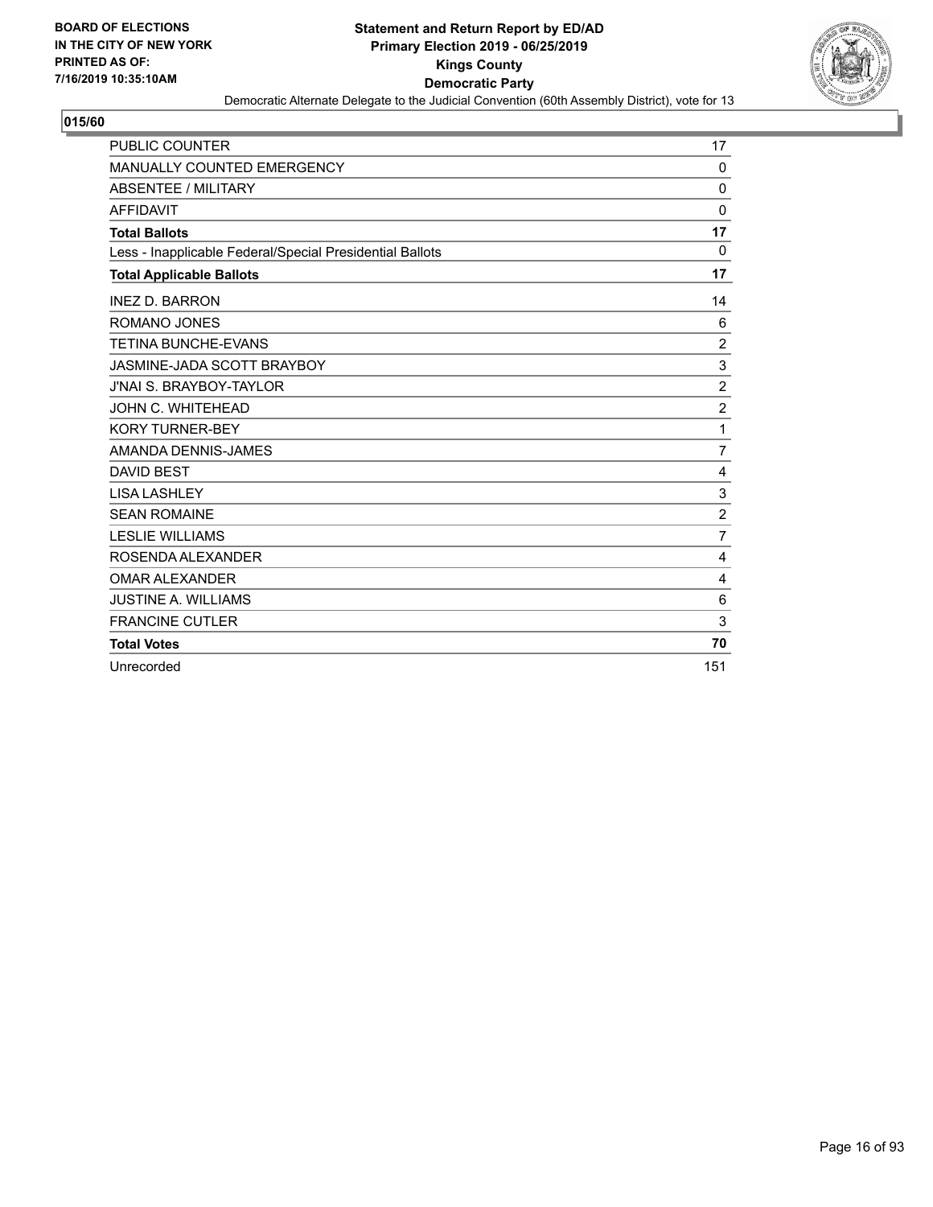**BOARD OF ELECTIONS IN THE CITY OF NEW YORK PRINTED AS OF: 7/16/2019 10:35:10AM**

# Statement and Return Report by ED/AD
## Primary Election 2019 - 06/25/2019
## Kings County
## Democratic Party

Democratic Alternate Delegate to the Judicial Convention (60th Assembly District), vote for 13

### 015/60

| | |
|---|---|
| PUBLIC COUNTER | 17 |
| MANUALLY COUNTED EMERGENCY | 0 |
| ABSENTEE / MILITARY | 0 |
| AFFIDAVIT | 0 |
| **Total Ballots** | **17** |
| Less - Inapplicable Federal/Special Presidential Ballots | 0 |
| **Total Applicable Ballots** | **17** |
| INEZ D. BARRON | 14 |
| ROMANO JONES | 6 |
| TETINA BUNCHE-EVANS | 2 |
| JASMINE-JADA SCOTT BRAYBOY | 3 |
| J'NAI S. BRAYBOY-TAYLOR | 2 |
| JOHN C. WHITEHEAD | 2 |
| KORY TURNER-BEY | 1 |
| AMANDA DENNIS-JAMES | 7 |
| DAVID BEST | 4 |
| LISA LASHLEY | 3 |
| SEAN ROMAINE | 2 |
| LESLIE WILLIAMS | 7 |
| ROSENDA ALEXANDER | 4 |
| OMAR ALEXANDER | 4 |
| JUSTINE A. WILLIAMS | 6 |
| FRANCINE CUTLER | 3 |
| **Total Votes** | **70** |
| Unrecorded | 151 |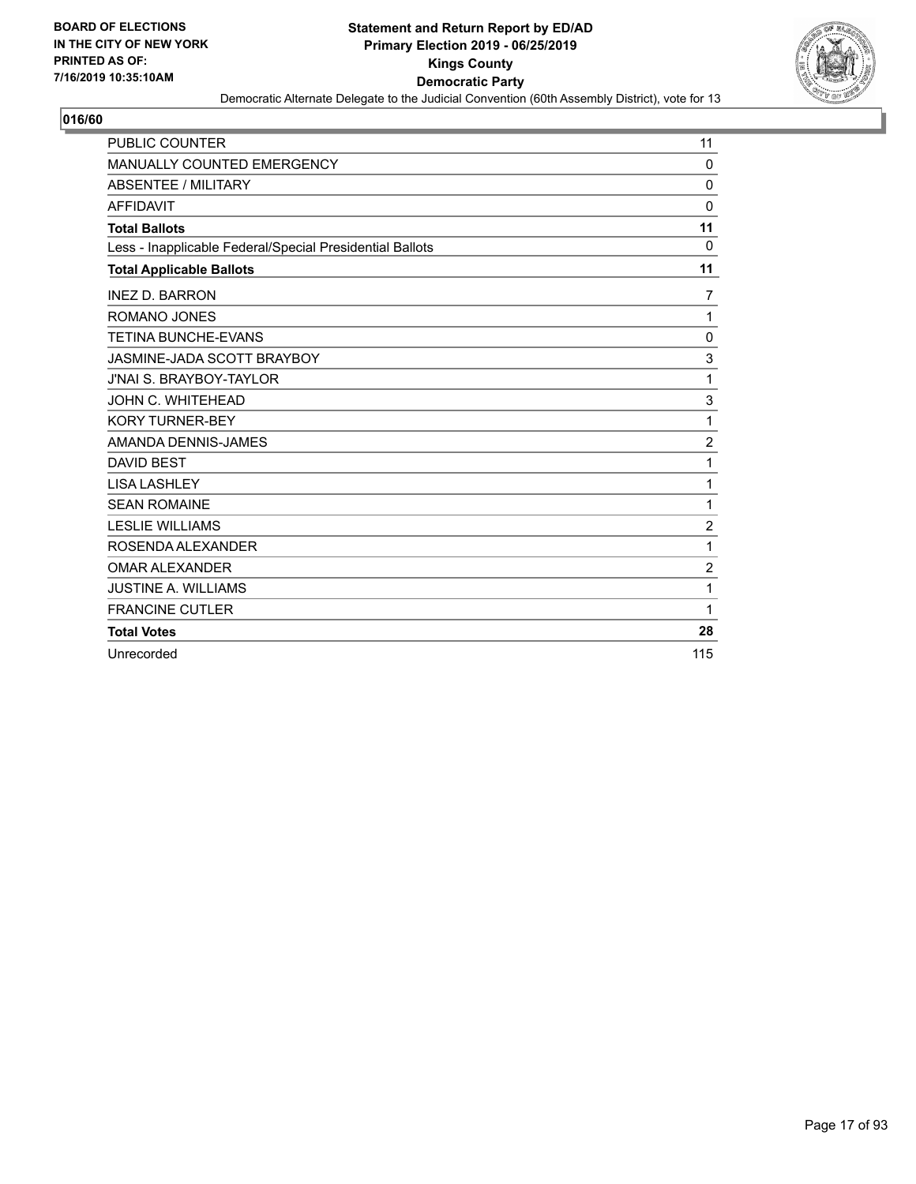**BOARD OF ELECTIONS IN THE CITY OF NEW YORK PRINTED AS OF: 7/16/2019 10:35:10AM**

**Statement and Return Report by ED/AD**
**Primary Election 2019 - 06/25/2019**
**Kings County**
**Democratic Party**
Democratic Alternate Delegate to the Judicial Convention (60th Assembly District), vote for 13

## 016/60

| | |
|---|---|
| PUBLIC COUNTER | 11 |
| MANUALLY COUNTED EMERGENCY | 0 |
| ABSENTEE / MILITARY | 0 |
| AFFIDAVIT | 0 |
| **Total Ballots** | **11** |
| Less - Inapplicable Federal/Special Presidential Ballots | 0 |
| **Total Applicable Ballots** | **11** |
| INEZ D. BARRON | 7 |
| ROMANO JONES | 1 |
| TETINA BUNCHE-EVANS | 0 |
| JASMINE-JADA SCOTT BRAYBOY | 3 |
| J'NAI S. BRAYBOY-TAYLOR | 1 |
| JOHN C. WHITEHEAD | 3 |
| KORY TURNER-BEY | 1 |
| AMANDA DENNIS-JAMES | 2 |
| DAVID BEST | 1 |
| LISA LASHLEY | 1 |
| SEAN ROMAINE | 1 |
| LESLIE WILLIAMS | 2 |
| ROSENDA ALEXANDER | 1 |
| OMAR ALEXANDER | 2 |
| JUSTINE A. WILLIAMS | 1 |
| FRANCINE CUTLER | 1 |
| **Total Votes** | **28** |
| Unrecorded | 115 |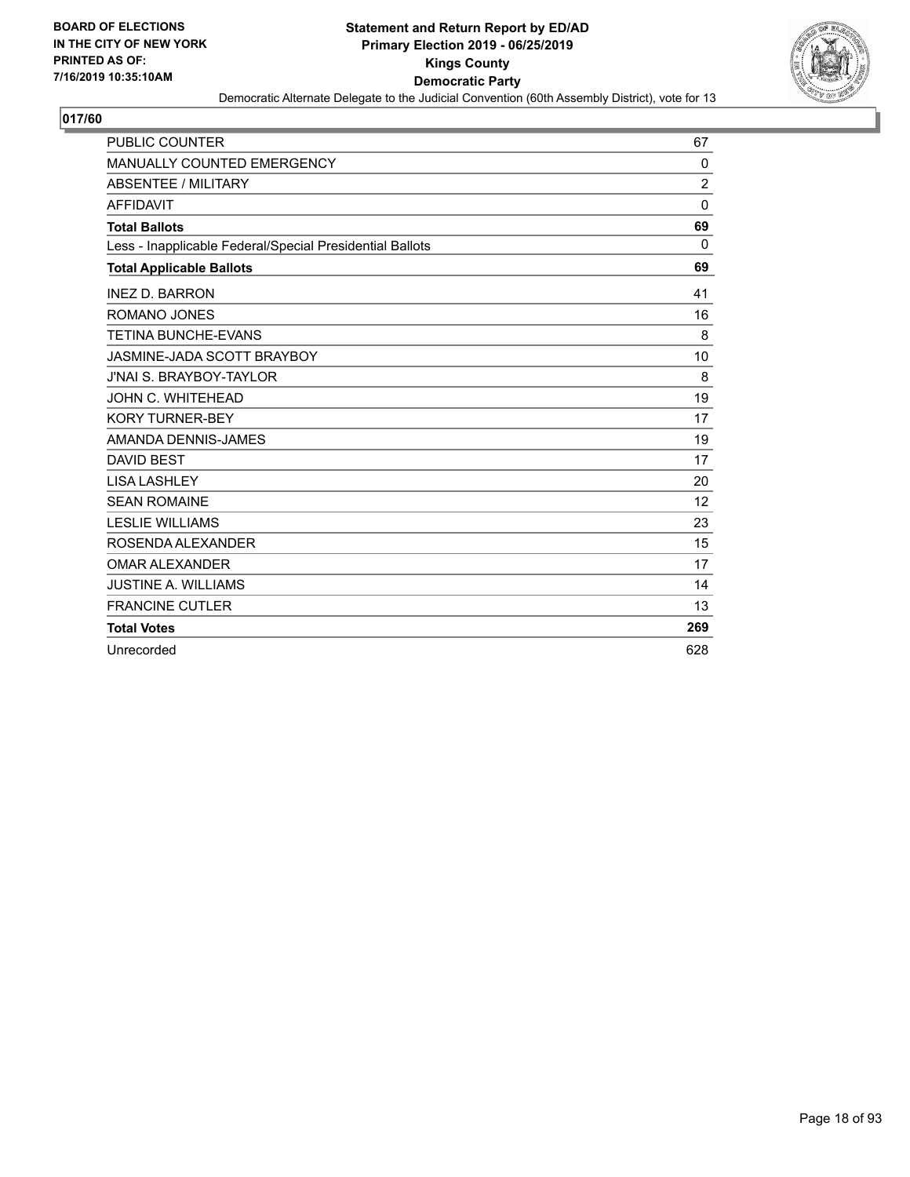**BOARD OF ELECTIONS IN THE CITY OF NEW YORK PRINTED AS OF: 7/16/2019 10:35:10AM**

# Statement and Return Report by ED/AD
## Primary Election 2019 - 06/25/2019
## Kings County
## Democratic Party

Democratic Alternate Delegate to the Judicial Convention (60th Assembly District), vote for 13

### 017/60

| | |
|---|---|
| PUBLIC COUNTER | 67 |
| MANUALLY COUNTED EMERGENCY | 0 |
| ABSENTEE / MILITARY | 2 |
| AFFIDAVIT | 0 |
| **Total Ballots** | **69** |
| Less - Inapplicable Federal/Special Presidential Ballots | 0 |
| **Total Applicable Ballots** | **69** |
| INEZ D. BARRON | 41 |
| ROMANO JONES | 16 |
| TETINA BUNCHE-EVANS | 8 |
| JASMINE-JADA SCOTT BRAYBOY | 10 |
| J'NAI S. BRAYBOY-TAYLOR | 8 |
| JOHN C. WHITEHEAD | 19 |
| KORY TURNER-BEY | 17 |
| AMANDA DENNIS-JAMES | 19 |
| DAVID BEST | 17 |
| LISA LASHLEY | 20 |
| SEAN ROMAINE | 12 |
| LESLIE WILLIAMS | 23 |
| ROSENDA ALEXANDER | 15 |
| OMAR ALEXANDER | 17 |
| JUSTINE A. WILLIAMS | 14 |
| FRANCINE CUTLER | 13 |
| **Total Votes** | **269** |
| Unrecorded | 628 |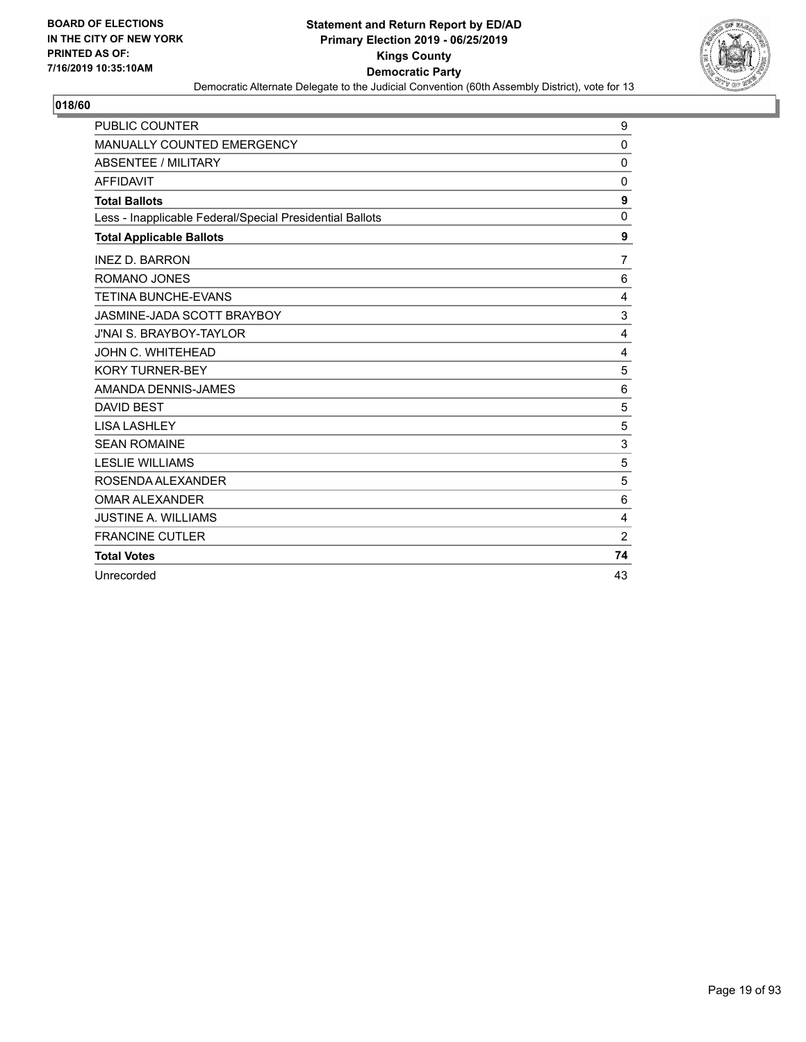BOARD OF ELECTIONS
IN THE CITY OF NEW YORK
PRINTED AS OF:
7/16/2019 10:35:10AM

**Statement and Return Report by ED/AD**
**Primary Election 2019 - 06/25/2019**
**Kings County**
**Democratic Party**
Democratic Alternate Delegate to the Judicial Convention (60th Assembly District), vote for 13

**018/60**

| | |
|---|---|
| PUBLIC COUNTER | 9 |
| MANUALLY COUNTED EMERGENCY | 0 |
| ABSENTEE / MILITARY | 0 |
| AFFIDAVIT | 0 |
| **Total Ballots** | **9** |
| Less - Inapplicable Federal/Special Presidential Ballots | 0 |
| **Total Applicable Ballots** | **9** |
| INEZ D. BARRON | 7 |
| ROMANO JONES | 6 |
| TETINA BUNCHE-EVANS | 4 |
| JASMINE-JADA SCOTT BRAYBOY | 3 |
| J'NAI S. BRAYBOY-TAYLOR | 4 |
| JOHN C. WHITEHEAD | 4 |
| KORY TURNER-BEY | 5 |
| AMANDA DENNIS-JAMES | 6 |
| DAVID BEST | 5 |
| LISA LASHLEY | 5 |
| SEAN ROMAINE | 3 |
| LESLIE WILLIAMS | 5 |
| ROSENDA ALEXANDER | 5 |
| OMAR ALEXANDER | 6 |
| JUSTINE A. WILLIAMS | 4 |
| FRANCINE CUTLER | 2 |
| **Total Votes** | **74** |
| Unrecorded | 43 |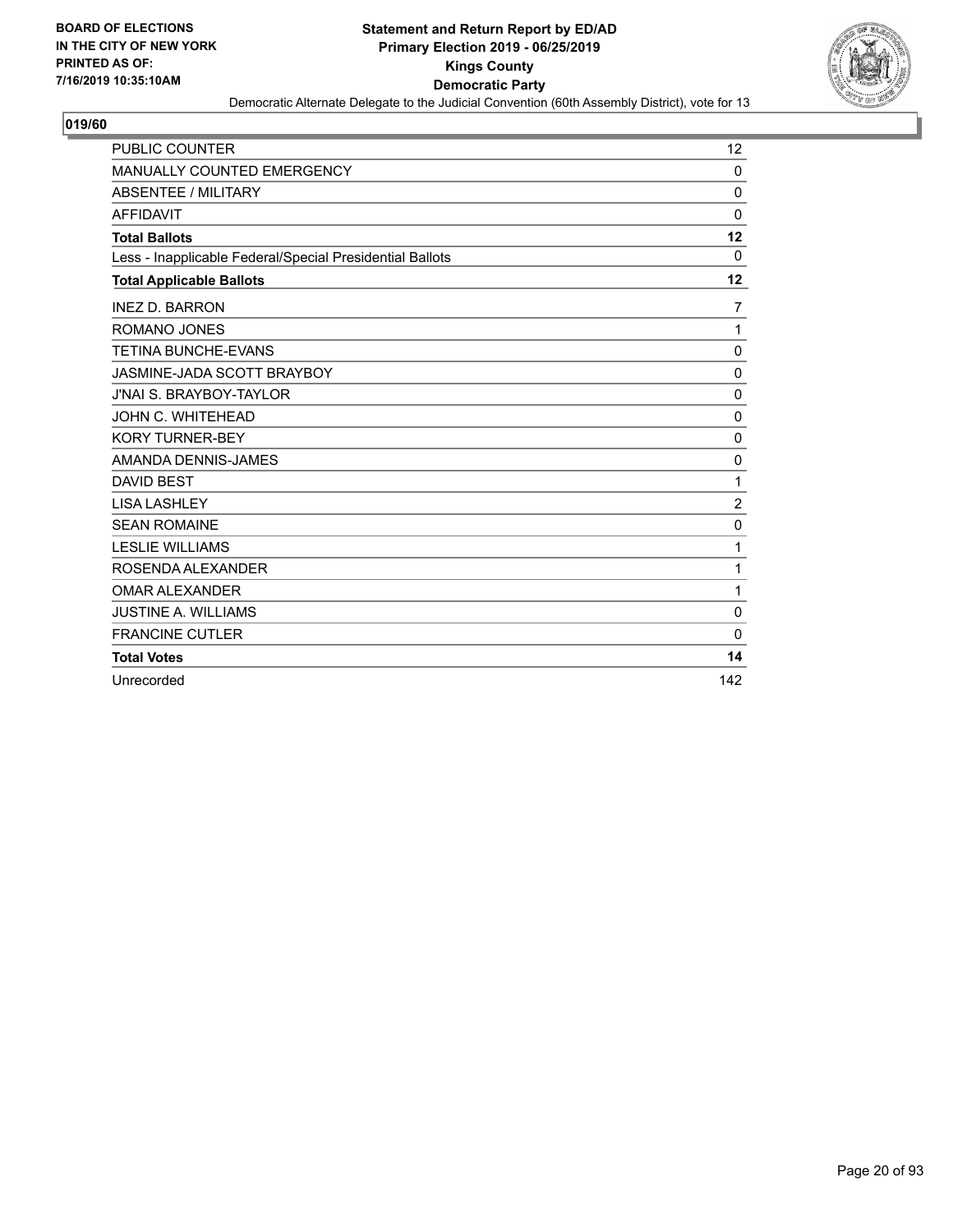BOARD OF ELECTIONS
IN THE CITY OF NEW YORK
PRINTED AS OF:
7/16/2019 10:35:10AM

**Statement and Return Report by ED/AD**
**Primary Election 2019 - 06/25/2019**
**Kings County**
**Democratic Party**
Democratic Alternate Delegate to the Judicial Convention (60th Assembly District), vote for 13

## 019/60

| | |
|---|---|
| PUBLIC COUNTER | 12 |
| MANUALLY COUNTED EMERGENCY | 0 |
| ABSENTEE / MILITARY | 0 |
| AFFIDAVIT | 0 |
| **Total Ballots** | **12** |
| Less - Inapplicable Federal/Special Presidential Ballots | 0 |
| **Total Applicable Ballots** | **12** |
| INEZ D. BARRON | 7 |
| ROMANO JONES | 1 |
| TETINA BUNCHE-EVANS | 0 |
| JASMINE-JADA SCOTT BRAYBOY | 0 |
| J'NAI S. BRAYBOY-TAYLOR | 0 |
| JOHN C. WHITEHEAD | 0 |
| KORY TURNER-BEY | 0 |
| AMANDA DENNIS-JAMES | 0 |
| DAVID BEST | 1 |
| LISA LASHLEY | 2 |
| SEAN ROMAINE | 0 |
| LESLIE WILLIAMS | 1 |
| ROSENDA ALEXANDER | 1 |
| OMAR ALEXANDER | 1 |
| JUSTINE A. WILLIAMS | 0 |
| FRANCINE CUTLER | 0 |
| **Total Votes** | **14** |
| Unrecorded | 142 |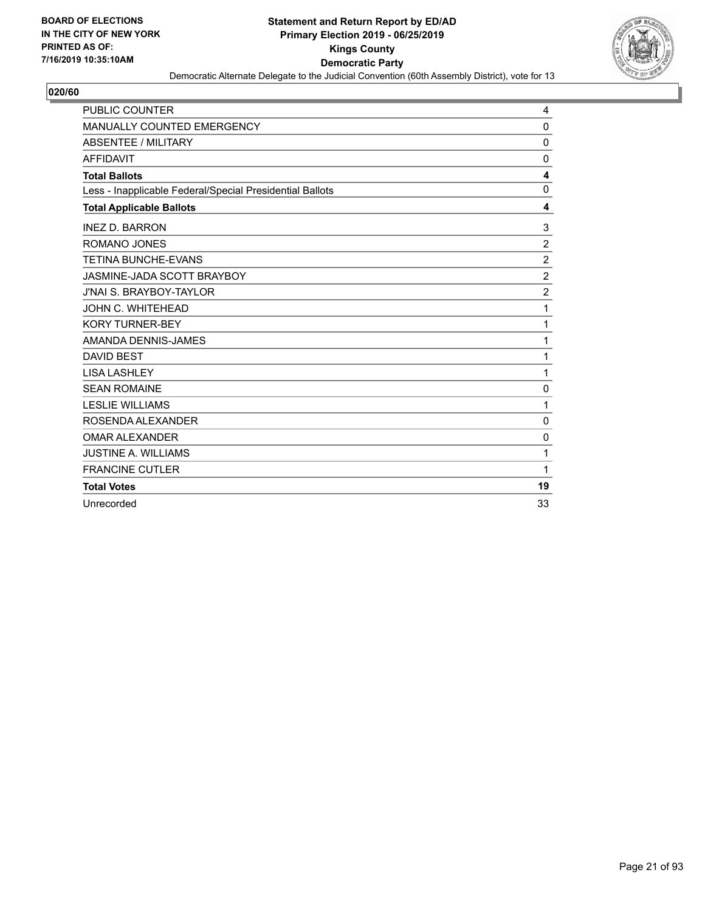BOARD OF ELECTIONS
IN THE CITY OF NEW YORK
PRINTED AS OF:
7/16/2019 10:35:10AM

**Statement and Return Report by ED/AD**
**Primary Election 2019 - 06/25/2019**
**Kings County**
**Democratic Party**
Democratic Alternate Delegate to the Judicial Convention (60th Assembly District), vote for 13

## 020/60

| | |
|---|---|
| PUBLIC COUNTER | 4 |
| MANUALLY COUNTED EMERGENCY | 0 |
| ABSENTEE / MILITARY | 0 |
| AFFIDAVIT | 0 |
| **Total Ballots** | **4** |
| Less - Inapplicable Federal/Special Presidential Ballots | 0 |
| **Total Applicable Ballots** | **4** |
| INEZ D. BARRON | 3 |
| ROMANO JONES | 2 |
| TETINA BUNCHE-EVANS | 2 |
| JASMINE-JADA SCOTT BRAYBOY | 2 |
| J'NAI S. BRAYBOY-TAYLOR | 2 |
| JOHN C. WHITEHEAD | 1 |
| KORY TURNER-BEY | 1 |
| AMANDA DENNIS-JAMES | 1 |
| DAVID BEST | 1 |
| LISA LASHLEY | 1 |
| SEAN ROMAINE | 0 |
| LESLIE WILLIAMS | 1 |
| ROSENDA ALEXANDER | 0 |
| OMAR ALEXANDER | 0 |
| JUSTINE A. WILLIAMS | 1 |
| FRANCINE CUTLER | 1 |
| **Total Votes** | **19** |
| Unrecorded | 33 |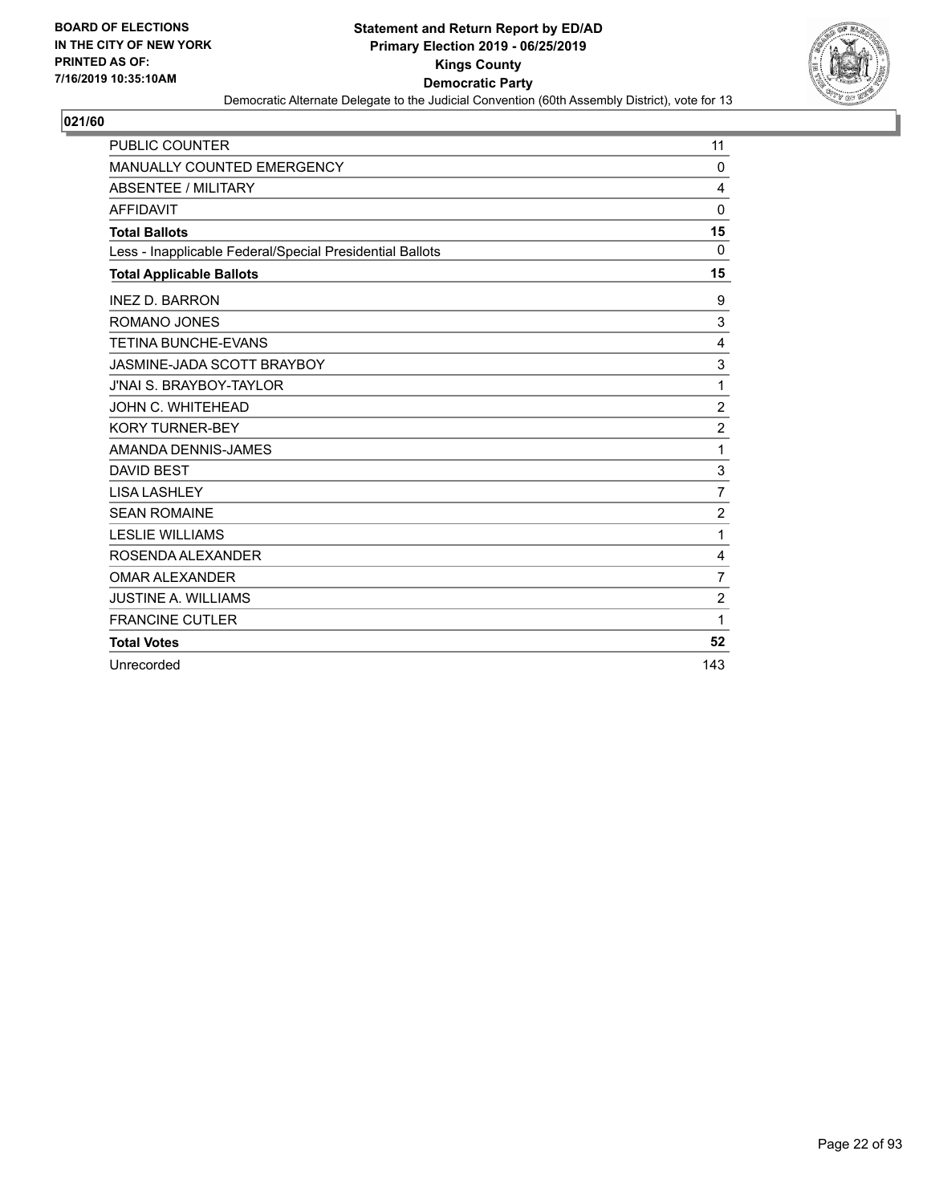**BOARD OF ELECTIONS IN THE CITY OF NEW YORK PRINTED AS OF: 7/16/2019 10:35:10AM**

**Statement and Return Report by ED/AD Primary Election 2019 - 06/25/2019 Kings County Democratic Party**

Democratic Alternate Delegate to the Judicial Convention (60th Assembly District), vote for 13

**021/60**

| | |
|---|---|
| PUBLIC COUNTER | 11 |
| MANUALLY COUNTED EMERGENCY | 0 |
| ABSENTEE / MILITARY | 4 |
| AFFIDAVIT | 0 |
| **Total Ballots** | **15** |
| Less - Inapplicable Federal/Special Presidential Ballots | 0 |
| **Total Applicable Ballots** | **15** |
| INEZ D. BARRON | 9 |
| ROMANO JONES | 3 |
| TETINA BUNCHE-EVANS | 4 |
| JASMINE-JADA SCOTT BRAYBOY | 3 |
| J'NAI S. BRAYBOY-TAYLOR | 1 |
| JOHN C. WHITEHEAD | 2 |
| KORY TURNER-BEY | 2 |
| AMANDA DENNIS-JAMES | 1 |
| DAVID BEST | 3 |
| LISA LASHLEY | 7 |
| SEAN ROMAINE | 2 |
| LESLIE WILLIAMS | 1 |
| ROSENDA ALEXANDER | 4 |
| OMAR ALEXANDER | 7 |
| JUSTINE A. WILLIAMS | 2 |
| FRANCINE CUTLER | 1 |
| **Total Votes** | **52** |
| Unrecorded | 143 |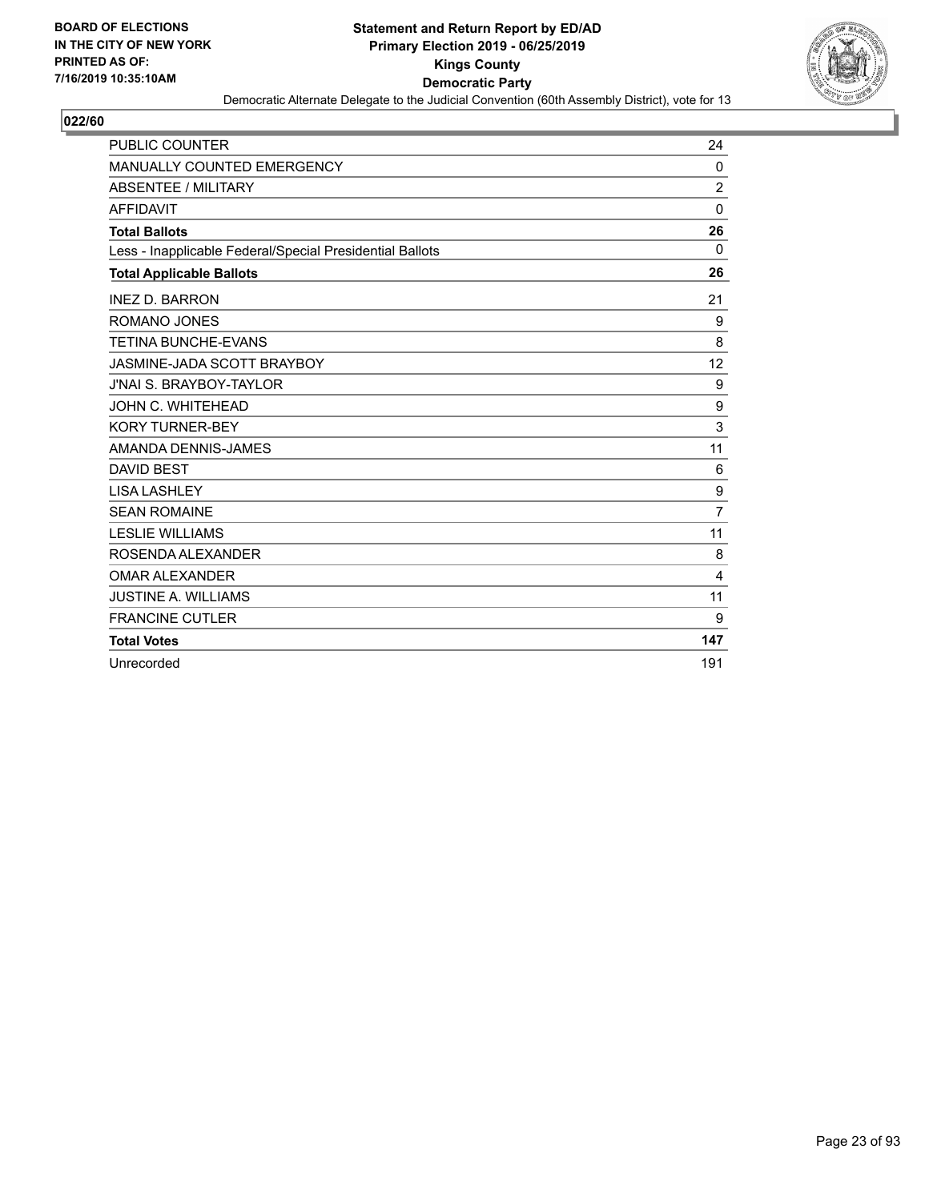BOARD OF ELECTIONS
IN THE CITY OF NEW YORK
PRINTED AS OF:
7/16/2019 10:35:10AM

**Statement and Return Report by ED/AD**
**Primary Election 2019 - 06/25/2019**
**Kings County**
**Democratic Party**
Democratic Alternate Delegate to the Judicial Convention (60th Assembly District), vote for 13

## 022/60

| | |
|---|---|
| PUBLIC COUNTER | 24 |
| MANUALLY COUNTED EMERGENCY | 0 |
| ABSENTEE / MILITARY | 2 |
| AFFIDAVIT | 0 |
| **Total Ballots** | **26** |
| Less - Inapplicable Federal/Special Presidential Ballots | 0 |
| **Total Applicable Ballots** | **26** |
| INEZ D. BARRON | 21 |
| ROMANO JONES | 9 |
| TETINA BUNCHE-EVANS | 8 |
| JASMINE-JADA SCOTT BRAYBOY | 12 |
| J'NAI S. BRAYBOY-TAYLOR | 9 |
| JOHN C. WHITEHEAD | 9 |
| KORY TURNER-BEY | 3 |
| AMANDA DENNIS-JAMES | 11 |
| DAVID BEST | 6 |
| LISA LASHLEY | 9 |
| SEAN ROMAINE | 7 |
| LESLIE WILLIAMS | 11 |
| ROSENDA ALEXANDER | 8 |
| OMAR ALEXANDER | 4 |
| JUSTINE A. WILLIAMS | 11 |
| FRANCINE CUTLER | 9 |
| **Total Votes** | **147** |
| Unrecorded | 191 |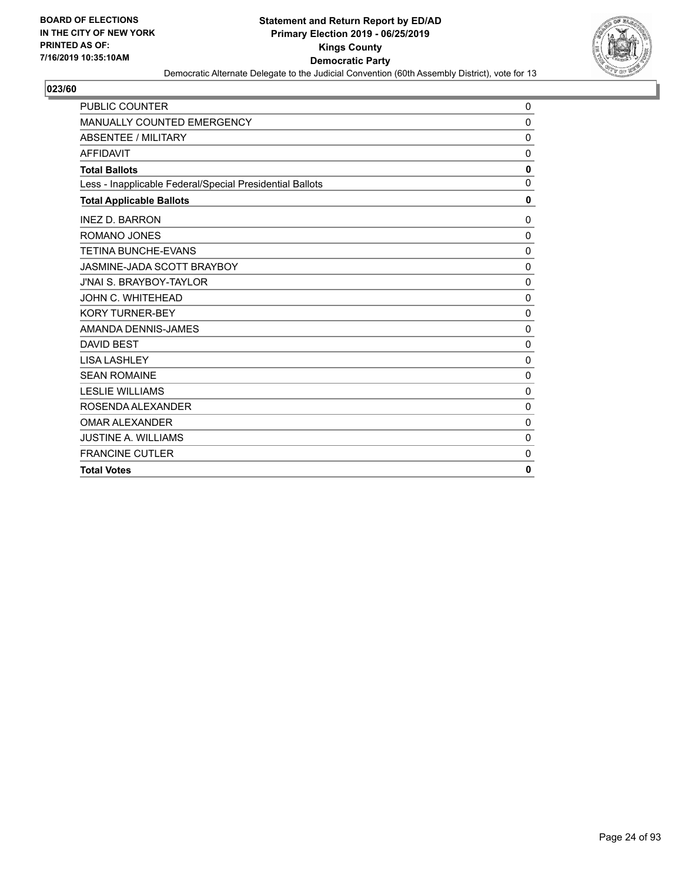BOARD OF ELECTIONS
IN THE CITY OF NEW YORK
PRINTED AS OF:
7/16/2019 10:35:10AM

**Statement and Return Report by ED/AD**
**Primary Election 2019 - 06/25/2019**
**Kings County**
**Democratic Party**
Democratic Alternate Delegate to the Judicial Convention (60th Assembly District), vote for 13

## 023/60

| | |
|---|---|
| PUBLIC COUNTER | 0 |
| MANUALLY COUNTED EMERGENCY | 0 |
| ABSENTEE / MILITARY | 0 |
| AFFIDAVIT | 0 |
| **Total Ballots** | **0** |
| Less - Inapplicable Federal/Special Presidential Ballots | 0 |
| **Total Applicable Ballots** | **0** |
| INEZ D. BARRON | 0 |
| ROMANO JONES | 0 |
| TETINA BUNCHE-EVANS | 0 |
| JASMINE-JADA SCOTT BRAYBOY | 0 |
| J'NAI S. BRAYBOY-TAYLOR | 0 |
| JOHN C. WHITEHEAD | 0 |
| KORY TURNER-BEY | 0 |
| AMANDA DENNIS-JAMES | 0 |
| DAVID BEST | 0 |
| LISA LASHLEY | 0 |
| SEAN ROMAINE | 0 |
| LESLIE WILLIAMS | 0 |
| ROSENDA ALEXANDER | 0 |
| OMAR ALEXANDER | 0 |
| JUSTINE A. WILLIAMS | 0 |
| FRANCINE CUTLER | 0 |
| **Total Votes** | **0** |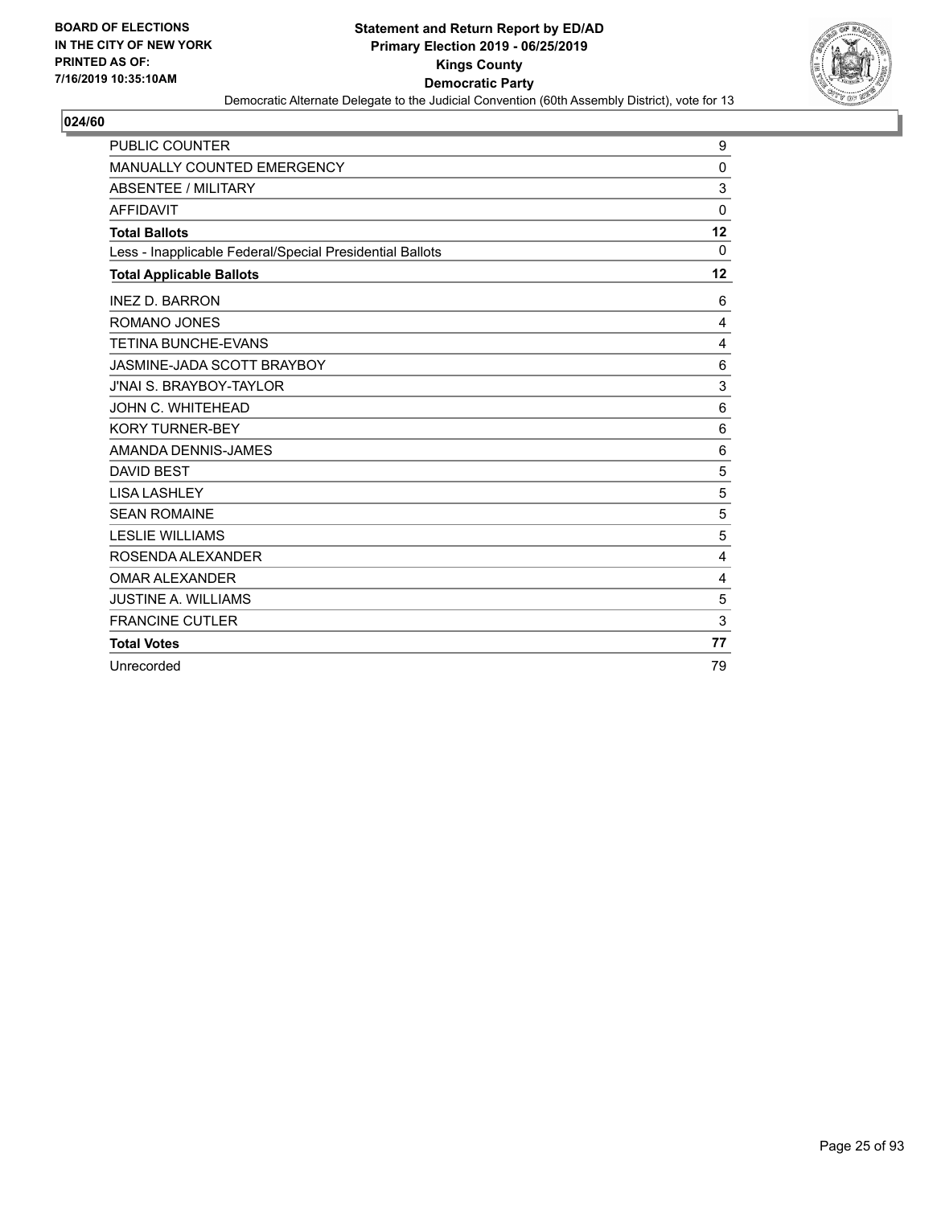BOARD OF ELECTIONS
IN THE CITY OF NEW YORK
PRINTED AS OF:
7/16/2019 10:35:10AM

**Statement and Return Report by ED/AD**
**Primary Election 2019 - 06/25/2019**
**Kings County**
**Democratic Party**
Democratic Alternate Delegate to the Judicial Convention (60th Assembly District), vote for 13

## 024/60

| | |
|---|---|
| PUBLIC COUNTER | 9 |
| MANUALLY COUNTED EMERGENCY | 0 |
| ABSENTEE / MILITARY | 3 |
| AFFIDAVIT | 0 |
| **Total Ballots** | **12** |
| Less - Inapplicable Federal/Special Presidential Ballots | 0 |
| **Total Applicable Ballots** | **12** |
| INEZ D. BARRON | 6 |
| ROMANO JONES | 4 |
| TETINA BUNCHE-EVANS | 4 |
| JASMINE-JADA SCOTT BRAYBOY | 6 |
| J'NAI S. BRAYBOY-TAYLOR | 3 |
| JOHN C. WHITEHEAD | 6 |
| KORY TURNER-BEY | 6 |
| AMANDA DENNIS-JAMES | 6 |
| DAVID BEST | 5 |
| LISA LASHLEY | 5 |
| SEAN ROMAINE | 5 |
| LESLIE WILLIAMS | 5 |
| ROSENDA ALEXANDER | 4 |
| OMAR ALEXANDER | 4 |
| JUSTINE A. WILLIAMS | 5 |
| FRANCINE CUTLER | 3 |
| **Total Votes** | **77** |
| Unrecorded | 79 |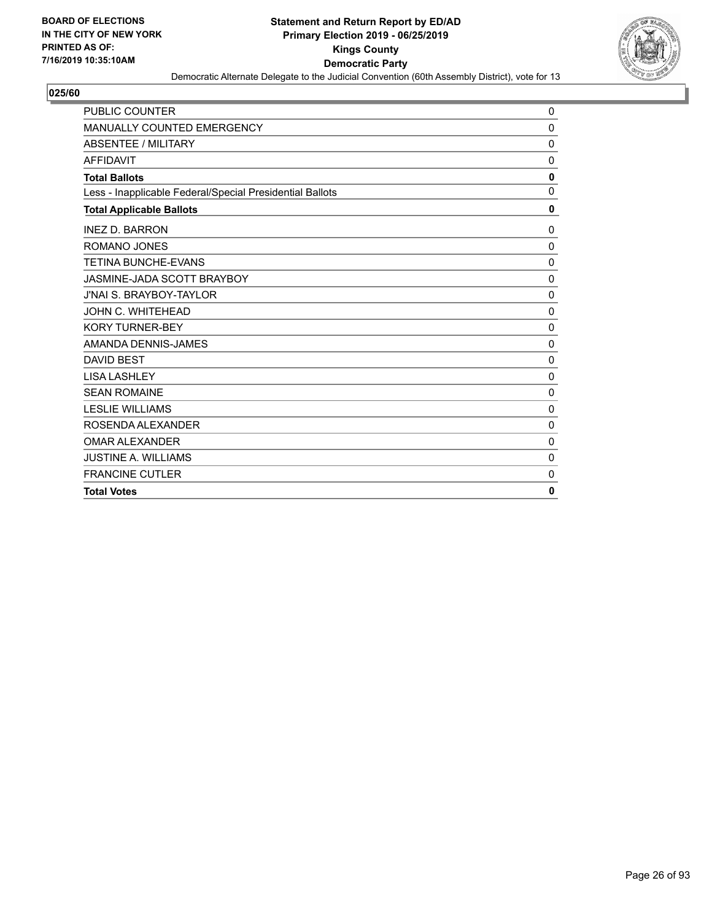BOARD OF ELECTIONS
IN THE CITY OF NEW YORK
PRINTED AS OF:
7/16/2019 10:35:10AM

**Statement and Return Report by ED/AD**
**Primary Election 2019 - 06/25/2019**
**Kings County**
**Democratic Party**
Democratic Alternate Delegate to the Judicial Convention (60th Assembly District), vote for 13

## 025/60

| | |
|---|---|
| PUBLIC COUNTER | 0 |
| MANUALLY COUNTED EMERGENCY | 0 |
| ABSENTEE / MILITARY | 0 |
| AFFIDAVIT | 0 |
| **Total Ballots** | **0** |
| Less - Inapplicable Federal/Special Presidential Ballots | 0 |
| **Total Applicable Ballots** | **0** |
| INEZ D. BARRON | 0 |
| ROMANO JONES | 0 |
| TETINA BUNCHE-EVANS | 0 |
| JASMINE-JADA SCOTT BRAYBOY | 0 |
| J'NAI S. BRAYBOY-TAYLOR | 0 |
| JOHN C. WHITEHEAD | 0 |
| KORY TURNER-BEY | 0 |
| AMANDA DENNIS-JAMES | 0 |
| DAVID BEST | 0 |
| LISA LASHLEY | 0 |
| SEAN ROMAINE | 0 |
| LESLIE WILLIAMS | 0 |
| ROSENDA ALEXANDER | 0 |
| OMAR ALEXANDER | 0 |
| JUSTINE A. WILLIAMS | 0 |
| FRANCINE CUTLER | 0 |
| **Total Votes** | **0** |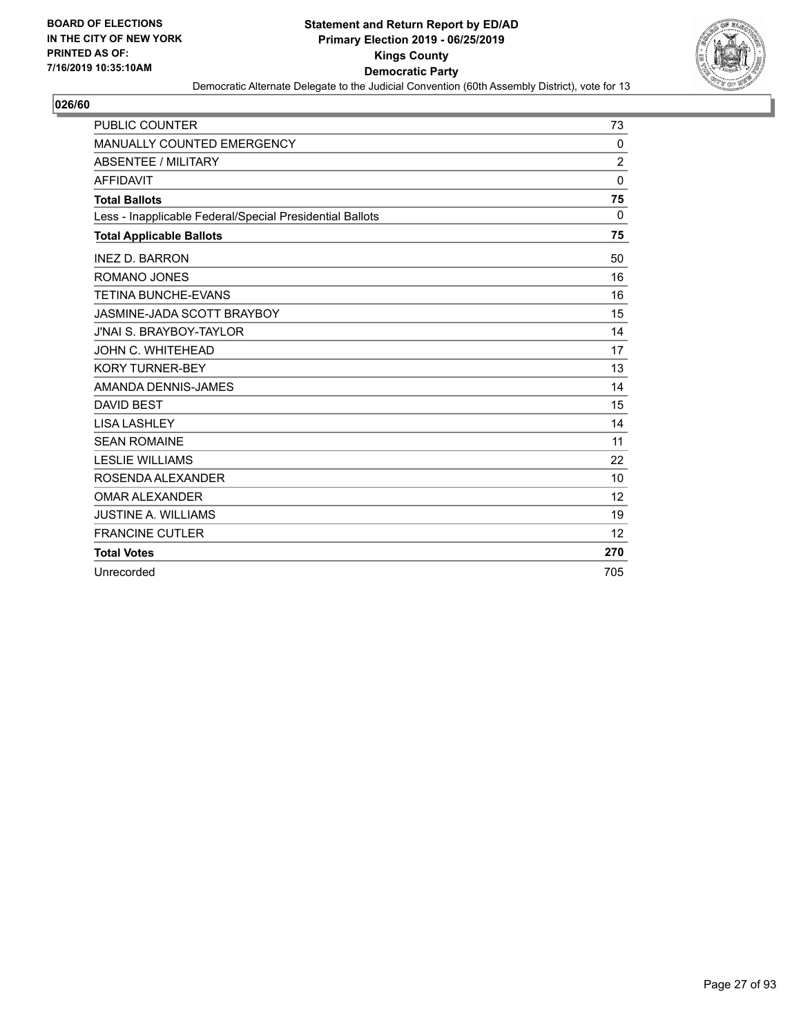BOARD OF ELECTIONS
IN THE CITY OF NEW YORK
PRINTED AS OF:
7/16/2019 10:35:10AM

**Statement and Return Report by ED/AD**
**Primary Election 2019 - 06/25/2019**
**Kings County**
**Democratic Party**
Democratic Alternate Delegate to the Judicial Convention (60th Assembly District), vote for 13

## 026/60

| | |
|---|---|
| PUBLIC COUNTER | 73 |
| MANUALLY COUNTED EMERGENCY | 0 |
| ABSENTEE / MILITARY | 2 |
| AFFIDAVIT | 0 |
| **Total Ballots** | **75** |
| Less - Inapplicable Federal/Special Presidential Ballots | 0 |
| **Total Applicable Ballots** | **75** |
| INEZ D. BARRON | 50 |
| ROMANO JONES | 16 |
| TETINA BUNCHE-EVANS | 16 |
| JASMINE-JADA SCOTT BRAYBOY | 15 |
| J'NAI S. BRAYBOY-TAYLOR | 14 |
| JOHN C. WHITEHEAD | 17 |
| KORY TURNER-BEY | 13 |
| AMANDA DENNIS-JAMES | 14 |
| DAVID BEST | 15 |
| LISA LASHLEY | 14 |
| SEAN ROMAINE | 11 |
| LESLIE WILLIAMS | 22 |
| ROSENDA ALEXANDER | 10 |
| OMAR ALEXANDER | 12 |
| JUSTINE A. WILLIAMS | 19 |
| FRANCINE CUTLER | 12 |
| **Total Votes** | **270** |
| Unrecorded | 705 |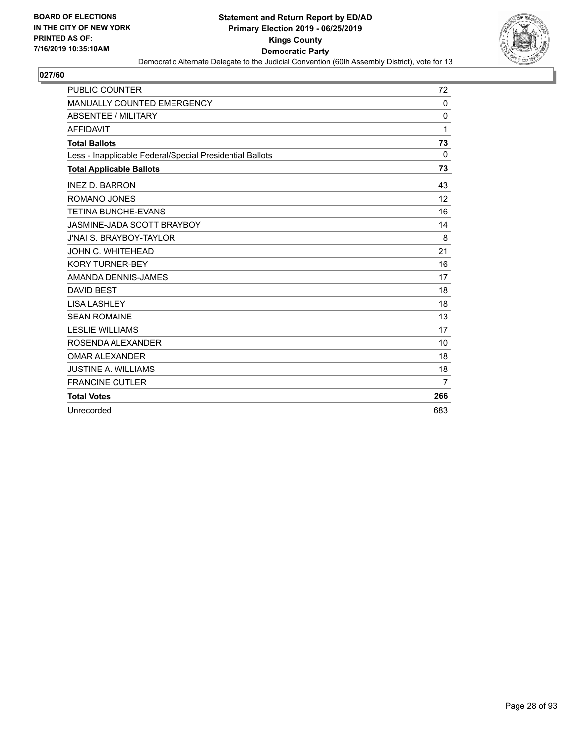BOARD OF ELECTIONS
IN THE CITY OF NEW YORK
PRINTED AS OF:
7/16/2019 10:35:10AM

**Statement and Return Report by ED/AD**
**Primary Election 2019 - 06/25/2019**
**Kings County**
**Democratic Party**
Democratic Alternate Delegate to the Judicial Convention (60th Assembly District), vote for 13

## 027/60

| | |
|---|---|
| PUBLIC COUNTER | 72 |
| MANUALLY COUNTED EMERGENCY | 0 |
| ABSENTEE / MILITARY | 0 |
| AFFIDAVIT | 1 |
| **Total Ballots** | **73** |
| Less - Inapplicable Federal/Special Presidential Ballots | 0 |
| **Total Applicable Ballots** | **73** |
| INEZ D. BARRON | 43 |
| ROMANO JONES | 12 |
| TETINA BUNCHE-EVANS | 16 |
| JASMINE-JADA SCOTT BRAYBOY | 14 |
| J'NAI S. BRAYBOY-TAYLOR | 8 |
| JOHN C. WHITEHEAD | 21 |
| KORY TURNER-BEY | 16 |
| AMANDA DENNIS-JAMES | 17 |
| DAVID BEST | 18 |
| LISA LASHLEY | 18 |
| SEAN ROMAINE | 13 |
| LESLIE WILLIAMS | 17 |
| ROSENDA ALEXANDER | 10 |
| OMAR ALEXANDER | 18 |
| JUSTINE A. WILLIAMS | 18 |
| FRANCINE CUTLER | 7 |
| **Total Votes** | **266** |
| Unrecorded | 683 |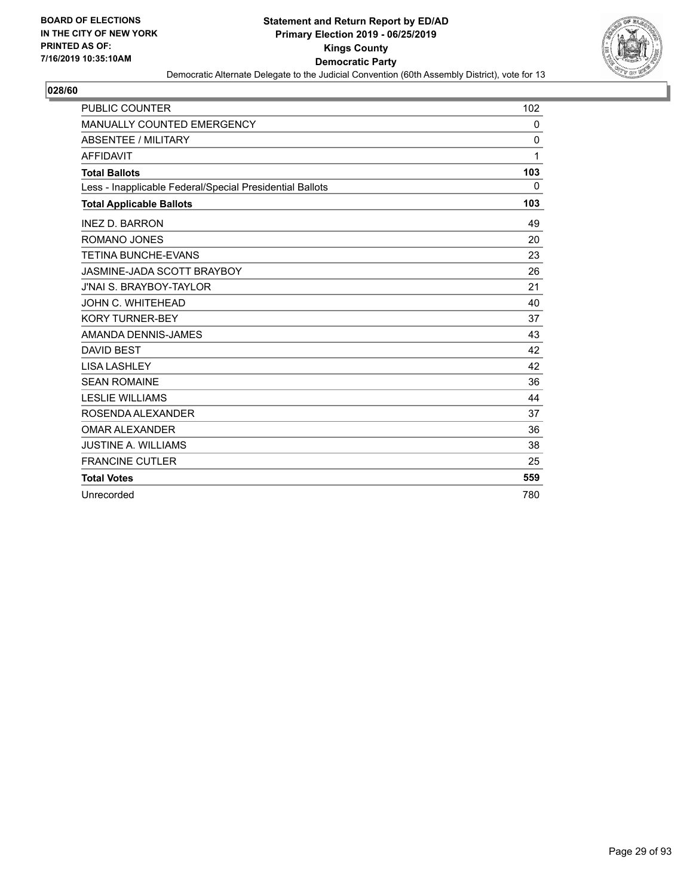**BOARD OF ELECTIONS IN THE CITY OF NEW YORK PRINTED AS OF: 7/16/2019 10:35:10AM**

# Statement and Return Report by ED/AD
## Primary Election 2019 - 06/25/2019
## Kings County
## Democratic Party

Democratic Alternate Delegate to the Judicial Convention (60th Assembly District), vote for 13

### 028/60

| | |
|---|---|
| PUBLIC COUNTER | 102 |
| MANUALLY COUNTED EMERGENCY | 0 |
| ABSENTEE / MILITARY | 0 |
| AFFIDAVIT | 1 |
| **Total Ballots** | **103** |
| Less - Inapplicable Federal/Special Presidential Ballots | 0 |
| **Total Applicable Ballots** | **103** |
| INEZ D. BARRON | 49 |
| ROMANO JONES | 20 |
| TETINA BUNCHE-EVANS | 23 |
| JASMINE-JADA SCOTT BRAYBOY | 26 |
| J'NAI S. BRAYBOY-TAYLOR | 21 |
| JOHN C. WHITEHEAD | 40 |
| KORY TURNER-BEY | 37 |
| AMANDA DENNIS-JAMES | 43 |
| DAVID BEST | 42 |
| LISA LASHLEY | 42 |
| SEAN ROMAINE | 36 |
| LESLIE WILLIAMS | 44 |
| ROSENDA ALEXANDER | 37 |
| OMAR ALEXANDER | 36 |
| JUSTINE A. WILLIAMS | 38 |
| FRANCINE CUTLER | 25 |
| **Total Votes** | **559** |
| Unrecorded | 780 |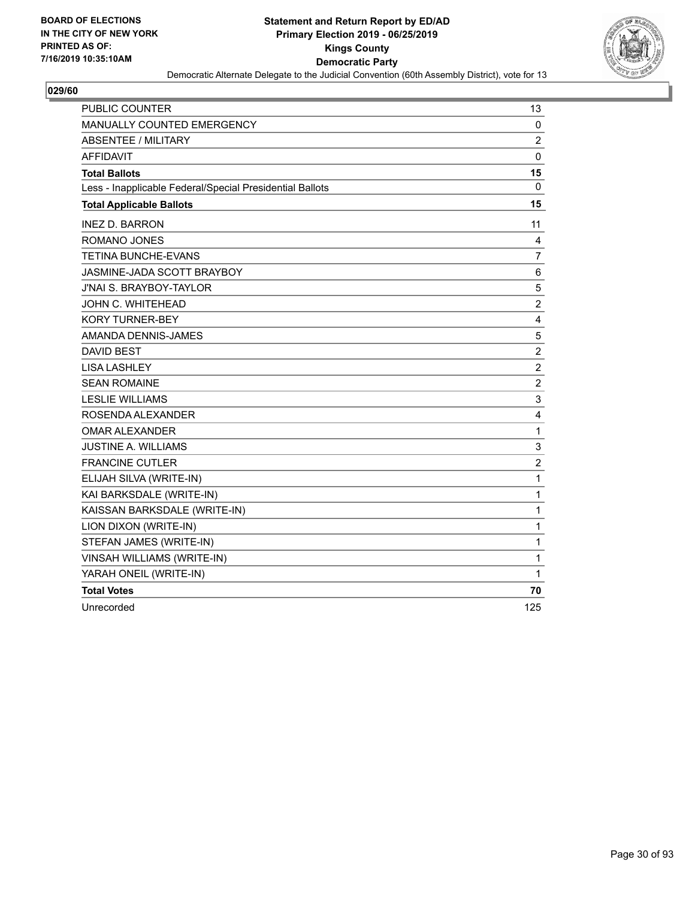BOARD OF ELECTIONS
IN THE CITY OF NEW YORK
PRINTED AS OF:
7/16/2019 10:35:10AM

**Statement and Return Report by ED/AD**
**Primary Election 2019 - 06/25/2019**
**Kings County**
**Democratic Party**
Democratic Alternate Delegate to the Judicial Convention (60th Assembly District), vote for 13

**029/60**

| | |
|---|---|
| PUBLIC COUNTER | 13 |
| MANUALLY COUNTED EMERGENCY | 0 |
| ABSENTEE / MILITARY | 2 |
| AFFIDAVIT | 0 |
| **Total Ballots** | **15** |
| Less - Inapplicable Federal/Special Presidential Ballots | 0 |
| **Total Applicable Ballots** | **15** |
| INEZ D. BARRON | 11 |
| ROMANO JONES | 4 |
| TETINA BUNCHE-EVANS | 7 |
| JASMINE-JADA SCOTT BRAYBOY | 6 |
| J'NAI S. BRAYBOY-TAYLOR | 5 |
| JOHN C. WHITEHEAD | 2 |
| KORY TURNER-BEY | 4 |
| AMANDA DENNIS-JAMES | 5 |
| DAVID BEST | 2 |
| LISA LASHLEY | 2 |
| SEAN ROMAINE | 2 |
| LESLIE WILLIAMS | 3 |
| ROSENDA ALEXANDER | 4 |
| OMAR ALEXANDER | 1 |
| JUSTINE A. WILLIAMS | 3 |
| FRANCINE CUTLER | 2 |
| ELIJAH SILVA (WRITE-IN) | 1 |
| KAI BARKSDALE (WRITE-IN) | 1 |
| KAISSAN BARKSDALE (WRITE-IN) | 1 |
| LION DIXON (WRITE-IN) | 1 |
| STEFAN JAMES (WRITE-IN) | 1 |
| VINSAH WILLIAMS (WRITE-IN) | 1 |
| YARAH ONEIL (WRITE-IN) | 1 |
| **Total Votes** | **70** |
| Unrecorded | 125 |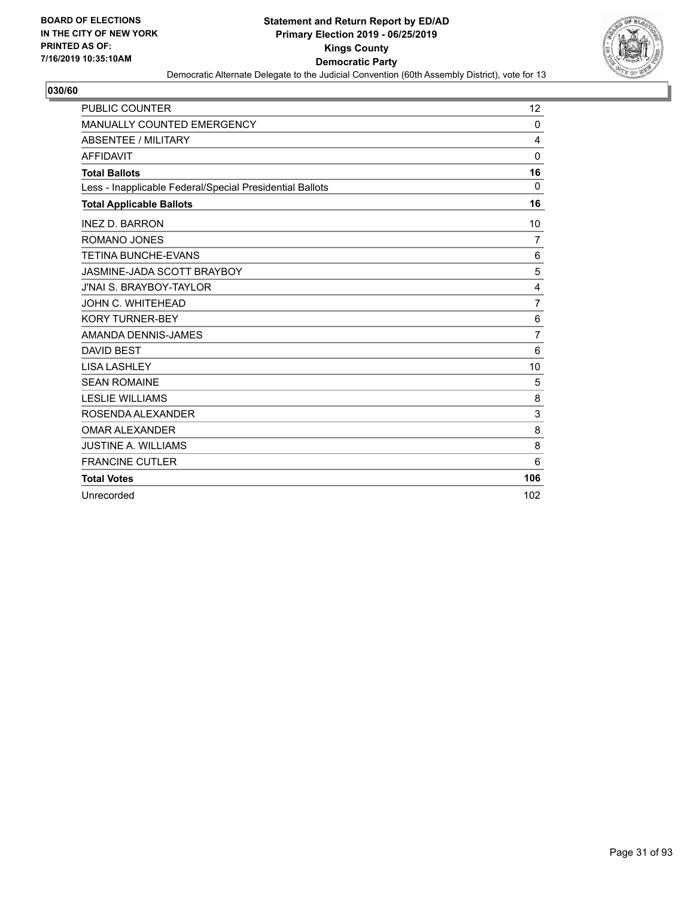BOARD OF ELECTIONS
IN THE CITY OF NEW YORK
PRINTED AS OF:
7/16/2019 10:35:10AM

**Statement and Return Report by ED/AD**
**Primary Election 2019 - 06/25/2019**
**Kings County**
**Democratic Party**
Democratic Alternate Delegate to the Judicial Convention (60th Assembly District), vote for 13

## 030/60

| | |
|---|---|
| PUBLIC COUNTER | 12 |
| MANUALLY COUNTED EMERGENCY | 0 |
| ABSENTEE / MILITARY | 4 |
| AFFIDAVIT | 0 |
| **Total Ballots** | **16** |
| Less - Inapplicable Federal/Special Presidential Ballots | 0 |
| **Total Applicable Ballots** | **16** |
| INEZ D. BARRON | 10 |
| ROMANO JONES | 7 |
| TETINA BUNCHE-EVANS | 6 |
| JASMINE-JADA SCOTT BRAYBOY | 5 |
| J'NAI S. BRAYBOY-TAYLOR | 4 |
| JOHN C. WHITEHEAD | 7 |
| KORY TURNER-BEY | 6 |
| AMANDA DENNIS-JAMES | 7 |
| DAVID BEST | 6 |
| LISA LASHLEY | 10 |
| SEAN ROMAINE | 5 |
| LESLIE WILLIAMS | 8 |
| ROSENDA ALEXANDER | 3 |
| OMAR ALEXANDER | 8 |
| JUSTINE A. WILLIAMS | 8 |
| FRANCINE CUTLER | 6 |
| **Total Votes** | **106** |
| Unrecorded | 102 |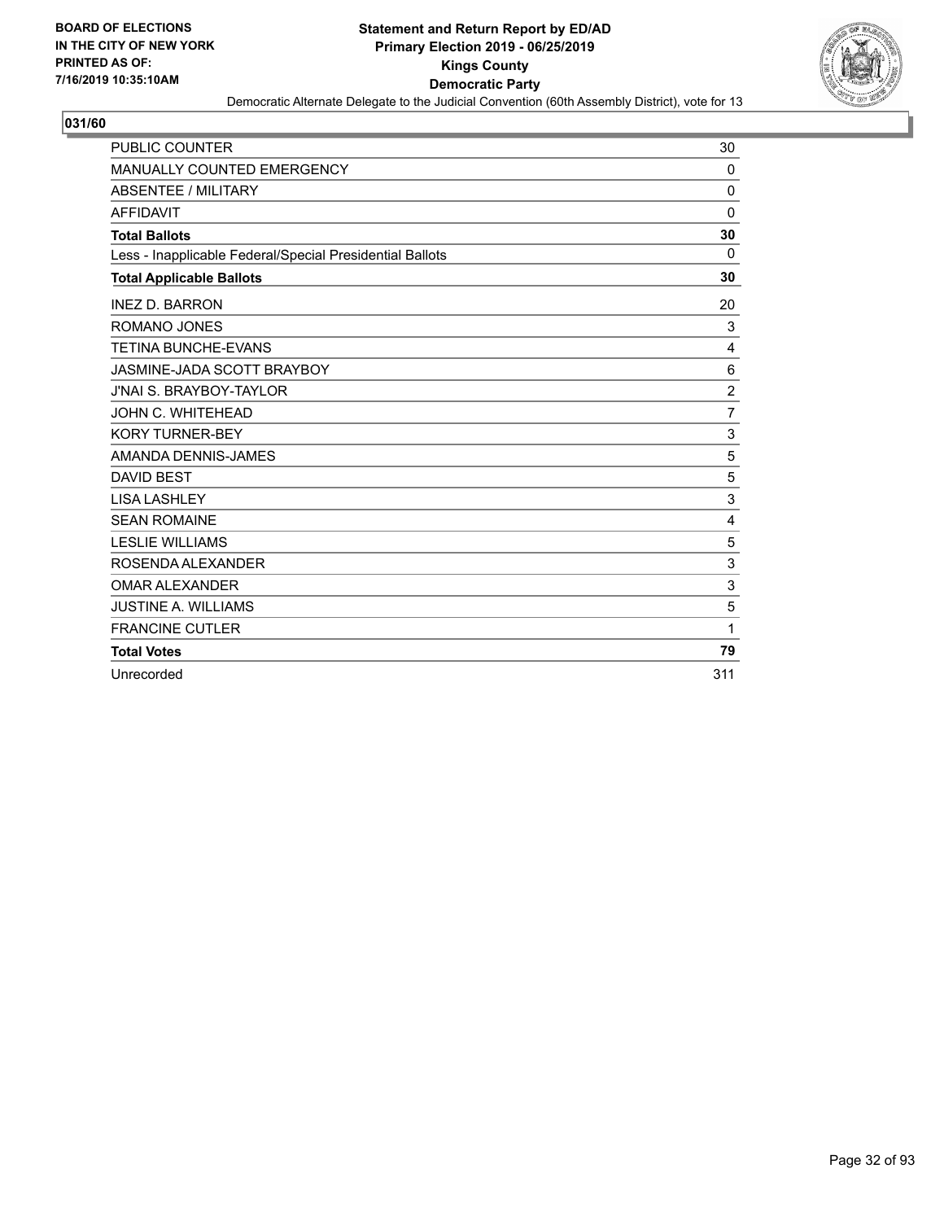**BOARD OF ELECTIONS IN THE CITY OF NEW YORK PRINTED AS OF: 7/16/2019 10:35:10AM**

**Statement and Return Report by ED/AD**
**Primary Election 2019 - 06/25/2019**
**Kings County**
**Democratic Party**
Democratic Alternate Delegate to the Judicial Convention (60th Assembly District), vote for 13

**031/60**

| | |
|---|---|
| PUBLIC COUNTER | 30 |
| MANUALLY COUNTED EMERGENCY | 0 |
| ABSENTEE / MILITARY | 0 |
| AFFIDAVIT | 0 |
| **Total Ballots** | **30** |
| Less - Inapplicable Federal/Special Presidential Ballots | 0 |
| **Total Applicable Ballots** | **30** |
| INEZ D. BARRON | 20 |
| ROMANO JONES | 3 |
| TETINA BUNCHE-EVANS | 4 |
| JASMINE-JADA SCOTT BRAYBOY | 6 |
| J'NAI S. BRAYBOY-TAYLOR | 2 |
| JOHN C. WHITEHEAD | 7 |
| KORY TURNER-BEY | 3 |
| AMANDA DENNIS-JAMES | 5 |
| DAVID BEST | 5 |
| LISA LASHLEY | 3 |
| SEAN ROMAINE | 4 |
| LESLIE WILLIAMS | 5 |
| ROSENDA ALEXANDER | 3 |
| OMAR ALEXANDER | 3 |
| JUSTINE A. WILLIAMS | 5 |
| FRANCINE CUTLER | 1 |
| **Total Votes** | **79** |
| Unrecorded | 311 |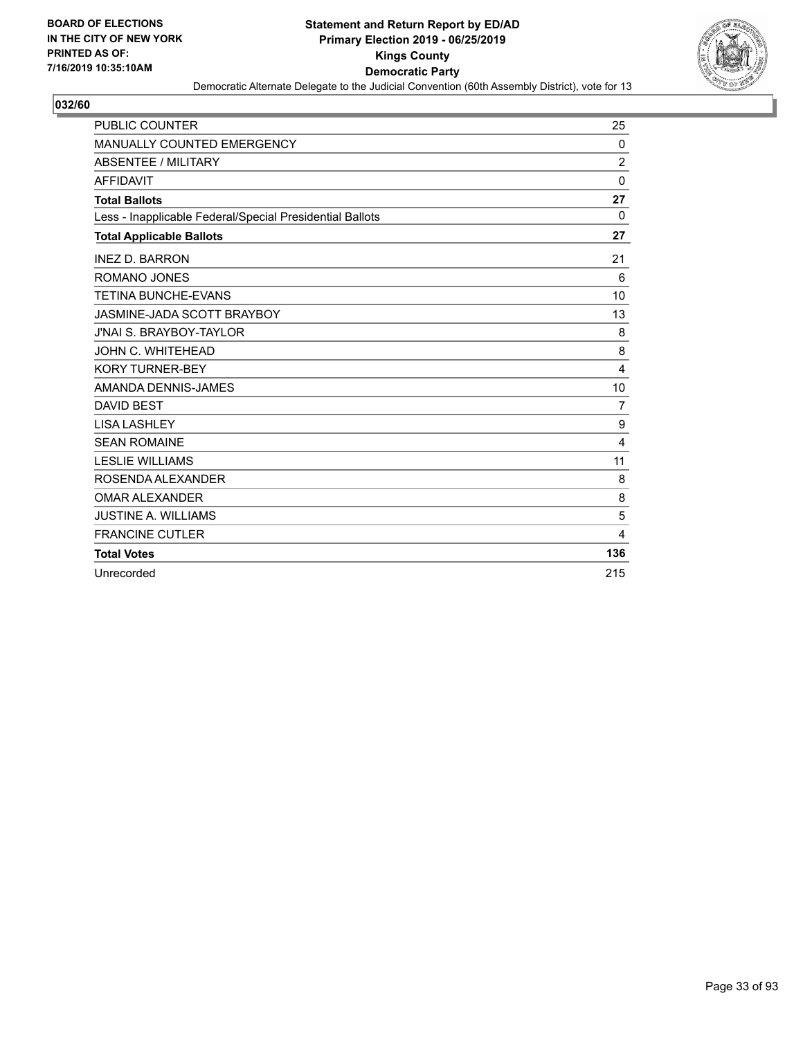BOARD OF ELECTIONS
IN THE CITY OF NEW YORK
PRINTED AS OF:
7/16/2019 10:35:10AM

**Statement and Return Report by ED/AD**
**Primary Election 2019 - 06/25/2019**
**Kings County**
**Democratic Party**
Democratic Alternate Delegate to the Judicial Convention (60th Assembly District), vote for 13

## 032/60

| | |
|---|---|
| PUBLIC COUNTER | 25 |
| MANUALLY COUNTED EMERGENCY | 0 |
| ABSENTEE / MILITARY | 2 |
| AFFIDAVIT | 0 |
| **Total Ballots** | **27** |
| Less - Inapplicable Federal/Special Presidential Ballots | 0 |
| **Total Applicable Ballots** | **27** |
| INEZ D. BARRON | 21 |
| ROMANO JONES | 6 |
| TETINA BUNCHE-EVANS | 10 |
| JASMINE-JADA SCOTT BRAYBOY | 13 |
| J'NAI S. BRAYBOY-TAYLOR | 8 |
| JOHN C. WHITEHEAD | 8 |
| KORY TURNER-BEY | 4 |
| AMANDA DENNIS-JAMES | 10 |
| DAVID BEST | 7 |
| LISA LASHLEY | 9 |
| SEAN ROMAINE | 4 |
| LESLIE WILLIAMS | 11 |
| ROSENDA ALEXANDER | 8 |
| OMAR ALEXANDER | 8 |
| JUSTINE A. WILLIAMS | 5 |
| FRANCINE CUTLER | 4 |
| **Total Votes** | **136** |
| Unrecorded | 215 |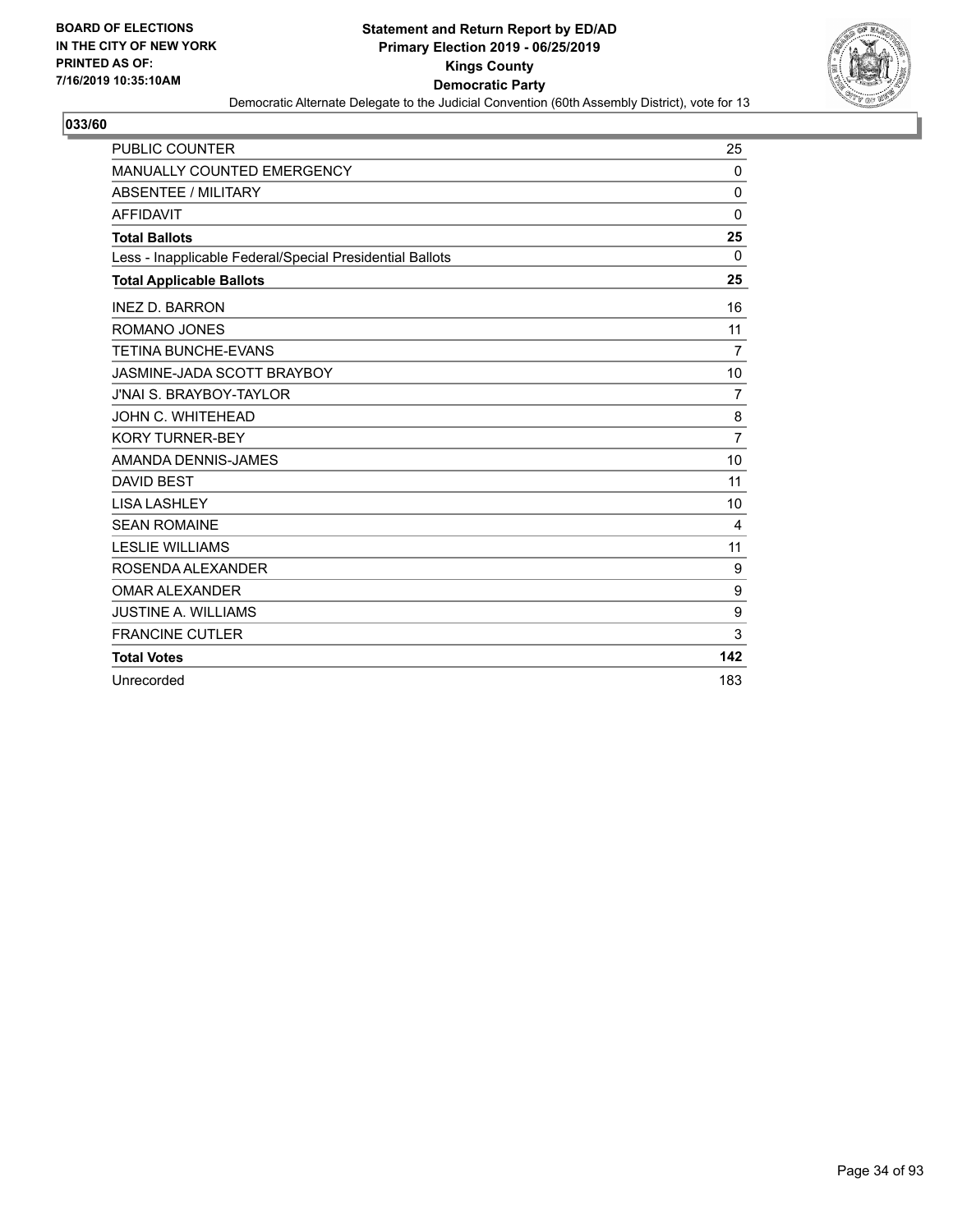**BOARD OF ELECTIONS IN THE CITY OF NEW YORK PRINTED AS OF: 7/16/2019 10:35:10AM**

**Statement and Return Report by ED/AD**
**Primary Election 2019 - 06/25/2019**
**Kings County**
**Democratic Party**
Democratic Alternate Delegate to the Judicial Convention (60th Assembly District), vote for 13

**033/60**

| | |
|---|---|
| PUBLIC COUNTER | 25 |
| MANUALLY COUNTED EMERGENCY | 0 |
| ABSENTEE / MILITARY | 0 |
| AFFIDAVIT | 0 |
| **Total Ballots** | **25** |
| Less - Inapplicable Federal/Special Presidential Ballots | 0 |
| **Total Applicable Ballots** | **25** |
| INEZ D. BARRON | 16 |
| ROMANO JONES | 11 |
| TETINA BUNCHE-EVANS | 7 |
| JASMINE-JADA SCOTT BRAYBOY | 10 |
| J'NAI S. BRAYBOY-TAYLOR | 7 |
| JOHN C. WHITEHEAD | 8 |
| KORY TURNER-BEY | 7 |
| AMANDA DENNIS-JAMES | 10 |
| DAVID BEST | 11 |
| LISA LASHLEY | 10 |
| SEAN ROMAINE | 4 |
| LESLIE WILLIAMS | 11 |
| ROSENDA ALEXANDER | 9 |
| OMAR ALEXANDER | 9 |
| JUSTINE A. WILLIAMS | 9 |
| FRANCINE CUTLER | 3 |
| **Total Votes** | **142** |
| Unrecorded | 183 |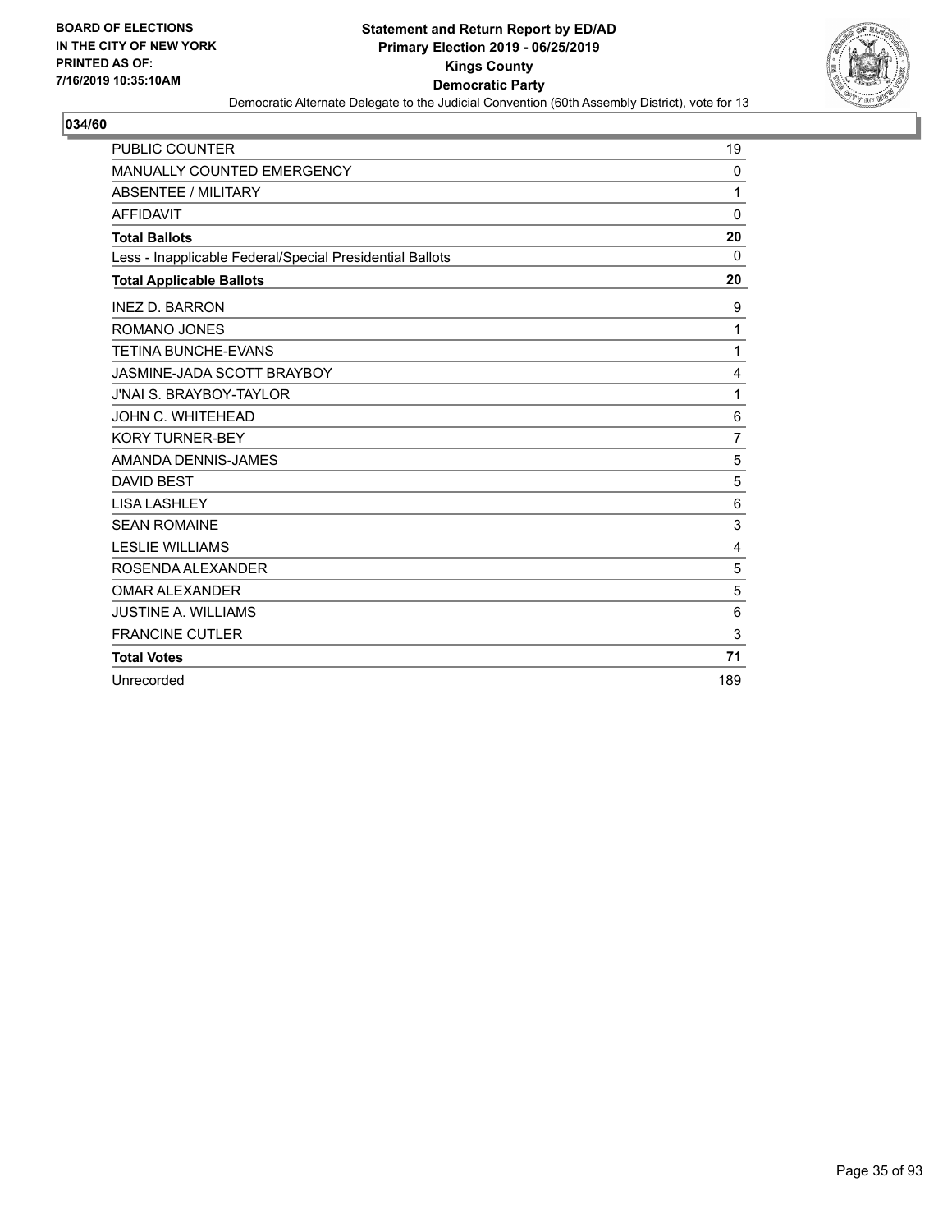BOARD OF ELECTIONS
IN THE CITY OF NEW YORK
PRINTED AS OF:
7/16/2019 10:35:10AM

**Statement and Return Report by ED/AD**
**Primary Election 2019 - 06/25/2019**
**Kings County**
**Democratic Party**
Democratic Alternate Delegate to the Judicial Convention (60th Assembly District), vote for 13

## 034/60

| | |
|---|---|
| PUBLIC COUNTER | 19 |
| MANUALLY COUNTED EMERGENCY | 0 |
| ABSENTEE / MILITARY | 1 |
| AFFIDAVIT | 0 |
| **Total Ballots** | **20** |
| Less - Inapplicable Federal/Special Presidential Ballots | 0 |
| **Total Applicable Ballots** | **20** |
| INEZ D. BARRON | 9 |
| ROMANO JONES | 1 |
| TETINA BUNCHE-EVANS | 1 |
| JASMINE-JADA SCOTT BRAYBOY | 4 |
| J'NAI S. BRAYBOY-TAYLOR | 1 |
| JOHN C. WHITEHEAD | 6 |
| KORY TURNER-BEY | 7 |
| AMANDA DENNIS-JAMES | 5 |
| DAVID BEST | 5 |
| LISA LASHLEY | 6 |
| SEAN ROMAINE | 3 |
| LESLIE WILLIAMS | 4 |
| ROSENDA ALEXANDER | 5 |
| OMAR ALEXANDER | 5 |
| JUSTINE A. WILLIAMS | 6 |
| FRANCINE CUTLER | 3 |
| **Total Votes** | **71** |
| Unrecorded | 189 |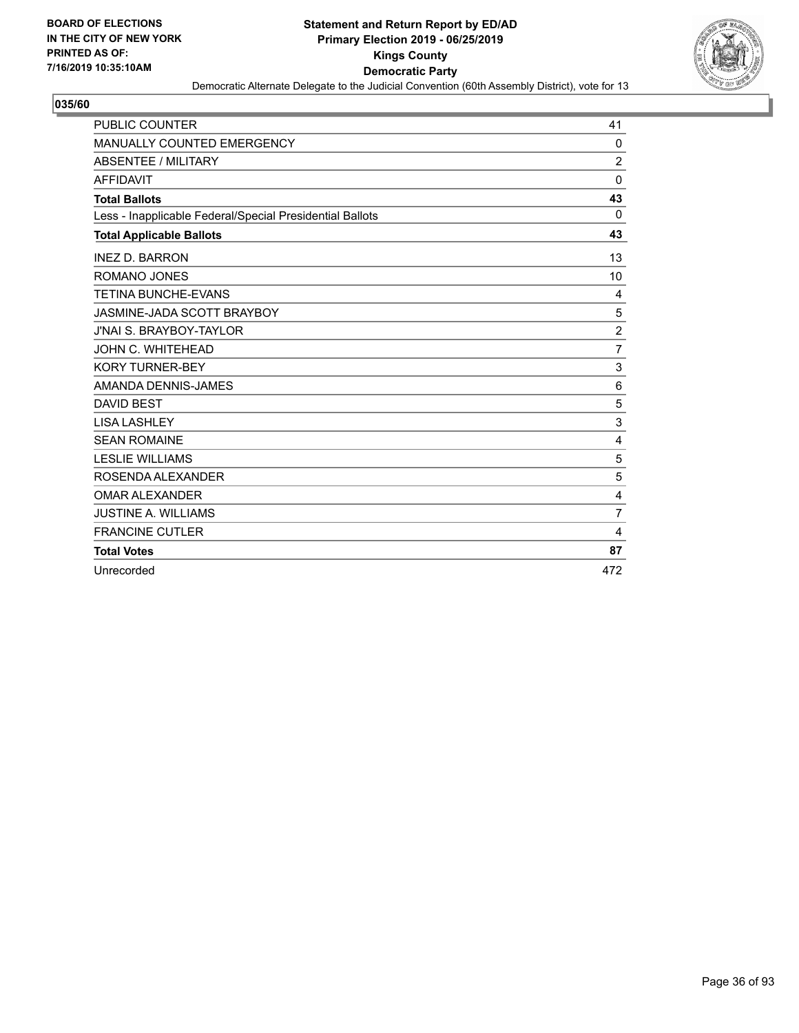BOARD OF ELECTIONS
IN THE CITY OF NEW YORK
PRINTED AS OF:
7/16/2019 10:35:10AM

**Statement and Return Report by ED/AD**
**Primary Election 2019 - 06/25/2019**
**Kings County**
**Democratic Party**
Democratic Alternate Delegate to the Judicial Convention (60th Assembly District), vote for 13

## 035/60

| | |
|---|---|
| PUBLIC COUNTER | 41 |
| MANUALLY COUNTED EMERGENCY | 0 |
| ABSENTEE / MILITARY | 2 |
| AFFIDAVIT | 0 |
| **Total Ballots** | **43** |
| Less - Inapplicable Federal/Special Presidential Ballots | 0 |
| **Total Applicable Ballots** | **43** |
| INEZ D. BARRON | 13 |
| ROMANO JONES | 10 |
| TETINA BUNCHE-EVANS | 4 |
| JASMINE-JADA SCOTT BRAYBOY | 5 |
| J'NAI S. BRAYBOY-TAYLOR | 2 |
| JOHN C. WHITEHEAD | 7 |
| KORY TURNER-BEY | 3 |
| AMANDA DENNIS-JAMES | 6 |
| DAVID BEST | 5 |
| LISA LASHLEY | 3 |
| SEAN ROMAINE | 4 |
| LESLIE WILLIAMS | 5 |
| ROSENDA ALEXANDER | 5 |
| OMAR ALEXANDER | 4 |
| JUSTINE A. WILLIAMS | 7 |
| FRANCINE CUTLER | 4 |
| **Total Votes** | **87** |
| Unrecorded | 472 |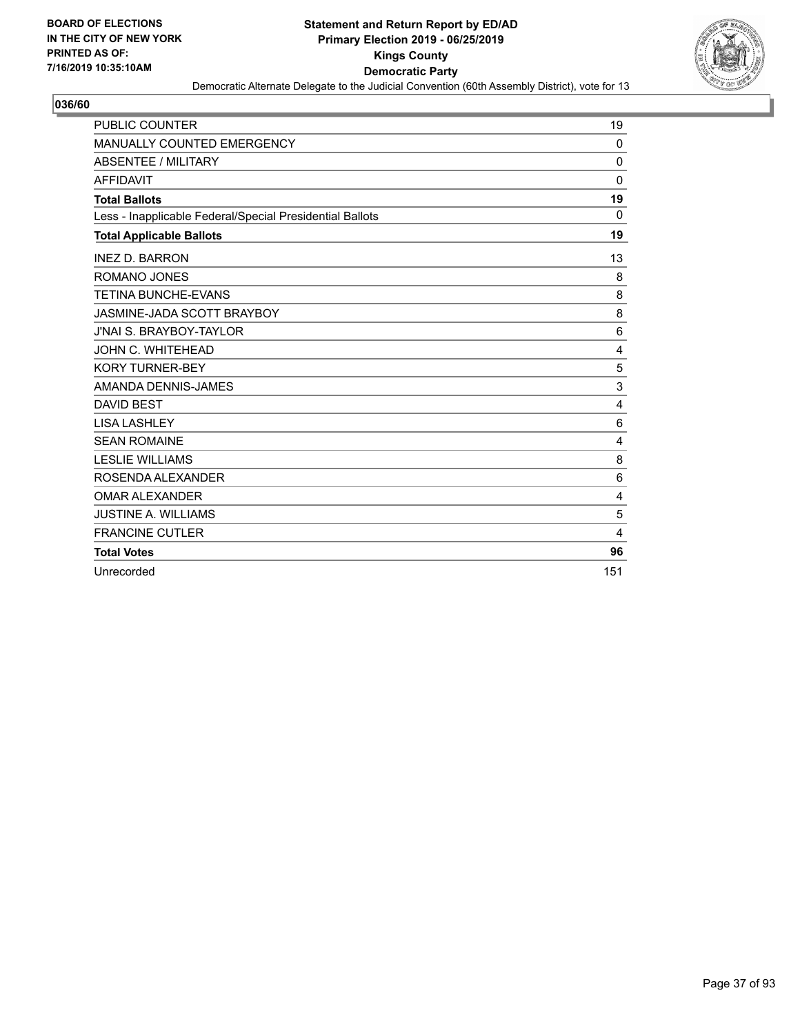BOARD OF ELECTIONS
IN THE CITY OF NEW YORK
PRINTED AS OF:
7/16/2019 10:35:10AM

**Statement and Return Report by ED/AD**
**Primary Election 2019 - 06/25/2019**
**Kings County**
**Democratic Party**
Democratic Alternate Delegate to the Judicial Convention (60th Assembly District), vote for 13

## 036/60

| | |
|---|---|
| PUBLIC COUNTER | 19 |
| MANUALLY COUNTED EMERGENCY | 0 |
| ABSENTEE / MILITARY | 0 |
| AFFIDAVIT | 0 |
| **Total Ballots** | **19** |
| Less - Inapplicable Federal/Special Presidential Ballots | 0 |
| **Total Applicable Ballots** | **19** |
| INEZ D. BARRON | 13 |
| ROMANO JONES | 8 |
| TETINA BUNCHE-EVANS | 8 |
| JASMINE-JADA SCOTT BRAYBOY | 8 |
| J'NAI S. BRAYBOY-TAYLOR | 6 |
| JOHN C. WHITEHEAD | 4 |
| KORY TURNER-BEY | 5 |
| AMANDA DENNIS-JAMES | 3 |
| DAVID BEST | 4 |
| LISA LASHLEY | 6 |
| SEAN ROMAINE | 4 |
| LESLIE WILLIAMS | 8 |
| ROSENDA ALEXANDER | 6 |
| OMAR ALEXANDER | 4 |
| JUSTINE A. WILLIAMS | 5 |
| FRANCINE CUTLER | 4 |
| **Total Votes** | **96** |
| Unrecorded | 151 |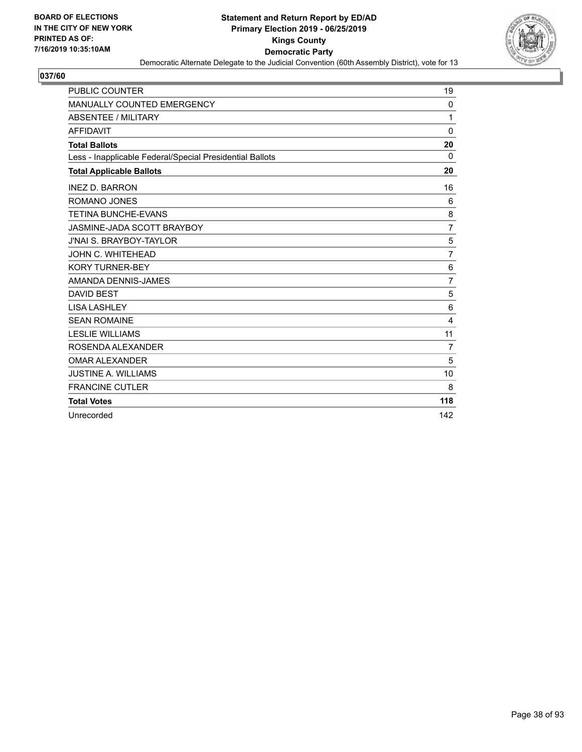BOARD OF ELECTIONS
IN THE CITY OF NEW YORK
PRINTED AS OF:
7/16/2019 10:35:10AM

**Statement and Return Report by ED/AD**
**Primary Election 2019 - 06/25/2019**
**Kings County**
**Democratic Party**
Democratic Alternate Delegate to the Judicial Convention (60th Assembly District), vote for 13

## 037/60

| | |
|---|---|
| PUBLIC COUNTER | 19 |
| MANUALLY COUNTED EMERGENCY | 0 |
| ABSENTEE / MILITARY | 1 |
| AFFIDAVIT | 0 |
| **Total Ballots** | **20** |
| Less - Inapplicable Federal/Special Presidential Ballots | 0 |
| **Total Applicable Ballots** | **20** |
| INEZ D. BARRON | 16 |
| ROMANO JONES | 6 |
| TETINA BUNCHE-EVANS | 8 |
| JASMINE-JADA SCOTT BRAYBOY | 7 |
| J'NAI S. BRAYBOY-TAYLOR | 5 |
| JOHN C. WHITEHEAD | 7 |
| KORY TURNER-BEY | 6 |
| AMANDA DENNIS-JAMES | 7 |
| DAVID BEST | 5 |
| LISA LASHLEY | 6 |
| SEAN ROMAINE | 4 |
| LESLIE WILLIAMS | 11 |
| ROSENDA ALEXANDER | 7 |
| OMAR ALEXANDER | 5 |
| JUSTINE A. WILLIAMS | 10 |
| FRANCINE CUTLER | 8 |
| **Total Votes** | **118** |
| Unrecorded | 142 |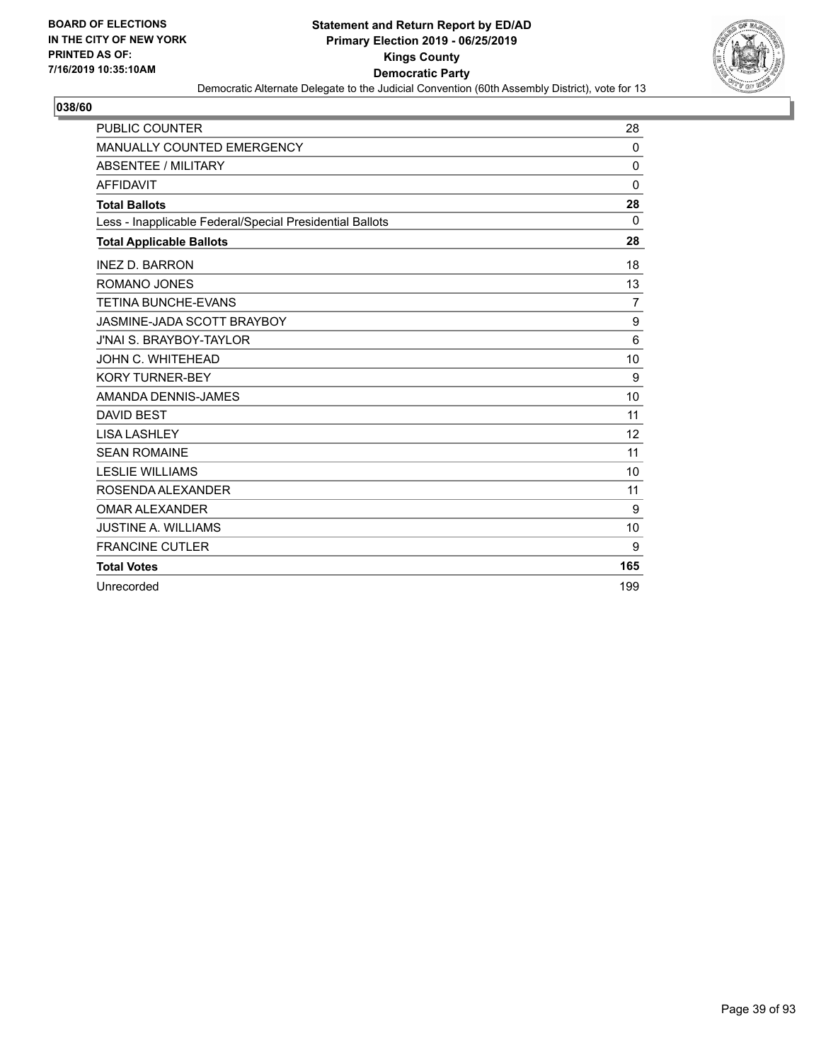BOARD OF ELECTIONS
IN THE CITY OF NEW YORK
PRINTED AS OF:
7/16/2019 10:35:10AM

**Statement and Return Report by ED/AD**
**Primary Election 2019 - 06/25/2019**
**Kings County**
**Democratic Party**
Democratic Alternate Delegate to the Judicial Convention (60th Assembly District), vote for 13

## 038/60

| | |
|---|---|
| PUBLIC COUNTER | 28 |
| MANUALLY COUNTED EMERGENCY | 0 |
| ABSENTEE / MILITARY | 0 |
| AFFIDAVIT | 0 |
| **Total Ballots** | **28** |
| Less - Inapplicable Federal/Special Presidential Ballots | 0 |
| **Total Applicable Ballots** | **28** |
| INEZ D. BARRON | 18 |
| ROMANO JONES | 13 |
| TETINA BUNCHE-EVANS | 7 |
| JASMINE-JADA SCOTT BRAYBOY | 9 |
| J'NAI S. BRAYBOY-TAYLOR | 6 |
| JOHN C. WHITEHEAD | 10 |
| KORY TURNER-BEY | 9 |
| AMANDA DENNIS-JAMES | 10 |
| DAVID BEST | 11 |
| LISA LASHLEY | 12 |
| SEAN ROMAINE | 11 |
| LESLIE WILLIAMS | 10 |
| ROSENDA ALEXANDER | 11 |
| OMAR ALEXANDER | 9 |
| JUSTINE A. WILLIAMS | 10 |
| FRANCINE CUTLER | 9 |
| **Total Votes** | **165** |
| Unrecorded | 199 |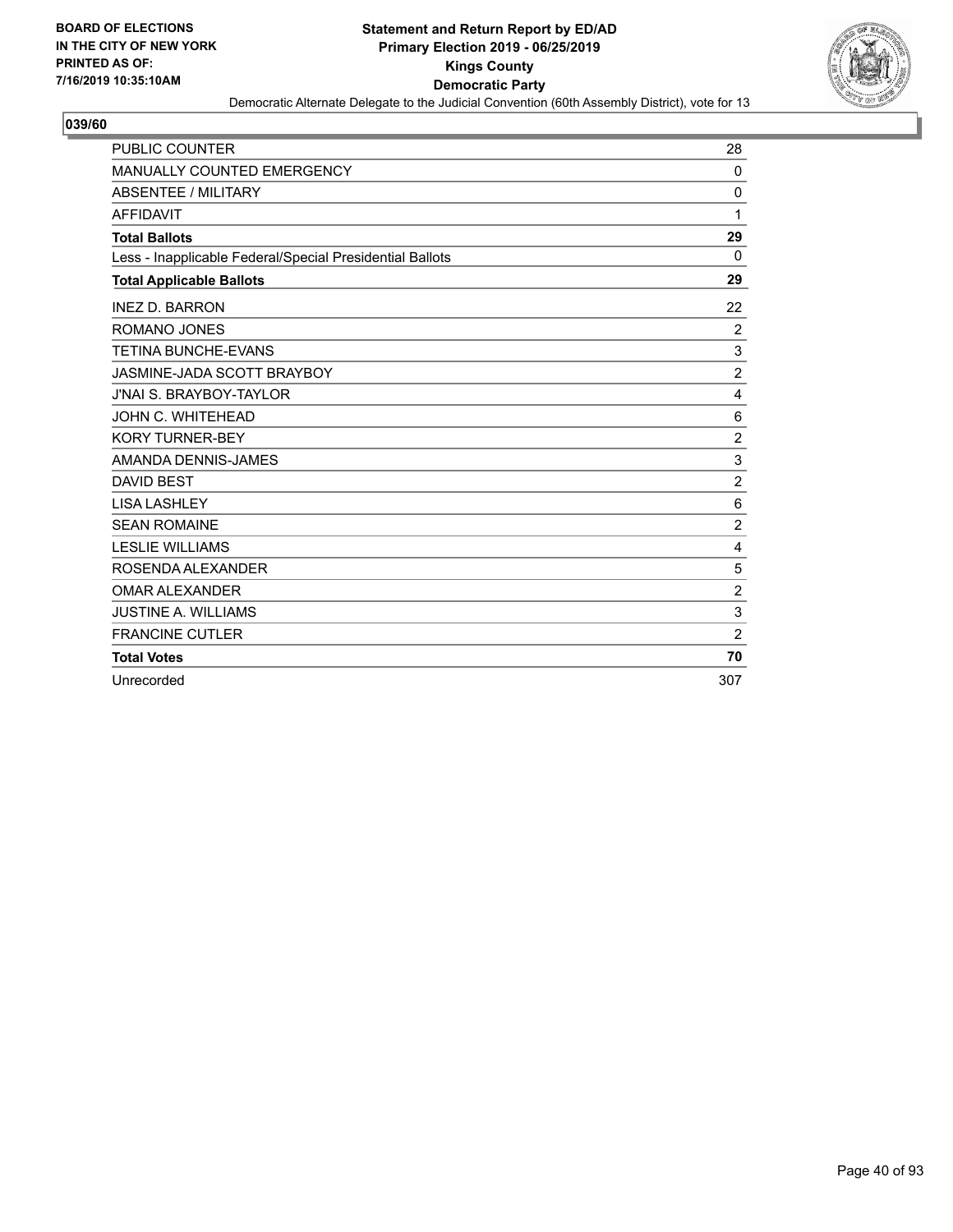**BOARD OF ELECTIONS IN THE CITY OF NEW YORK PRINTED AS OF: 7/16/2019 10:35:10AM**

**Statement and Return Report by ED/AD**
**Primary Election 2019 - 06/25/2019**
**Kings County**
**Democratic Party**
Democratic Alternate Delegate to the Judicial Convention (60th Assembly District), vote for 13

## 039/60

| | |
|---|---|
| PUBLIC COUNTER | 28 |
| MANUALLY COUNTED EMERGENCY | 0 |
| ABSENTEE / MILITARY | 0 |
| AFFIDAVIT | 1 |
| **Total Ballots** | **29** |
| Less - Inapplicable Federal/Special Presidential Ballots | 0 |
| **Total Applicable Ballots** | **29** |
| INEZ D. BARRON | 22 |
| ROMANO JONES | 2 |
| TETINA BUNCHE-EVANS | 3 |
| JASMINE-JADA SCOTT BRAYBOY | 2 |
| J'NAI S. BRAYBOY-TAYLOR | 4 |
| JOHN C. WHITEHEAD | 6 |
| KORY TURNER-BEY | 2 |
| AMANDA DENNIS-JAMES | 3 |
| DAVID BEST | 2 |
| LISA LASHLEY | 6 |
| SEAN ROMAINE | 2 |
| LESLIE WILLIAMS | 4 |
| ROSENDA ALEXANDER | 5 |
| OMAR ALEXANDER | 2 |
| JUSTINE A. WILLIAMS | 3 |
| FRANCINE CUTLER | 2 |
| **Total Votes** | **70** |
| Unrecorded | 307 |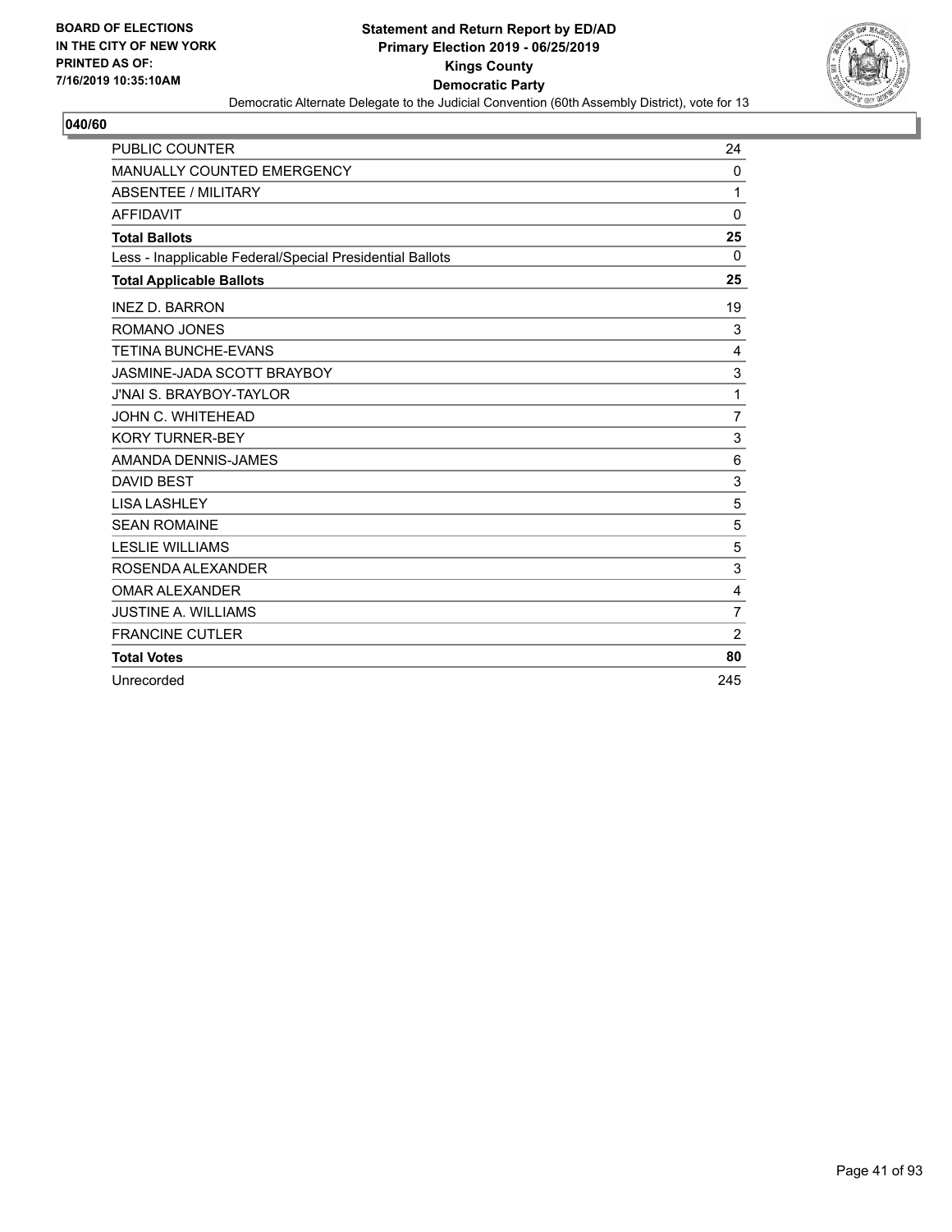BOARD OF ELECTIONS
IN THE CITY OF NEW YORK
PRINTED AS OF:
7/16/2019 10:35:10AM

**Statement and Return Report by ED/AD**
**Primary Election 2019 - 06/25/2019**
**Kings County**
**Democratic Party**
Democratic Alternate Delegate to the Judicial Convention (60th Assembly District), vote for 13

## 040/60

| | |
|---|---|
| PUBLIC COUNTER | 24 |
| MANUALLY COUNTED EMERGENCY | 0 |
| ABSENTEE / MILITARY | 1 |
| AFFIDAVIT | 0 |
| **Total Ballots** | **25** |
| Less - Inapplicable Federal/Special Presidential Ballots | 0 |
| **Total Applicable Ballots** | **25** |
| INEZ D. BARRON | 19 |
| ROMANO JONES | 3 |
| TETINA BUNCHE-EVANS | 4 |
| JASMINE-JADA SCOTT BRAYBOY | 3 |
| J'NAI S. BRAYBOY-TAYLOR | 1 |
| JOHN C. WHITEHEAD | 7 |
| KORY TURNER-BEY | 3 |
| AMANDA DENNIS-JAMES | 6 |
| DAVID BEST | 3 |
| LISA LASHLEY | 5 |
| SEAN ROMAINE | 5 |
| LESLIE WILLIAMS | 5 |
| ROSENDA ALEXANDER | 3 |
| OMAR ALEXANDER | 4 |
| JUSTINE A. WILLIAMS | 7 |
| FRANCINE CUTLER | 2 |
| **Total Votes** | **80** |
| Unrecorded | 245 |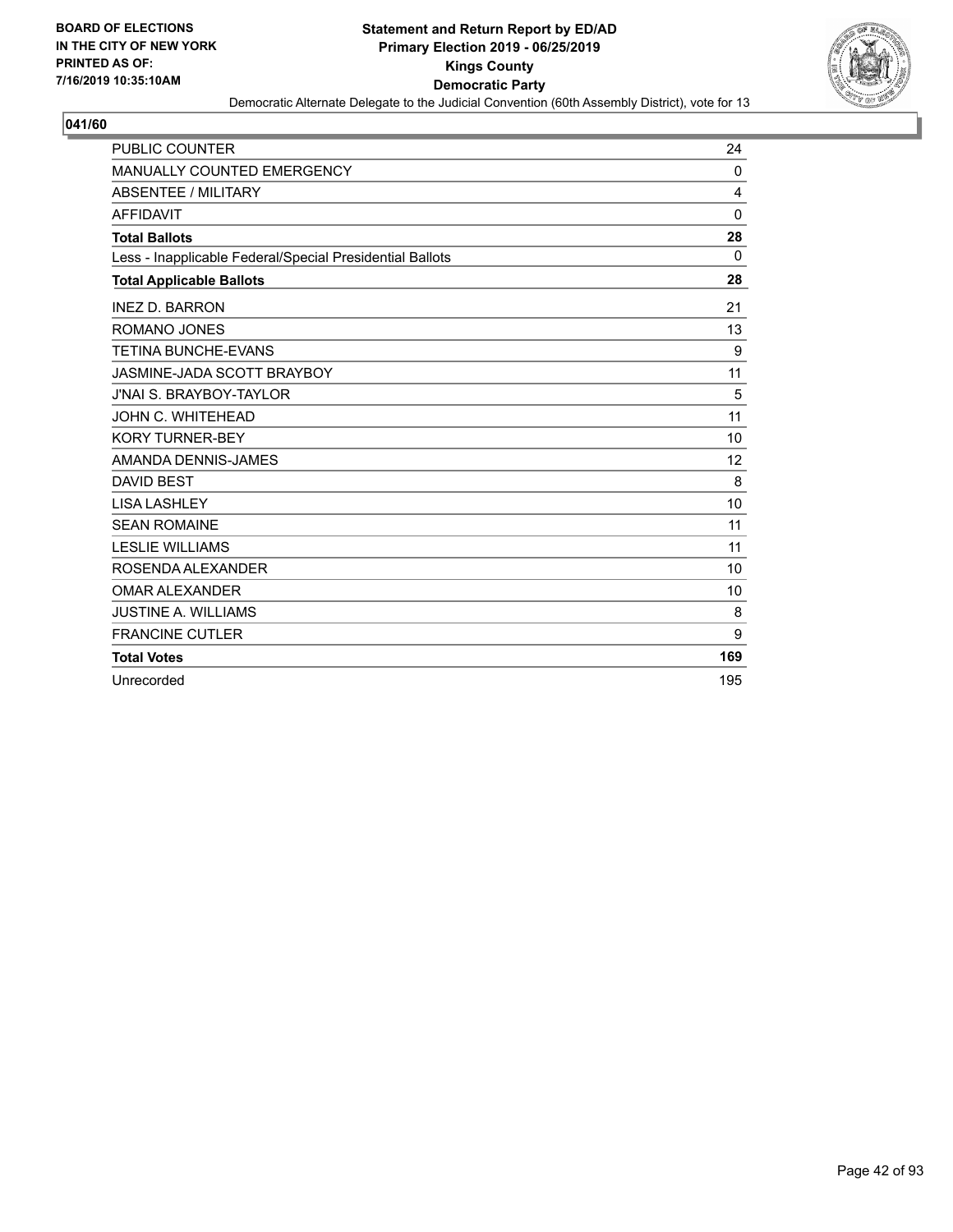BOARD OF ELECTIONS
IN THE CITY OF NEW YORK
PRINTED AS OF:
7/16/2019 10:35:10AM

**Statement and Return Report by ED/AD**
**Primary Election 2019 - 06/25/2019**
**Kings County**
**Democratic Party**
Democratic Alternate Delegate to the Judicial Convention (60th Assembly District), vote for 13

## 041/60

| | |
|---|---|
| PUBLIC COUNTER | 24 |
| MANUALLY COUNTED EMERGENCY | 0 |
| ABSENTEE / MILITARY | 4 |
| AFFIDAVIT | 0 |
| **Total Ballots** | **28** |
| Less - Inapplicable Federal/Special Presidential Ballots | 0 |
| **Total Applicable Ballots** | **28** |
| INEZ D. BARRON | 21 |
| ROMANO JONES | 13 |
| TETINA BUNCHE-EVANS | 9 |
| JASMINE-JADA SCOTT BRAYBOY | 11 |
| J'NAI S. BRAYBOY-TAYLOR | 5 |
| JOHN C. WHITEHEAD | 11 |
| KORY TURNER-BEY | 10 |
| AMANDA DENNIS-JAMES | 12 |
| DAVID BEST | 8 |
| LISA LASHLEY | 10 |
| SEAN ROMAINE | 11 |
| LESLIE WILLIAMS | 11 |
| ROSENDA ALEXANDER | 10 |
| OMAR ALEXANDER | 10 |
| JUSTINE A. WILLIAMS | 8 |
| FRANCINE CUTLER | 9 |
| **Total Votes** | **169** |
| Unrecorded | 195 |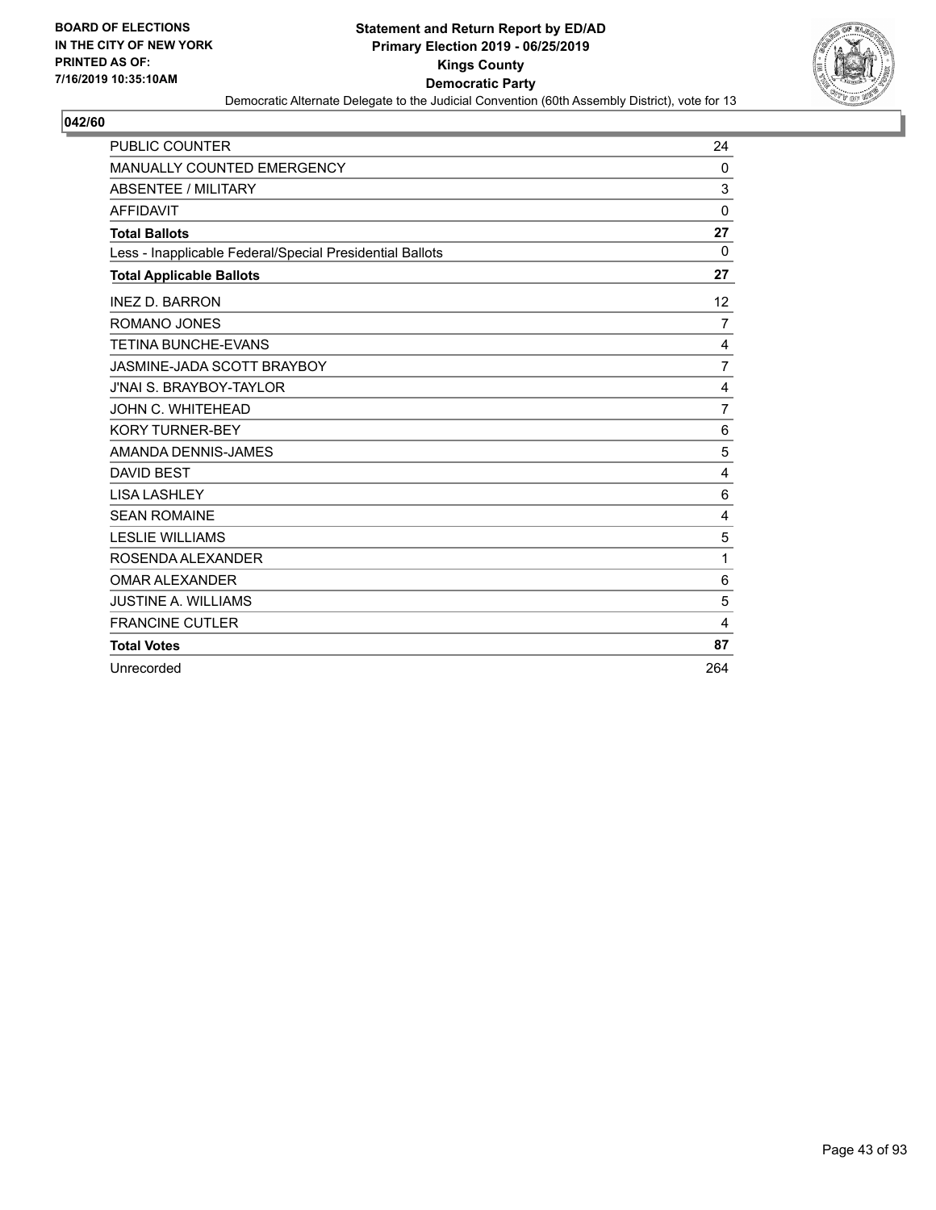BOARD OF ELECTIONS
IN THE CITY OF NEW YORK
PRINTED AS OF:
7/16/2019 10:35:10AM

**Statement and Return Report by ED/AD**
**Primary Election 2019 - 06/25/2019**
**Kings County**
**Democratic Party**
Democratic Alternate Delegate to the Judicial Convention (60th Assembly District), vote for 13

**042/60**

| | |
|---|---|
| PUBLIC COUNTER | 24 |
| MANUALLY COUNTED EMERGENCY | 0 |
| ABSENTEE / MILITARY | 3 |
| AFFIDAVIT | 0 |
| **Total Ballots** | **27** |
| Less - Inapplicable Federal/Special Presidential Ballots | 0 |
| **Total Applicable Ballots** | **27** |
| INEZ D. BARRON | 12 |
| ROMANO JONES | 7 |
| TETINA BUNCHE-EVANS | 4 |
| JASMINE-JADA SCOTT BRAYBOY | 7 |
| J'NAI S. BRAYBOY-TAYLOR | 4 |
| JOHN C. WHITEHEAD | 7 |
| KORY TURNER-BEY | 6 |
| AMANDA DENNIS-JAMES | 5 |
| DAVID BEST | 4 |
| LISA LASHLEY | 6 |
| SEAN ROMAINE | 4 |
| LESLIE WILLIAMS | 5 |
| ROSENDA ALEXANDER | 1 |
| OMAR ALEXANDER | 6 |
| JUSTINE A. WILLIAMS | 5 |
| FRANCINE CUTLER | 4 |
| **Total Votes** | **87** |
| Unrecorded | 264 |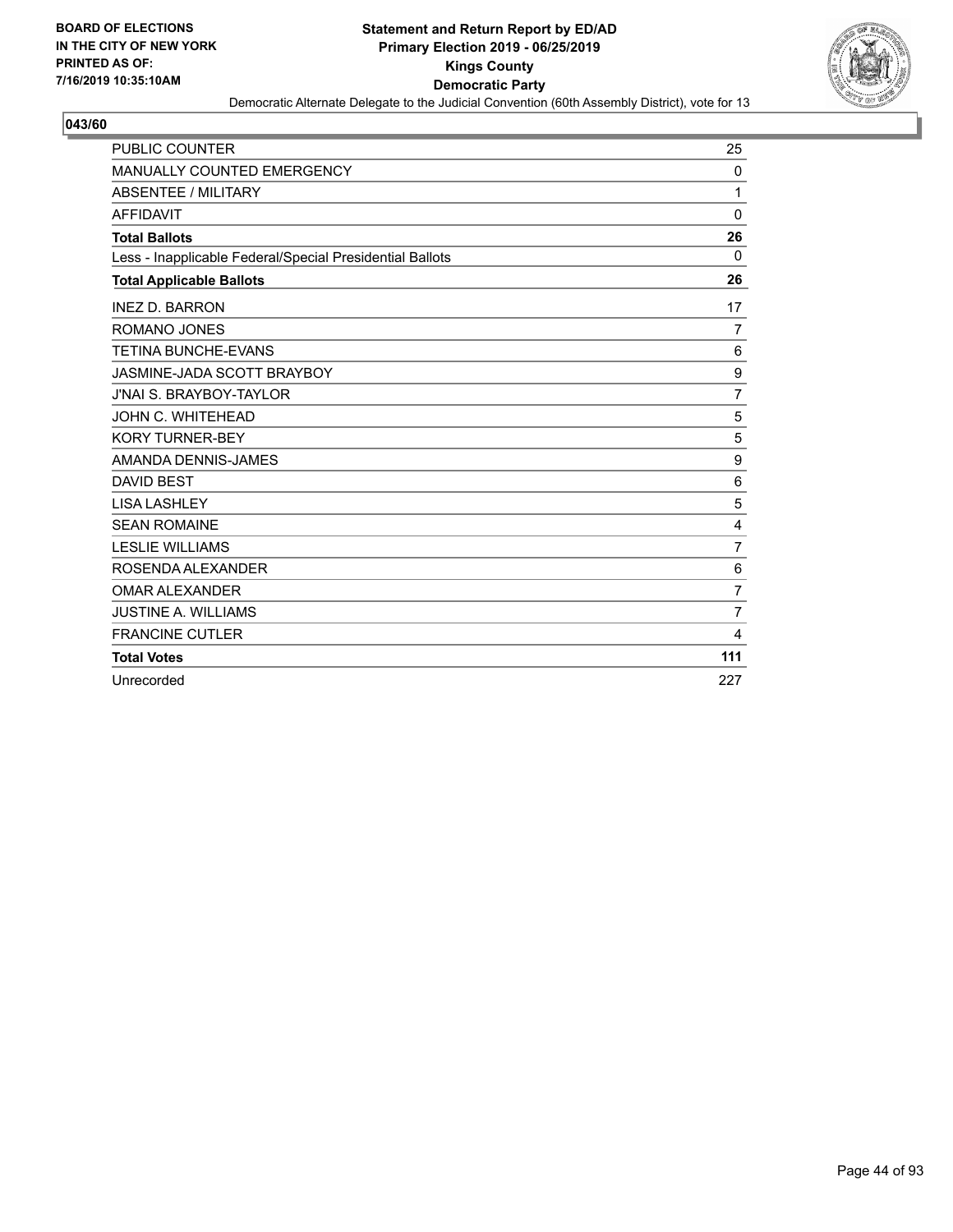BOARD OF ELECTIONS
IN THE CITY OF NEW YORK
PRINTED AS OF:
7/16/2019 10:35:10AM

**Statement and Return Report by ED/AD**
**Primary Election 2019 - 06/25/2019**
**Kings County**
**Democratic Party**
Democratic Alternate Delegate to the Judicial Convention (60th Assembly District), vote for 13

**043/60**

| | |
|---|---|
| PUBLIC COUNTER | 25 |
| MANUALLY COUNTED EMERGENCY | 0 |
| ABSENTEE / MILITARY | 1 |
| AFFIDAVIT | 0 |
| **Total Ballots** | **26** |
| Less - Inapplicable Federal/Special Presidential Ballots | 0 |
| **Total Applicable Ballots** | **26** |
| INEZ D. BARRON | 17 |
| ROMANO JONES | 7 |
| TETINA BUNCHE-EVANS | 6 |
| JASMINE-JADA SCOTT BRAYBOY | 9 |
| J'NAI S. BRAYBOY-TAYLOR | 7 |
| JOHN C. WHITEHEAD | 5 |
| KORY TURNER-BEY | 5 |
| AMANDA DENNIS-JAMES | 9 |
| DAVID BEST | 6 |
| LISA LASHLEY | 5 |
| SEAN ROMAINE | 4 |
| LESLIE WILLIAMS | 7 |
| ROSENDA ALEXANDER | 6 |
| OMAR ALEXANDER | 7 |
| JUSTINE A. WILLIAMS | 7 |
| FRANCINE CUTLER | 4 |
| **Total Votes** | **111** |
| Unrecorded | 227 |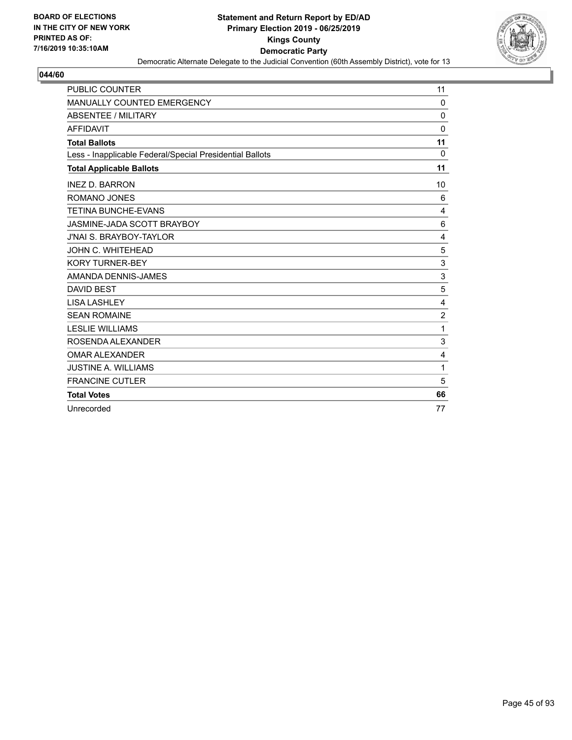**BOARD OF ELECTIONS IN THE CITY OF NEW YORK PRINTED AS OF: 7/16/2019 10:35:10AM**

# Statement and Return Report by ED/AD
## Primary Election 2019 - 06/25/2019
## Kings County
## Democratic Party

Democratic Alternate Delegate to the Judicial Convention (60th Assembly District), vote for 13

### 044/60

| | |
|---|---|
| PUBLIC COUNTER | 11 |
| MANUALLY COUNTED EMERGENCY | 0 |
| ABSENTEE / MILITARY | 0 |
| AFFIDAVIT | 0 |
| **Total Ballots** | **11** |
| Less - Inapplicable Federal/Special Presidential Ballots | 0 |
| **Total Applicable Ballots** | **11** |
| INEZ D. BARRON | 10 |
| ROMANO JONES | 6 |
| TETINA BUNCHE-EVANS | 4 |
| JASMINE-JADA SCOTT BRAYBOY | 6 |
| J'NAI S. BRAYBOY-TAYLOR | 4 |
| JOHN C. WHITEHEAD | 5 |
| KORY TURNER-BEY | 3 |
| AMANDA DENNIS-JAMES | 3 |
| DAVID BEST | 5 |
| LISA LASHLEY | 4 |
| SEAN ROMAINE | 2 |
| LESLIE WILLIAMS | 1 |
| ROSENDA ALEXANDER | 3 |
| OMAR ALEXANDER | 4 |
| JUSTINE A. WILLIAMS | 1 |
| FRANCINE CUTLER | 5 |
| **Total Votes** | **66** |
| Unrecorded | 77 |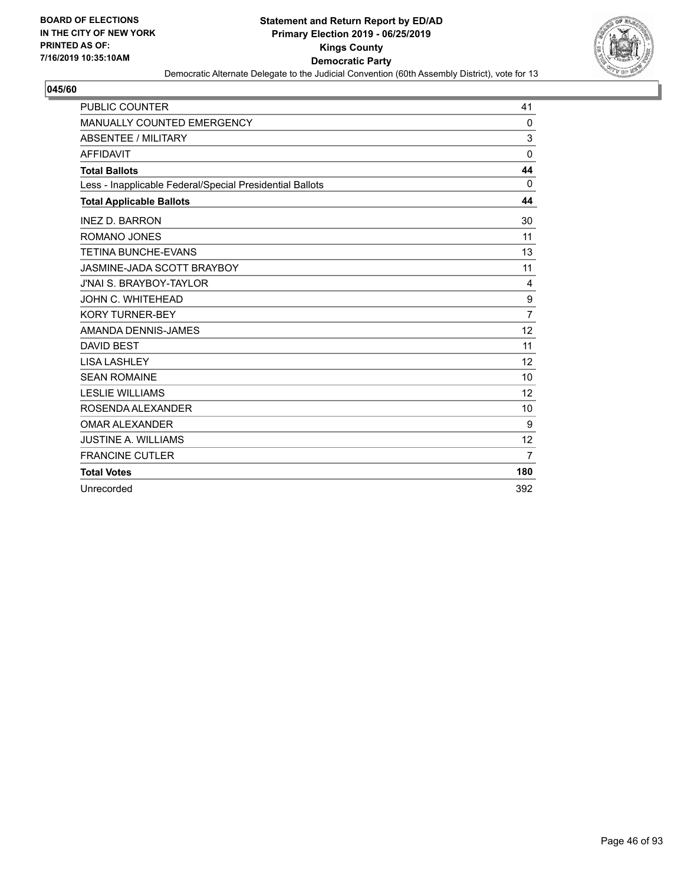BOARD OF ELECTIONS
IN THE CITY OF NEW YORK
PRINTED AS OF:
7/16/2019 10:35:10AM

**Statement and Return Report by ED/AD**
**Primary Election 2019 - 06/25/2019**
**Kings County**
**Democratic Party**
Democratic Alternate Delegate to the Judicial Convention (60th Assembly District), vote for 13

## 045/60

| | |
|---|---|
| PUBLIC COUNTER | 41 |
| MANUALLY COUNTED EMERGENCY | 0 |
| ABSENTEE / MILITARY | 3 |
| AFFIDAVIT | 0 |
| **Total Ballots** | **44** |
| Less - Inapplicable Federal/Special Presidential Ballots | 0 |
| **Total Applicable Ballots** | **44** |
| INEZ D. BARRON | 30 |
| ROMANO JONES | 11 |
| TETINA BUNCHE-EVANS | 13 |
| JASMINE-JADA SCOTT BRAYBOY | 11 |
| J'NAI S. BRAYBOY-TAYLOR | 4 |
| JOHN C. WHITEHEAD | 9 |
| KORY TURNER-BEY | 7 |
| AMANDA DENNIS-JAMES | 12 |
| DAVID BEST | 11 |
| LISA LASHLEY | 12 |
| SEAN ROMAINE | 10 |
| LESLIE WILLIAMS | 12 |
| ROSENDA ALEXANDER | 10 |
| OMAR ALEXANDER | 9 |
| JUSTINE A. WILLIAMS | 12 |
| FRANCINE CUTLER | 7 |
| **Total Votes** | **180** |
| Unrecorded | 392 |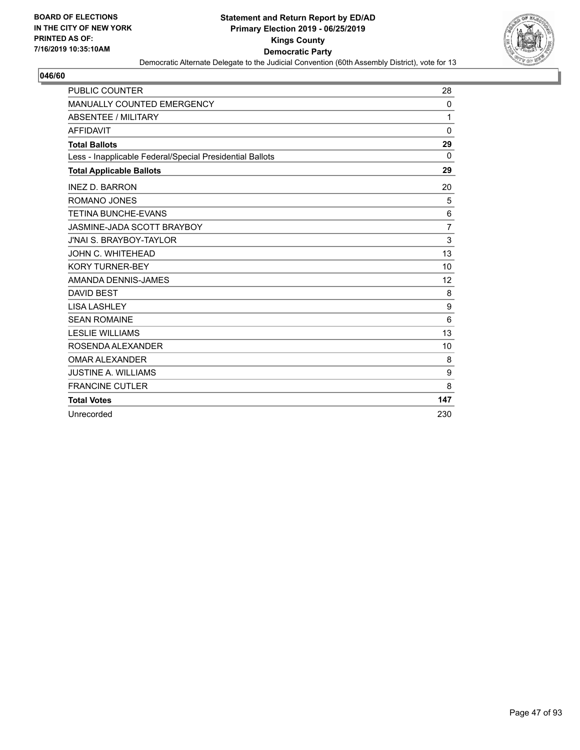**BOARD OF ELECTIONS IN THE CITY OF NEW YORK PRINTED AS OF: 7/16/2019 10:35:10AM**

# Statement and Return Report by ED/AD
## Primary Election 2019 - 06/25/2019
## Kings County
## Democratic Party

Democratic Alternate Delegate to the Judicial Convention (60th Assembly District), vote for 13

### 046/60

| | |
|---|---|
| PUBLIC COUNTER | 28 |
| MANUALLY COUNTED EMERGENCY | 0 |
| ABSENTEE / MILITARY | 1 |
| AFFIDAVIT | 0 |
| **Total Ballots** | **29** |
| Less - Inapplicable Federal/Special Presidential Ballots | 0 |
| **Total Applicable Ballots** | **29** |
| INEZ D. BARRON | 20 |
| ROMANO JONES | 5 |
| TETINA BUNCHE-EVANS | 6 |
| JASMINE-JADA SCOTT BRAYBOY | 7 |
| J'NAI S. BRAYBOY-TAYLOR | 3 |
| JOHN C. WHITEHEAD | 13 |
| KORY TURNER-BEY | 10 |
| AMANDA DENNIS-JAMES | 12 |
| DAVID BEST | 8 |
| LISA LASHLEY | 9 |
| SEAN ROMAINE | 6 |
| LESLIE WILLIAMS | 13 |
| ROSENDA ALEXANDER | 10 |
| OMAR ALEXANDER | 8 |
| JUSTINE A. WILLIAMS | 9 |
| FRANCINE CUTLER | 8 |
| **Total Votes** | **147** |
| Unrecorded | 230 |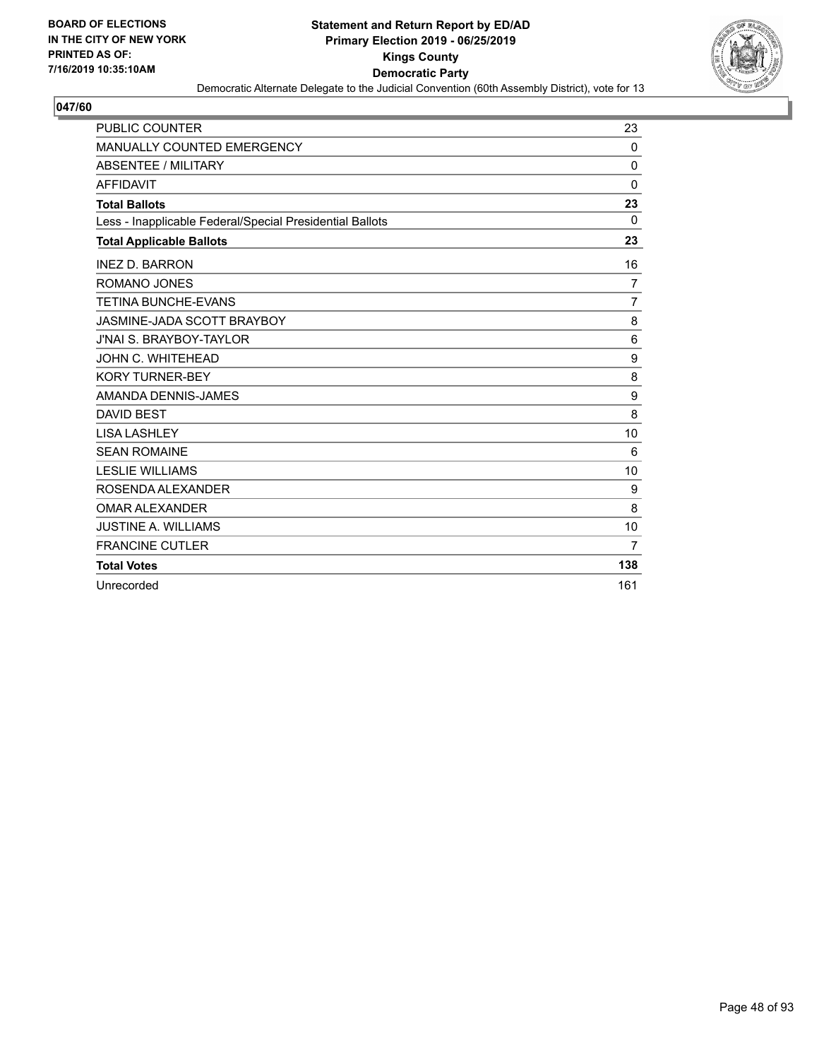BOARD OF ELECTIONS
IN THE CITY OF NEW YORK
PRINTED AS OF:
7/16/2019 10:35:10AM

**Statement and Return Report by ED/AD**
**Primary Election 2019 - 06/25/2019**
**Kings County**
**Democratic Party**
Democratic Alternate Delegate to the Judicial Convention (60th Assembly District), vote for 13

**047/60**

| | |
|---|---|
| PUBLIC COUNTER | 23 |
| MANUALLY COUNTED EMERGENCY | 0 |
| ABSENTEE / MILITARY | 0 |
| AFFIDAVIT | 0 |
| **Total Ballots** | **23** |
| Less - Inapplicable Federal/Special Presidential Ballots | 0 |
| **Total Applicable Ballots** | **23** |
| INEZ D. BARRON | 16 |
| ROMANO JONES | 7 |
| TETINA BUNCHE-EVANS | 7 |
| JASMINE-JADA SCOTT BRAYBOY | 8 |
| J'NAI S. BRAYBOY-TAYLOR | 6 |
| JOHN C. WHITEHEAD | 9 |
| KORY TURNER-BEY | 8 |
| AMANDA DENNIS-JAMES | 9 |
| DAVID BEST | 8 |
| LISA LASHLEY | 10 |
| SEAN ROMAINE | 6 |
| LESLIE WILLIAMS | 10 |
| ROSENDA ALEXANDER | 9 |
| OMAR ALEXANDER | 8 |
| JUSTINE A. WILLIAMS | 10 |
| FRANCINE CUTLER | 7 |
| **Total Votes** | **138** |
| Unrecorded | 161 |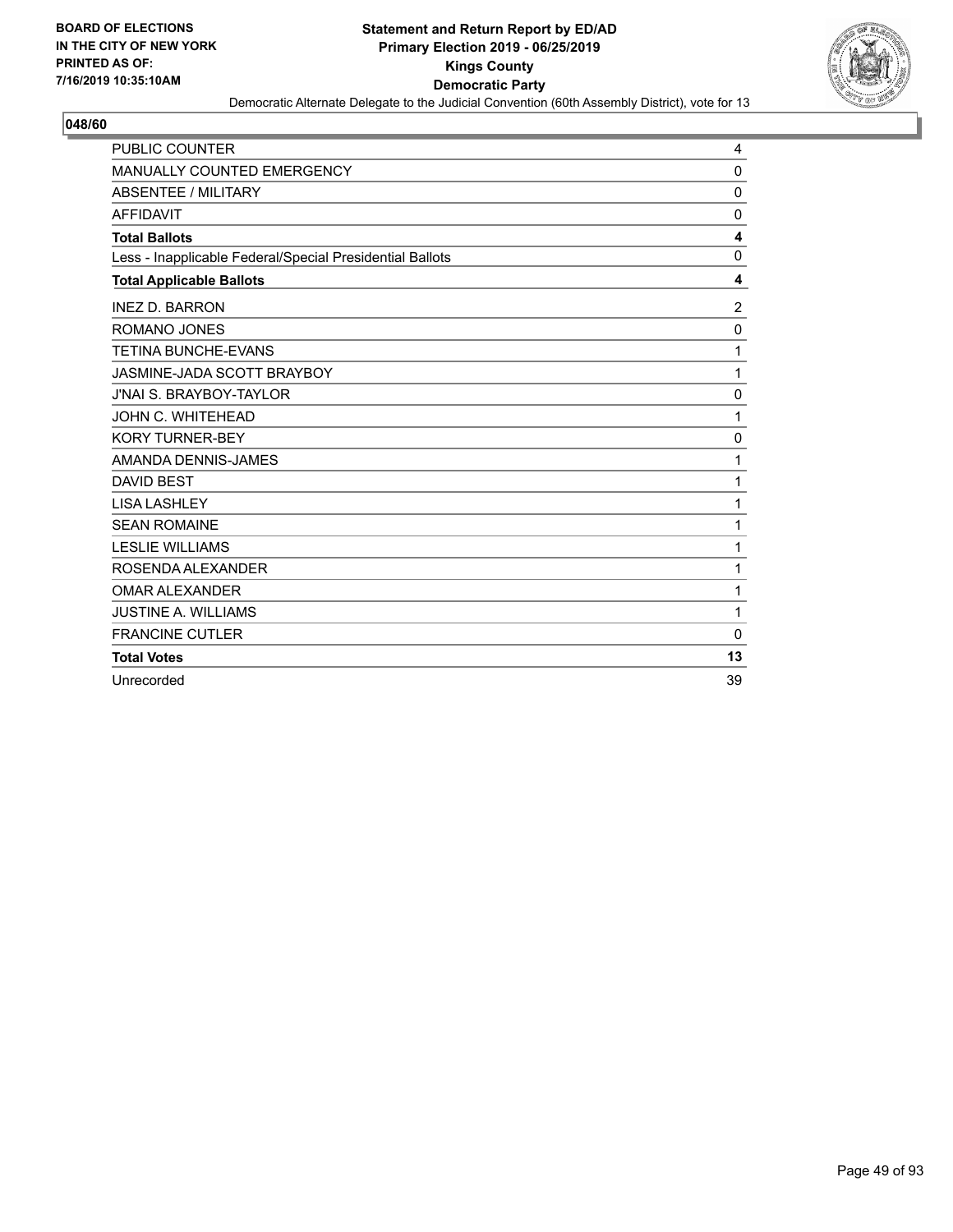BOARD OF ELECTIONS
IN THE CITY OF NEW YORK
PRINTED AS OF:
7/16/2019 10:35:10AM

**Statement and Return Report by ED/AD**
**Primary Election 2019 - 06/25/2019**
**Kings County**
**Democratic Party**
Democratic Alternate Delegate to the Judicial Convention (60th Assembly District), vote for 13

**048/60**

| | |
|---|---|
| PUBLIC COUNTER | 4 |
| MANUALLY COUNTED EMERGENCY | 0 |
| ABSENTEE / MILITARY | 0 |
| AFFIDAVIT | 0 |
| **Total Ballots** | **4** |
| Less - Inapplicable Federal/Special Presidential Ballots | 0 |
| **Total Applicable Ballots** | **4** |
| INEZ D. BARRON | 2 |
| ROMANO JONES | 0 |
| TETINA BUNCHE-EVANS | 1 |
| JASMINE-JADA SCOTT BRAYBOY | 1 |
| J'NAI S. BRAYBOY-TAYLOR | 0 |
| JOHN C. WHITEHEAD | 1 |
| KORY TURNER-BEY | 0 |
| AMANDA DENNIS-JAMES | 1 |
| DAVID BEST | 1 |
| LISA LASHLEY | 1 |
| SEAN ROMAINE | 1 |
| LESLIE WILLIAMS | 1 |
| ROSENDA ALEXANDER | 1 |
| OMAR ALEXANDER | 1 |
| JUSTINE A. WILLIAMS | 1 |
| FRANCINE CUTLER | 0 |
| **Total Votes** | **13** |
| Unrecorded | 39 |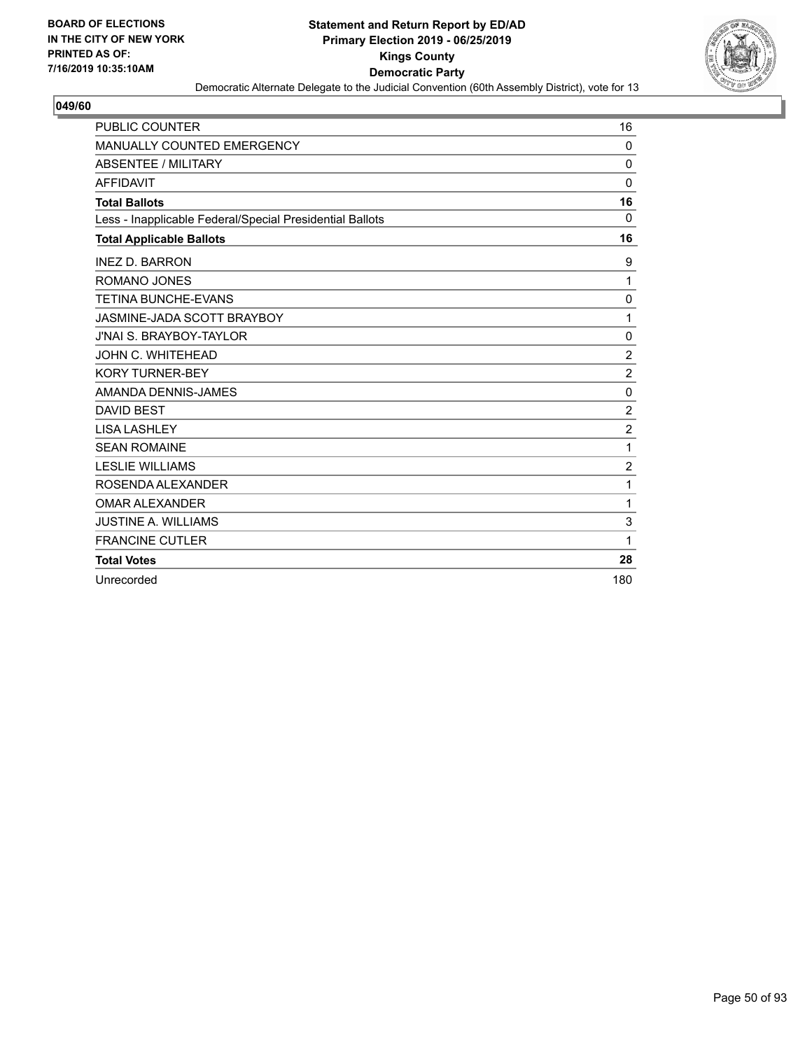BOARD OF ELECTIONS
IN THE CITY OF NEW YORK
PRINTED AS OF:
7/16/2019 10:35:10AM

**Statement and Return Report by ED/AD**
**Primary Election 2019 - 06/25/2019**
**Kings County**
**Democratic Party**
Democratic Alternate Delegate to the Judicial Convention (60th Assembly District), vote for 13

## 049/60

| | |
|---|---|
| PUBLIC COUNTER | 16 |
| MANUALLY COUNTED EMERGENCY | 0 |
| ABSENTEE / MILITARY | 0 |
| AFFIDAVIT | 0 |
| **Total Ballots** | **16** |
| Less - Inapplicable Federal/Special Presidential Ballots | 0 |
| **Total Applicable Ballots** | **16** |
| INEZ D. BARRON | 9 |
| ROMANO JONES | 1 |
| TETINA BUNCHE-EVANS | 0 |
| JASMINE-JADA SCOTT BRAYBOY | 1 |
| J'NAI S. BRAYBOY-TAYLOR | 0 |
| JOHN C. WHITEHEAD | 2 |
| KORY TURNER-BEY | 2 |
| AMANDA DENNIS-JAMES | 0 |
| DAVID BEST | 2 |
| LISA LASHLEY | 2 |
| SEAN ROMAINE | 1 |
| LESLIE WILLIAMS | 2 |
| ROSENDA ALEXANDER | 1 |
| OMAR ALEXANDER | 1 |
| JUSTINE A. WILLIAMS | 3 |
| FRANCINE CUTLER | 1 |
| **Total Votes** | **28** |
| Unrecorded | 180 |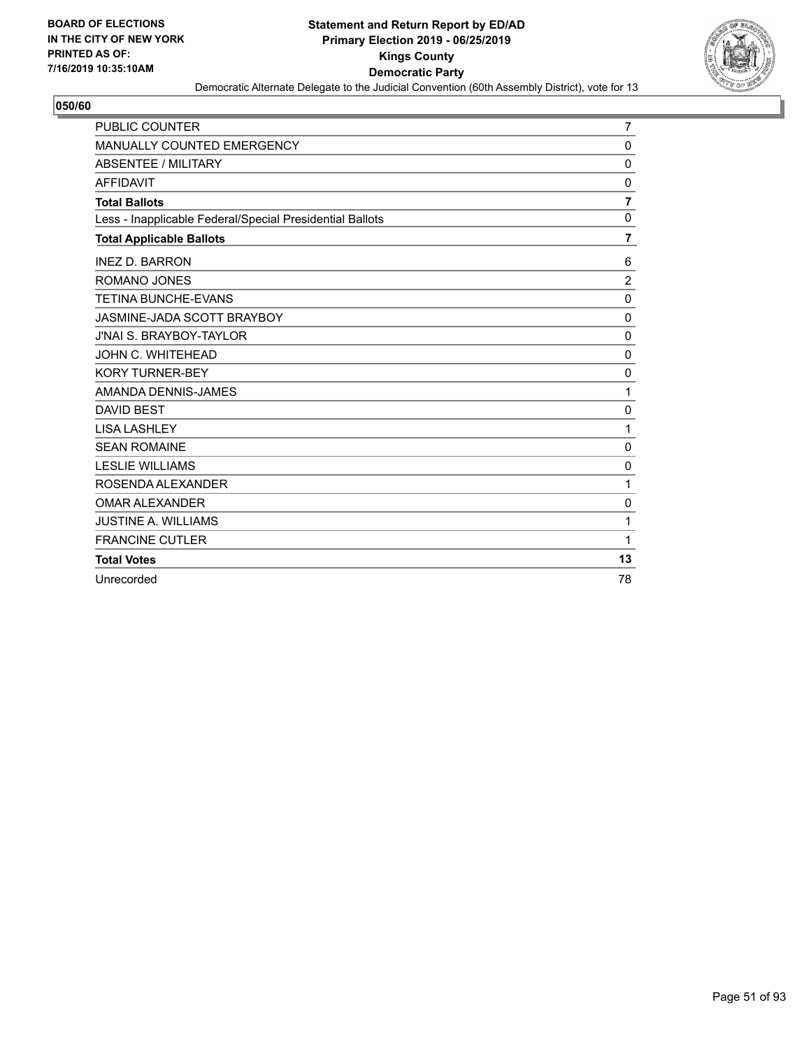BOARD OF ELECTIONS
IN THE CITY OF NEW YORK
PRINTED AS OF:
7/16/2019 10:35:10AM

**Statement and Return Report by ED/AD**
**Primary Election 2019 - 06/25/2019**
**Kings County**
**Democratic Party**
Democratic Alternate Delegate to the Judicial Convention (60th Assembly District), vote for 13

**050/60**

| | |
|---|---|
| PUBLIC COUNTER | 7 |
| MANUALLY COUNTED EMERGENCY | 0 |
| ABSENTEE / MILITARY | 0 |
| AFFIDAVIT | 0 |
| **Total Ballots** | **7** |
| Less - Inapplicable Federal/Special Presidential Ballots | 0 |
| **Total Applicable Ballots** | **7** |
| INEZ D. BARRON | 6 |
| ROMANO JONES | 2 |
| TETINA BUNCHE-EVANS | 0 |
| JASMINE-JADA SCOTT BRAYBOY | 0 |
| J'NAI S. BRAYBOY-TAYLOR | 0 |
| JOHN C. WHITEHEAD | 0 |
| KORY TURNER-BEY | 0 |
| AMANDA DENNIS-JAMES | 1 |
| DAVID BEST | 0 |
| LISA LASHLEY | 1 |
| SEAN ROMAINE | 0 |
| LESLIE WILLIAMS | 0 |
| ROSENDA ALEXANDER | 1 |
| OMAR ALEXANDER | 0 |
| JUSTINE A. WILLIAMS | 1 |
| FRANCINE CUTLER | 1 |
| **Total Votes** | **13** |
| Unrecorded | 78 |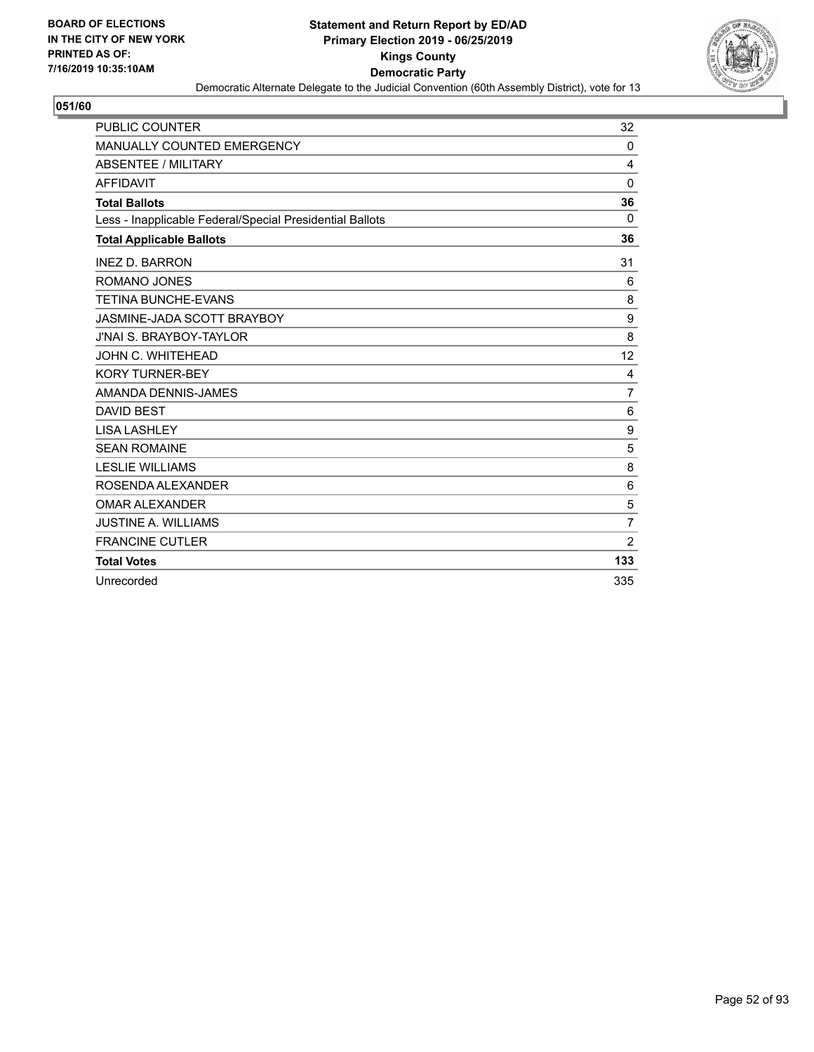BOARD OF ELECTIONS
IN THE CITY OF NEW YORK
PRINTED AS OF:
7/16/2019 10:35:10AM

**Statement and Return Report by ED/AD**
**Primary Election 2019 - 06/25/2019**
**Kings County**
**Democratic Party**
Democratic Alternate Delegate to the Judicial Convention (60th Assembly District), vote for 13

## 051/60

| | |
|---|---|
| PUBLIC COUNTER | 32 |
| MANUALLY COUNTED EMERGENCY | 0 |
| ABSENTEE / MILITARY | 4 |
| AFFIDAVIT | 0 |
| **Total Ballots** | **36** |
| Less - Inapplicable Federal/Special Presidential Ballots | 0 |
| **Total Applicable Ballots** | **36** |
| INEZ D. BARRON | 31 |
| ROMANO JONES | 6 |
| TETINA BUNCHE-EVANS | 8 |
| JASMINE-JADA SCOTT BRAYBOY | 9 |
| J'NAI S. BRAYBOY-TAYLOR | 8 |
| JOHN C. WHITEHEAD | 12 |
| KORY TURNER-BEY | 4 |
| AMANDA DENNIS-JAMES | 7 |
| DAVID BEST | 6 |
| LISA LASHLEY | 9 |
| SEAN ROMAINE | 5 |
| LESLIE WILLIAMS | 8 |
| ROSENDA ALEXANDER | 6 |
| OMAR ALEXANDER | 5 |
| JUSTINE A. WILLIAMS | 7 |
| FRANCINE CUTLER | 2 |
| **Total Votes** | **133** |
| Unrecorded | 335 |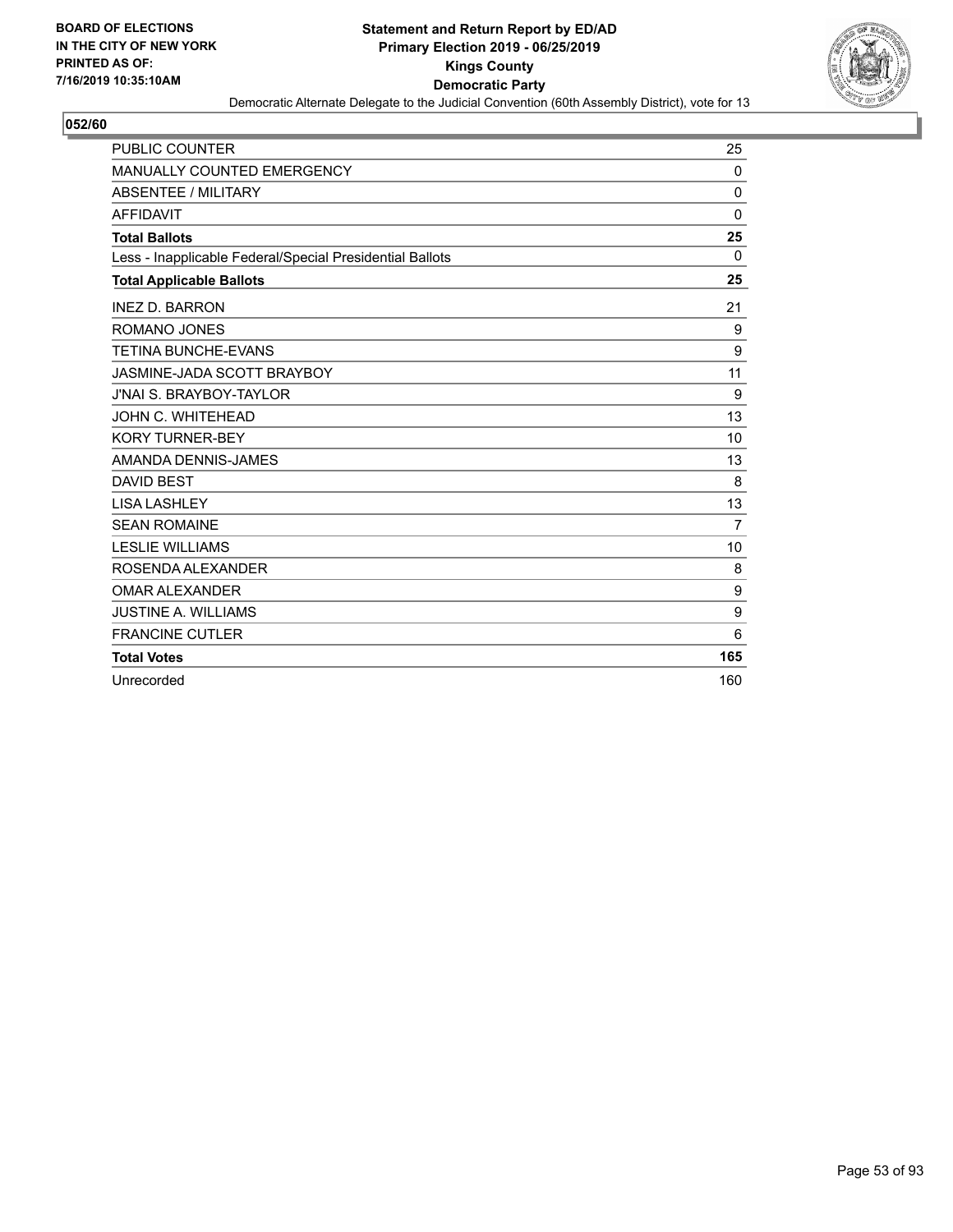BOARD OF ELECTIONS
IN THE CITY OF NEW YORK
PRINTED AS OF:
7/16/2019 10:35:10AM

**Statement and Return Report by ED/AD**
**Primary Election 2019 - 06/25/2019**
**Kings County**
**Democratic Party**
Democratic Alternate Delegate to the Judicial Convention (60th Assembly District), vote for 13

**052/60**

| | |
|---|---|
| PUBLIC COUNTER | 25 |
| MANUALLY COUNTED EMERGENCY | 0 |
| ABSENTEE / MILITARY | 0 |
| AFFIDAVIT | 0 |
| **Total Ballots** | **25** |
| Less - Inapplicable Federal/Special Presidential Ballots | 0 |
| **Total Applicable Ballots** | **25** |
| INEZ D. BARRON | 21 |
| ROMANO JONES | 9 |
| TETINA BUNCHE-EVANS | 9 |
| JASMINE-JADA SCOTT BRAYBOY | 11 |
| J'NAI S. BRAYBOY-TAYLOR | 9 |
| JOHN C. WHITEHEAD | 13 |
| KORY TURNER-BEY | 10 |
| AMANDA DENNIS-JAMES | 13 |
| DAVID BEST | 8 |
| LISA LASHLEY | 13 |
| SEAN ROMAINE | 7 |
| LESLIE WILLIAMS | 10 |
| ROSENDA ALEXANDER | 8 |
| OMAR ALEXANDER | 9 |
| JUSTINE A. WILLIAMS | 9 |
| FRANCINE CUTLER | 6 |
| **Total Votes** | **165** |
| Unrecorded | 160 |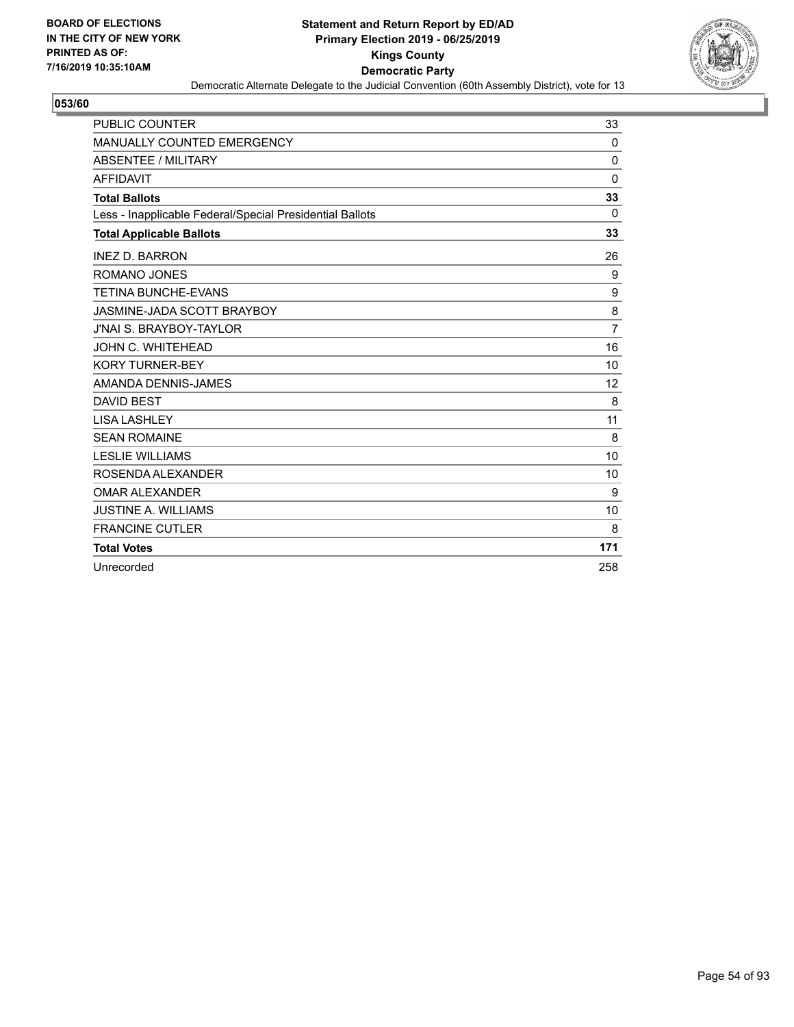BOARD OF ELECTIONS
IN THE CITY OF NEW YORK
PRINTED AS OF:
7/16/2019 10:35:10AM

**Statement and Return Report by ED/AD**
**Primary Election 2019 - 06/25/2019**
**Kings County**
**Democratic Party**
Democratic Alternate Delegate to the Judicial Convention (60th Assembly District), vote for 13

## 053/60

| | |
|---|---|
| PUBLIC COUNTER | 33 |
| MANUALLY COUNTED EMERGENCY | 0 |
| ABSENTEE / MILITARY | 0 |
| AFFIDAVIT | 0 |
| **Total Ballots** | **33** |
| Less - Inapplicable Federal/Special Presidential Ballots | 0 |
| **Total Applicable Ballots** | **33** |
| INEZ D. BARRON | 26 |
| ROMANO JONES | 9 |
| TETINA BUNCHE-EVANS | 9 |
| JASMINE-JADA SCOTT BRAYBOY | 8 |
| J'NAI S. BRAYBOY-TAYLOR | 7 |
| JOHN C. WHITEHEAD | 16 |
| KORY TURNER-BEY | 10 |
| AMANDA DENNIS-JAMES | 12 |
| DAVID BEST | 8 |
| LISA LASHLEY | 11 |
| SEAN ROMAINE | 8 |
| LESLIE WILLIAMS | 10 |
| ROSENDA ALEXANDER | 10 |
| OMAR ALEXANDER | 9 |
| JUSTINE A. WILLIAMS | 10 |
| FRANCINE CUTLER | 8 |
| **Total Votes** | **171** |
| Unrecorded | 258 |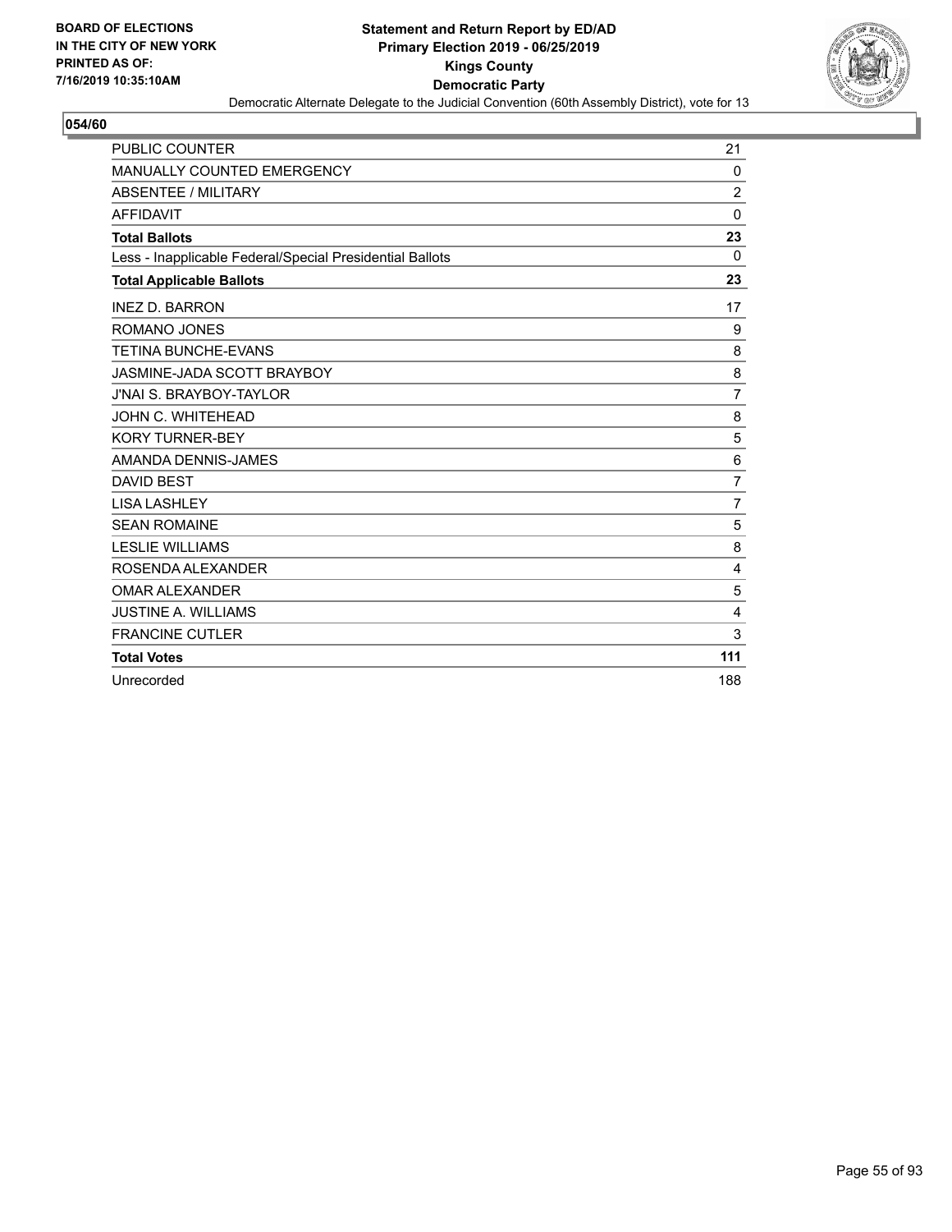BOARD OF ELECTIONS
IN THE CITY OF NEW YORK
PRINTED AS OF:
7/16/2019 10:35:10AM

**Statement and Return Report by ED/AD**
**Primary Election 2019 - 06/25/2019**
**Kings County**
**Democratic Party**
Democratic Alternate Delegate to the Judicial Convention (60th Assembly District), vote for 13

## 054/60

| | |
|---|---|
| PUBLIC COUNTER | 21 |
| MANUALLY COUNTED EMERGENCY | 0 |
| ABSENTEE / MILITARY | 2 |
| AFFIDAVIT | 0 |
| **Total Ballots** | **23** |
| Less - Inapplicable Federal/Special Presidential Ballots | 0 |
| **Total Applicable Ballots** | **23** |
| INEZ D. BARRON | 17 |
| ROMANO JONES | 9 |
| TETINA BUNCHE-EVANS | 8 |
| JASMINE-JADA SCOTT BRAYBOY | 8 |
| J'NAI S. BRAYBOY-TAYLOR | 7 |
| JOHN C. WHITEHEAD | 8 |
| KORY TURNER-BEY | 5 |
| AMANDA DENNIS-JAMES | 6 |
| DAVID BEST | 7 |
| LISA LASHLEY | 7 |
| SEAN ROMAINE | 5 |
| LESLIE WILLIAMS | 8 |
| ROSENDA ALEXANDER | 4 |
| OMAR ALEXANDER | 5 |
| JUSTINE A. WILLIAMS | 4 |
| FRANCINE CUTLER | 3 |
| **Total Votes** | **111** |
| Unrecorded | 188 |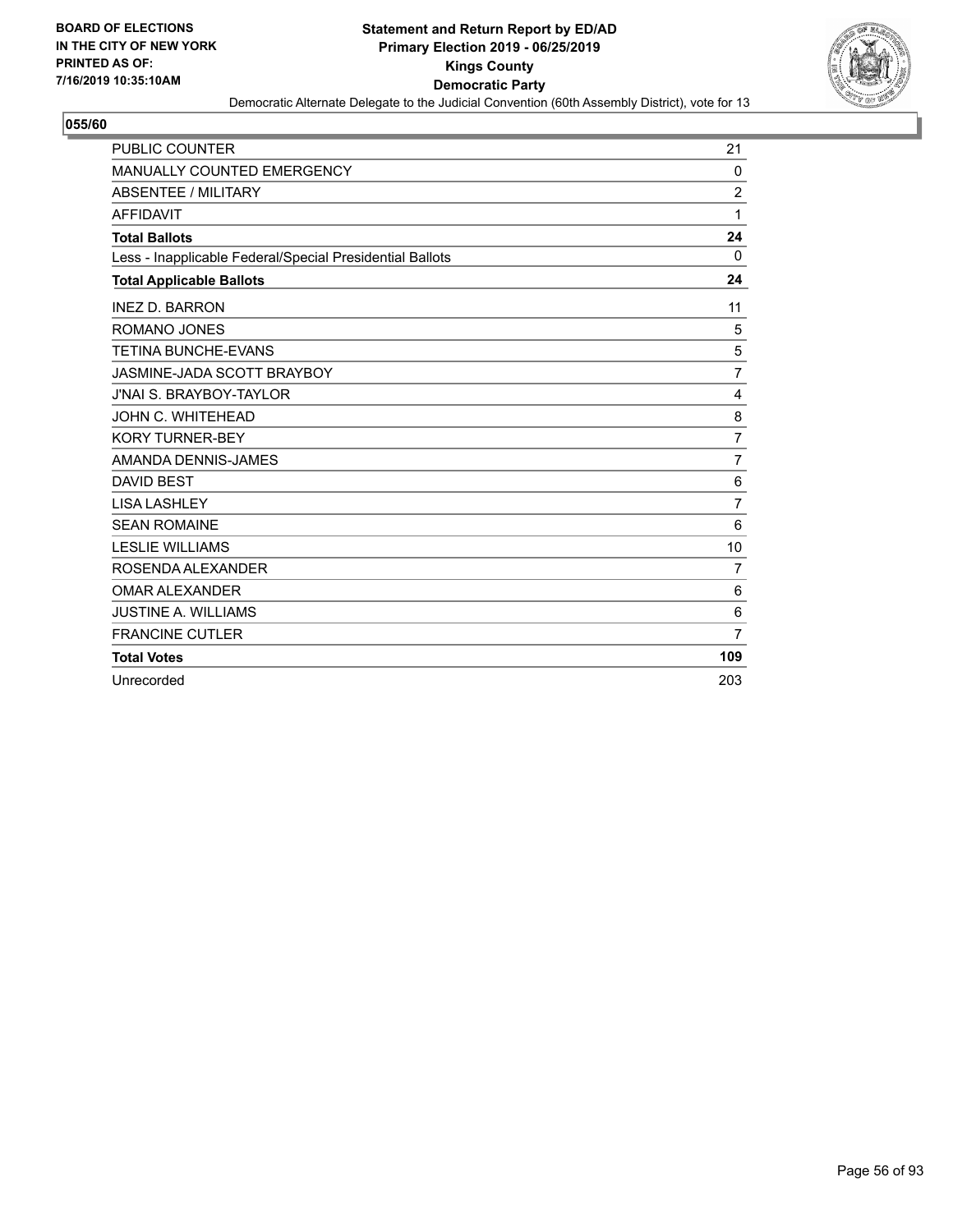BOARD OF ELECTIONS
IN THE CITY OF NEW YORK
PRINTED AS OF:
7/16/2019 10:35:10AM

**Statement and Return Report by ED/AD**
**Primary Election 2019 - 06/25/2019**
**Kings County**
**Democratic Party**
Democratic Alternate Delegate to the Judicial Convention (60th Assembly District), vote for 13

**055/60**

| | |
|---|---|
| PUBLIC COUNTER | 21 |
| MANUALLY COUNTED EMERGENCY | 0 |
| ABSENTEE / MILITARY | 2 |
| AFFIDAVIT | 1 |
| **Total Ballots** | **24** |
| Less - Inapplicable Federal/Special Presidential Ballots | 0 |
| **Total Applicable Ballots** | **24** |
| INEZ D. BARRON | 11 |
| ROMANO JONES | 5 |
| TETINA BUNCHE-EVANS | 5 |
| JASMINE-JADA SCOTT BRAYBOY | 7 |
| J'NAI S. BRAYBOY-TAYLOR | 4 |
| JOHN C. WHITEHEAD | 8 |
| KORY TURNER-BEY | 7 |
| AMANDA DENNIS-JAMES | 7 |
| DAVID BEST | 6 |
| LISA LASHLEY | 7 |
| SEAN ROMAINE | 6 |
| LESLIE WILLIAMS | 10 |
| ROSENDA ALEXANDER | 7 |
| OMAR ALEXANDER | 6 |
| JUSTINE A. WILLIAMS | 6 |
| FRANCINE CUTLER | 7 |
| **Total Votes** | **109** |
| Unrecorded | 203 |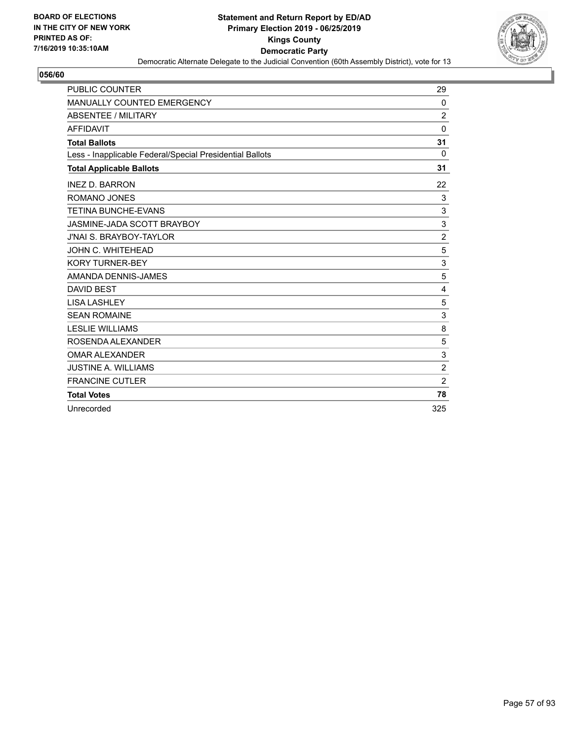BOARD OF ELECTIONS
IN THE CITY OF NEW YORK
PRINTED AS OF:
7/16/2019 10:35:10AM

**Statement and Return Report by ED/AD**
**Primary Election 2019 - 06/25/2019**
**Kings County**
**Democratic Party**
Democratic Alternate Delegate to the Judicial Convention (60th Assembly District), vote for 13

## 056/60

| | |
|---|---|
| PUBLIC COUNTER | 29 |
| MANUALLY COUNTED EMERGENCY | 0 |
| ABSENTEE / MILITARY | 2 |
| AFFIDAVIT | 0 |
| **Total Ballots** | **31** |
| Less - Inapplicable Federal/Special Presidential Ballots | 0 |
| **Total Applicable Ballots** | **31** |
| INEZ D. BARRON | 22 |
| ROMANO JONES | 3 |
| TETINA BUNCHE-EVANS | 3 |
| JASMINE-JADA SCOTT BRAYBOY | 3 |
| J'NAI S. BRAYBOY-TAYLOR | 2 |
| JOHN C. WHITEHEAD | 5 |
| KORY TURNER-BEY | 3 |
| AMANDA DENNIS-JAMES | 5 |
| DAVID BEST | 4 |
| LISA LASHLEY | 5 |
| SEAN ROMAINE | 3 |
| LESLIE WILLIAMS | 8 |
| ROSENDA ALEXANDER | 5 |
| OMAR ALEXANDER | 3 |
| JUSTINE A. WILLIAMS | 2 |
| FRANCINE CUTLER | 2 |
| **Total Votes** | **78** |
| Unrecorded | 325 |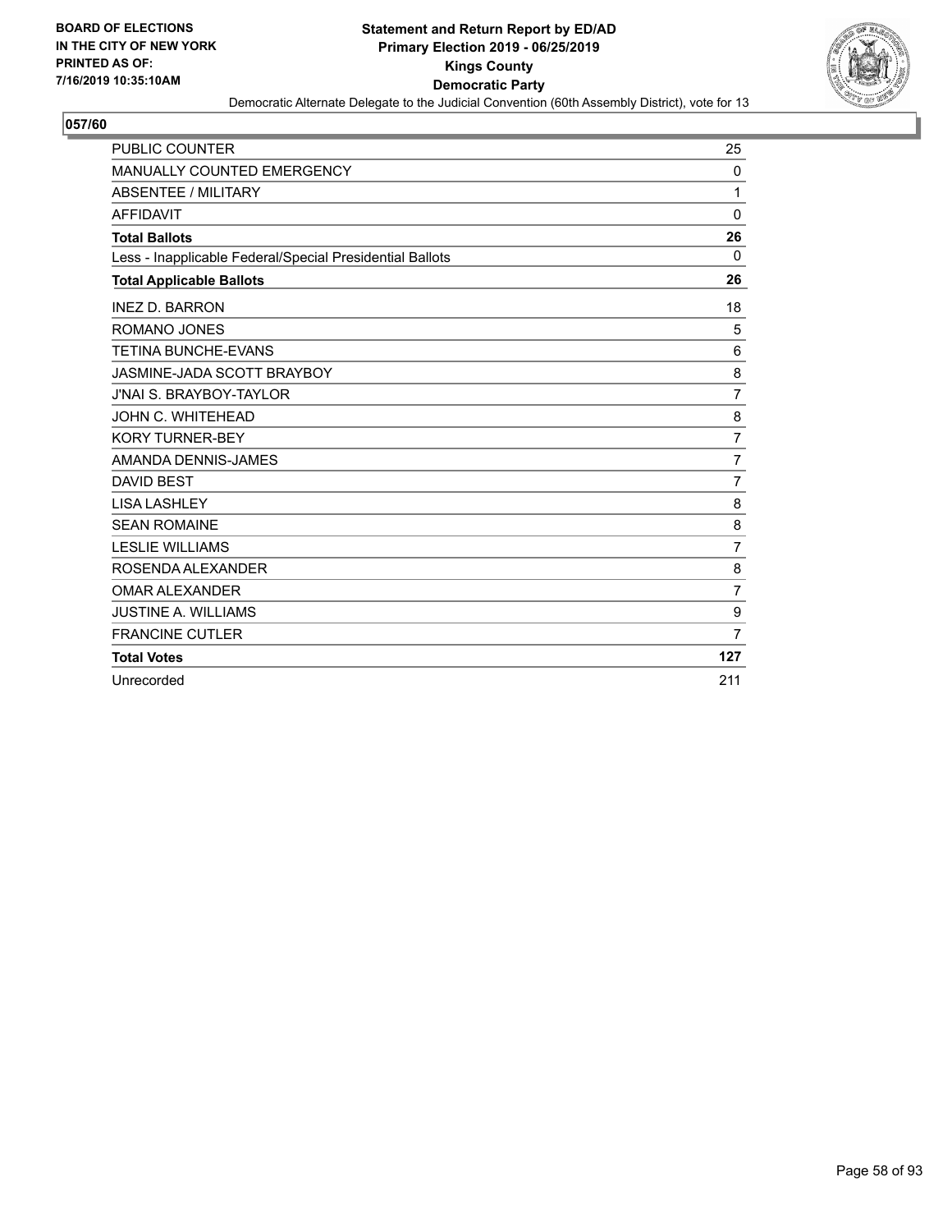**BOARD OF ELECTIONS IN THE CITY OF NEW YORK PRINTED AS OF: 7/16/2019 10:35:10AM**

**Statement and Return Report by ED/AD**
**Primary Election 2019 - 06/25/2019**
**Kings County**
**Democratic Party**
Democratic Alternate Delegate to the Judicial Convention (60th Assembly District), vote for 13

## 057/60

| | |
|---|---|
| PUBLIC COUNTER | 25 |
| MANUALLY COUNTED EMERGENCY | 0 |
| ABSENTEE / MILITARY | 1 |
| AFFIDAVIT | 0 |
| **Total Ballots** | **26** |
| Less - Inapplicable Federal/Special Presidential Ballots | 0 |
| **Total Applicable Ballots** | **26** |
| INEZ D. BARRON | 18 |
| ROMANO JONES | 5 |
| TETINA BUNCHE-EVANS | 6 |
| JASMINE-JADA SCOTT BRAYBOY | 8 |
| J'NAI S. BRAYBOY-TAYLOR | 7 |
| JOHN C. WHITEHEAD | 8 |
| KORY TURNER-BEY | 7 |
| AMANDA DENNIS-JAMES | 7 |
| DAVID BEST | 7 |
| LISA LASHLEY | 8 |
| SEAN ROMAINE | 8 |
| LESLIE WILLIAMS | 7 |
| ROSENDA ALEXANDER | 8 |
| OMAR ALEXANDER | 7 |
| JUSTINE A. WILLIAMS | 9 |
| FRANCINE CUTLER | 7 |
| **Total Votes** | **127** |
| Unrecorded | 211 |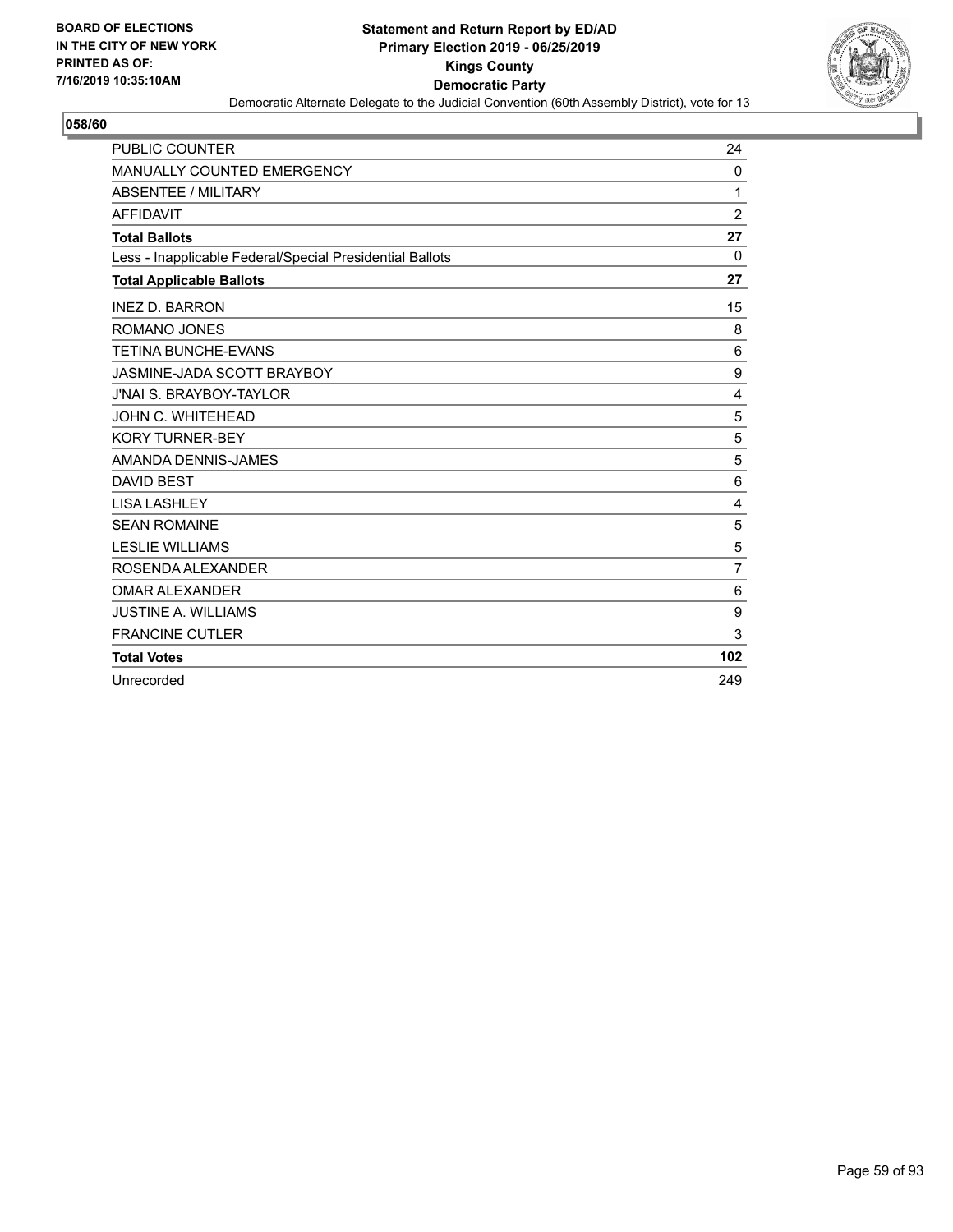BOARD OF ELECTIONS
IN THE CITY OF NEW YORK
PRINTED AS OF:
7/16/2019 10:35:10AM

**Statement and Return Report by ED/AD**
**Primary Election 2019 - 06/25/2019**
**Kings County**
**Democratic Party**
Democratic Alternate Delegate to the Judicial Convention (60th Assembly District), vote for 13

## 058/60

| | |
|---|---|
| PUBLIC COUNTER | 24 |
| MANUALLY COUNTED EMERGENCY | 0 |
| ABSENTEE / MILITARY | 1 |
| AFFIDAVIT | 2 |
| **Total Ballots** | **27** |
| Less - Inapplicable Federal/Special Presidential Ballots | 0 |
| **Total Applicable Ballots** | **27** |
| INEZ D. BARRON | 15 |
| ROMANO JONES | 8 |
| TETINA BUNCHE-EVANS | 6 |
| JASMINE-JADA SCOTT BRAYBOY | 9 |
| J'NAI S. BRAYBOY-TAYLOR | 4 |
| JOHN C. WHITEHEAD | 5 |
| KORY TURNER-BEY | 5 |
| AMANDA DENNIS-JAMES | 5 |
| DAVID BEST | 6 |
| LISA LASHLEY | 4 |
| SEAN ROMAINE | 5 |
| LESLIE WILLIAMS | 5 |
| ROSENDA ALEXANDER | 7 |
| OMAR ALEXANDER | 6 |
| JUSTINE A. WILLIAMS | 9 |
| FRANCINE CUTLER | 3 |
| **Total Votes** | **102** |
| Unrecorded | 249 |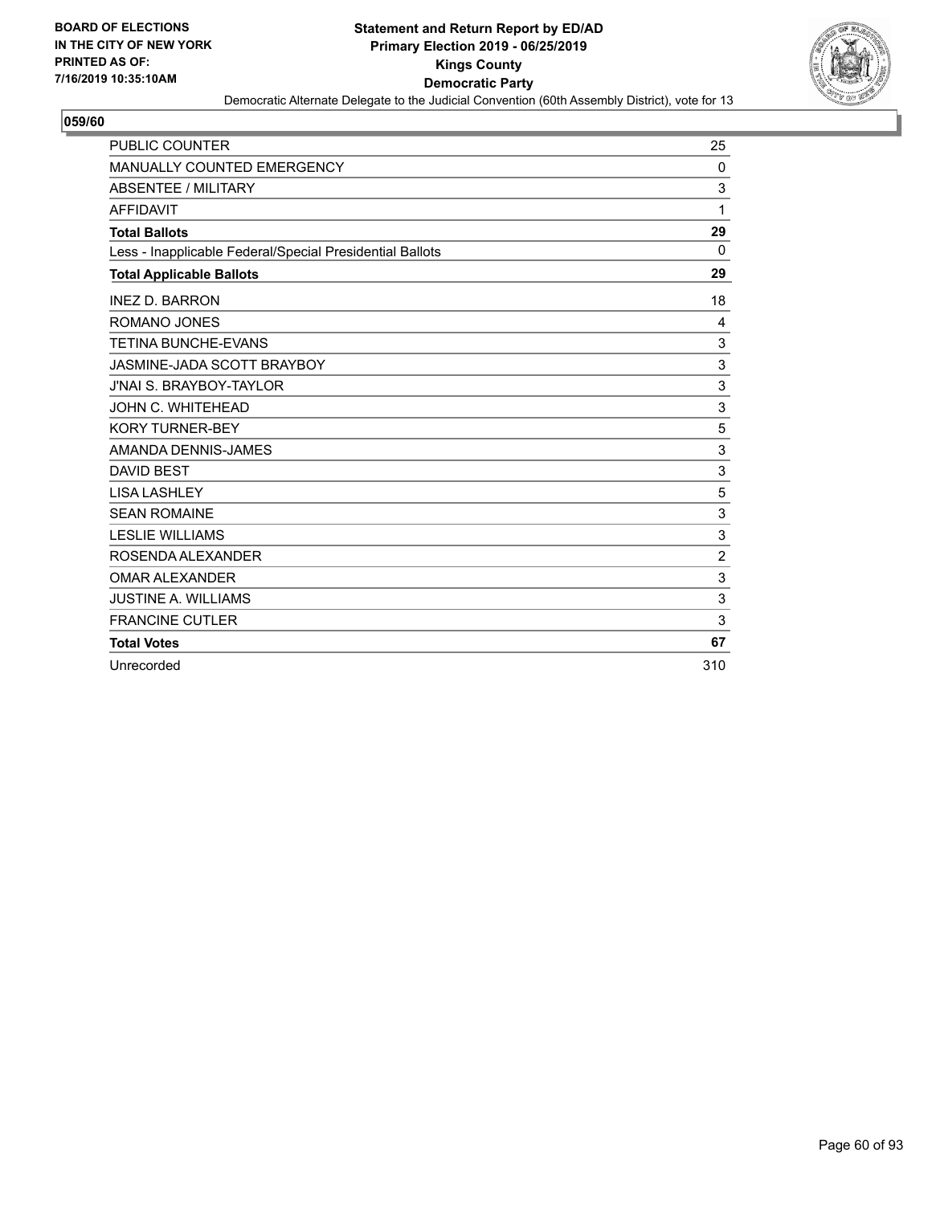BOARD OF ELECTIONS
IN THE CITY OF NEW YORK
PRINTED AS OF:
7/16/2019 10:35:10AM

**Statement and Return Report by ED/AD**
**Primary Election 2019 - 06/25/2019**
**Kings County**
**Democratic Party**
Democratic Alternate Delegate to the Judicial Convention (60th Assembly District), vote for 13

## 059/60

| | |
|---|---|
| PUBLIC COUNTER | 25 |
| MANUALLY COUNTED EMERGENCY | 0 |
| ABSENTEE / MILITARY | 3 |
| AFFIDAVIT | 1 |
| **Total Ballots** | **29** |
| Less - Inapplicable Federal/Special Presidential Ballots | 0 |
| **Total Applicable Ballots** | **29** |
| INEZ D. BARRON | 18 |
| ROMANO JONES | 4 |
| TETINA BUNCHE-EVANS | 3 |
| JASMINE-JADA SCOTT BRAYBOY | 3 |
| J'NAI S. BRAYBOY-TAYLOR | 3 |
| JOHN C. WHITEHEAD | 3 |
| KORY TURNER-BEY | 5 |
| AMANDA DENNIS-JAMES | 3 |
| DAVID BEST | 3 |
| LISA LASHLEY | 5 |
| SEAN ROMAINE | 3 |
| LESLIE WILLIAMS | 3 |
| ROSENDA ALEXANDER | 2 |
| OMAR ALEXANDER | 3 |
| JUSTINE A. WILLIAMS | 3 |
| FRANCINE CUTLER | 3 |
| **Total Votes** | **67** |
| Unrecorded | 310 |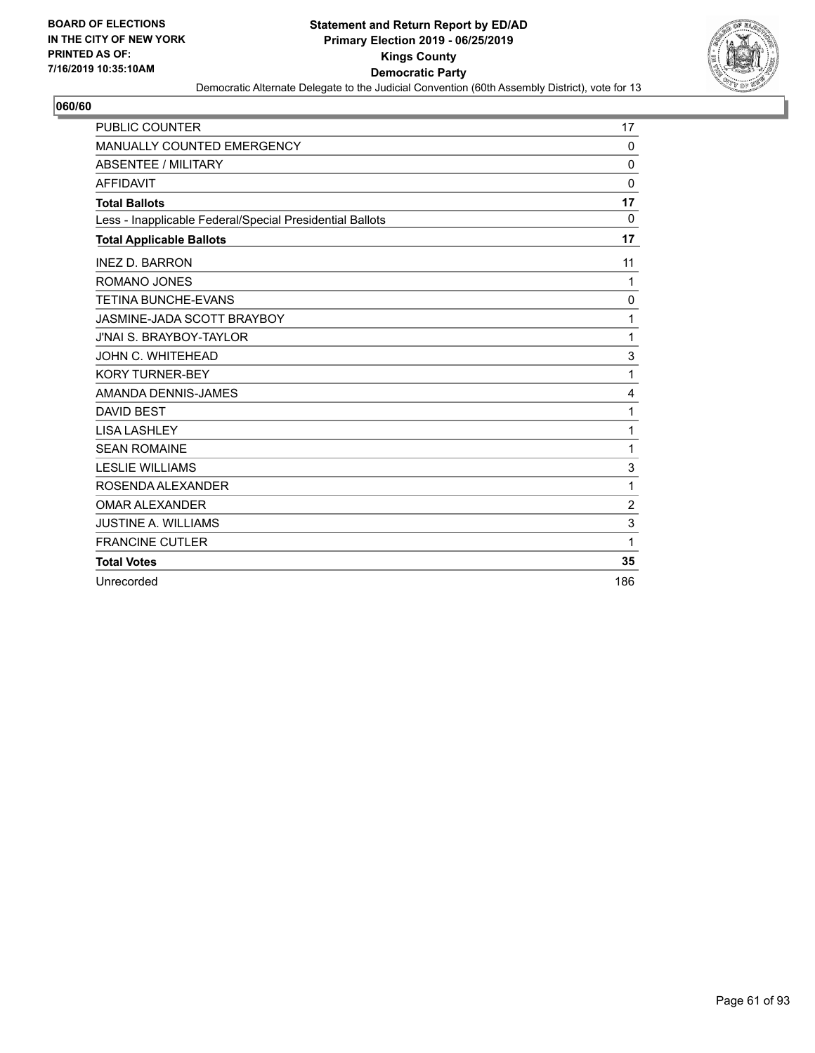BOARD OF ELECTIONS
IN THE CITY OF NEW YORK
PRINTED AS OF:
7/16/2019 10:35:10AM

**Statement and Return Report by ED/AD**
**Primary Election 2019 - 06/25/2019**
**Kings County**
**Democratic Party**
Democratic Alternate Delegate to the Judicial Convention (60th Assembly District), vote for 13

## 060/60

| | |
|---|---|
| PUBLIC COUNTER | 17 |
| MANUALLY COUNTED EMERGENCY | 0 |
| ABSENTEE / MILITARY | 0 |
| AFFIDAVIT | 0 |
| **Total Ballots** | **17** |
| Less - Inapplicable Federal/Special Presidential Ballots | 0 |
| **Total Applicable Ballots** | **17** |
| INEZ D. BARRON | 11 |
| ROMANO JONES | 1 |
| TETINA BUNCHE-EVANS | 0 |
| JASMINE-JADA SCOTT BRAYBOY | 1 |
| J'NAI S. BRAYBOY-TAYLOR | 1 |
| JOHN C. WHITEHEAD | 3 |
| KORY TURNER-BEY | 1 |
| AMANDA DENNIS-JAMES | 4 |
| DAVID BEST | 1 |
| LISA LASHLEY | 1 |
| SEAN ROMAINE | 1 |
| LESLIE WILLIAMS | 3 |
| ROSENDA ALEXANDER | 1 |
| OMAR ALEXANDER | 2 |
| JUSTINE A. WILLIAMS | 3 |
| FRANCINE CUTLER | 1 |
| **Total Votes** | **35** |
| Unrecorded | 186 |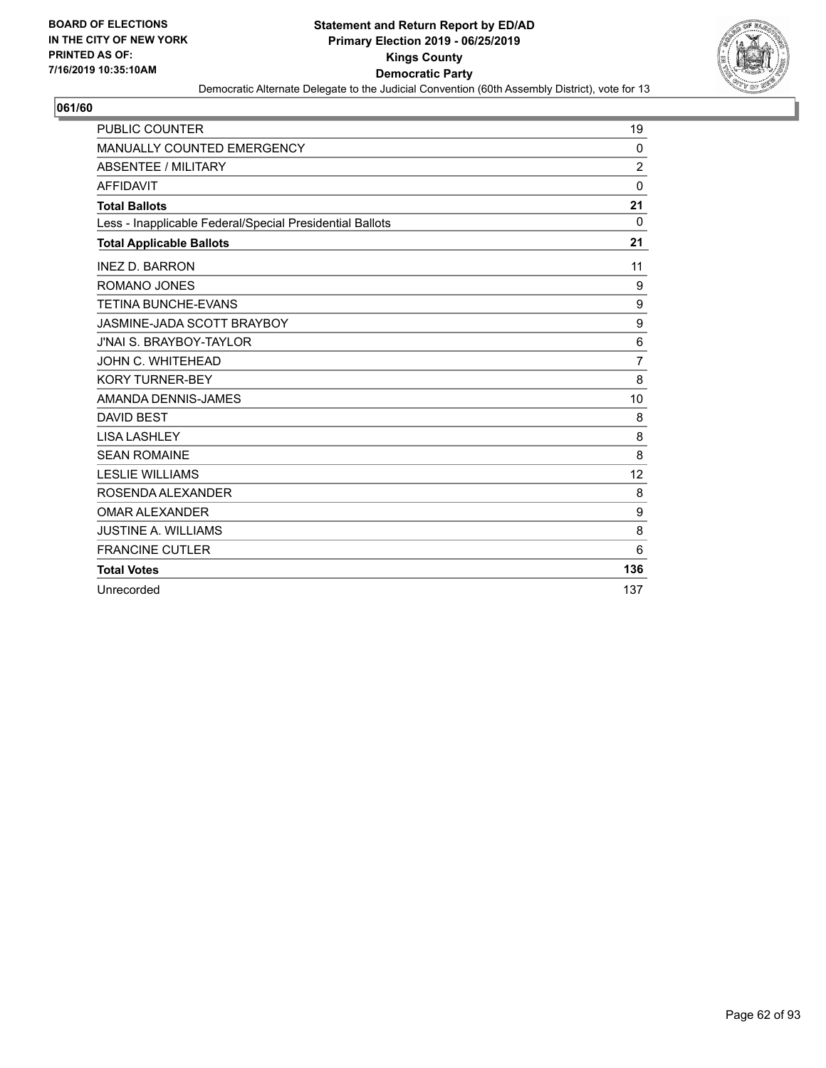BOARD OF ELECTIONS
IN THE CITY OF NEW YORK
PRINTED AS OF:
7/16/2019 10:35:10AM

**Statement and Return Report by ED/AD**
**Primary Election 2019 - 06/25/2019**
**Kings County**
**Democratic Party**
Democratic Alternate Delegate to the Judicial Convention (60th Assembly District), vote for 13

## 061/60

| | |
|---|---|
| PUBLIC COUNTER | 19 |
| MANUALLY COUNTED EMERGENCY | 0 |
| ABSENTEE / MILITARY | 2 |
| AFFIDAVIT | 0 |
| **Total Ballots** | **21** |
| Less - Inapplicable Federal/Special Presidential Ballots | 0 |
| **Total Applicable Ballots** | **21** |
| INEZ D. BARRON | 11 |
| ROMANO JONES | 9 |
| TETINA BUNCHE-EVANS | 9 |
| JASMINE-JADA SCOTT BRAYBOY | 9 |
| J'NAI S. BRAYBOY-TAYLOR | 6 |
| JOHN C. WHITEHEAD | 7 |
| KORY TURNER-BEY | 8 |
| AMANDA DENNIS-JAMES | 10 |
| DAVID BEST | 8 |
| LISA LASHLEY | 8 |
| SEAN ROMAINE | 8 |
| LESLIE WILLIAMS | 12 |
| ROSENDA ALEXANDER | 8 |
| OMAR ALEXANDER | 9 |
| JUSTINE A. WILLIAMS | 8 |
| FRANCINE CUTLER | 6 |
| **Total Votes** | **136** |
| Unrecorded | 137 |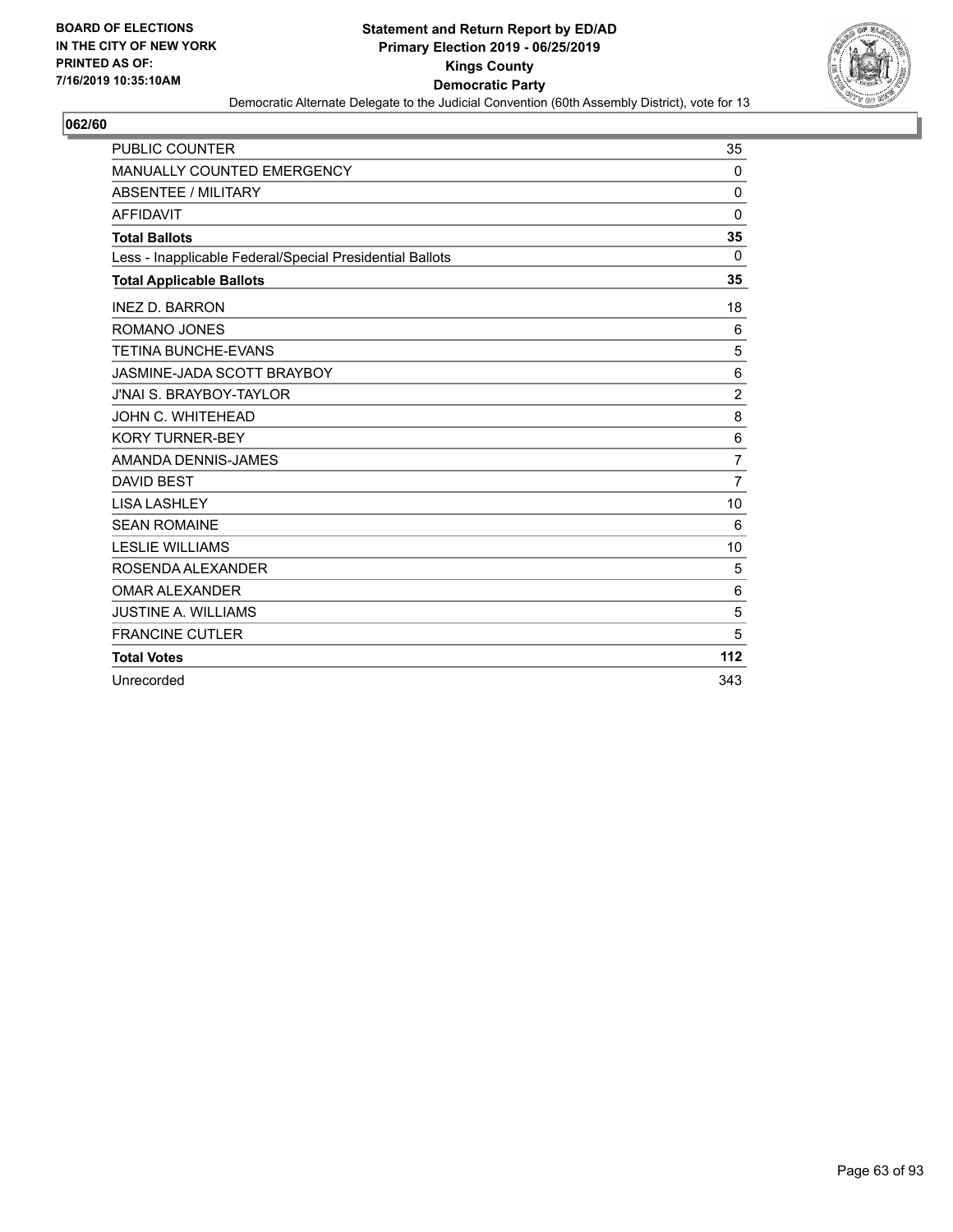BOARD OF ELECTIONS
IN THE CITY OF NEW YORK
PRINTED AS OF:
7/16/2019 10:35:10AM

**Statement and Return Report by ED/AD**
**Primary Election 2019 - 06/25/2019**
**Kings County**
**Democratic Party**
Democratic Alternate Delegate to the Judicial Convention (60th Assembly District), vote for 13

**062/60**

| | |
|---|---|
| PUBLIC COUNTER | 35 |
| MANUALLY COUNTED EMERGENCY | 0 |
| ABSENTEE / MILITARY | 0 |
| AFFIDAVIT | 0 |
| **Total Ballots** | **35** |
| Less - Inapplicable Federal/Special Presidential Ballots | 0 |
| **Total Applicable Ballots** | **35** |
| INEZ D. BARRON | 18 |
| ROMANO JONES | 6 |
| TETINA BUNCHE-EVANS | 5 |
| JASMINE-JADA SCOTT BRAYBOY | 6 |
| J'NAI S. BRAYBOY-TAYLOR | 2 |
| JOHN C. WHITEHEAD | 8 |
| KORY TURNER-BEY | 6 |
| AMANDA DENNIS-JAMES | 7 |
| DAVID BEST | 7 |
| LISA LASHLEY | 10 |
| SEAN ROMAINE | 6 |
| LESLIE WILLIAMS | 10 |
| ROSENDA ALEXANDER | 5 |
| OMAR ALEXANDER | 6 |
| JUSTINE A. WILLIAMS | 5 |
| FRANCINE CUTLER | 5 |
| **Total Votes** | **112** |
| Unrecorded | 343 |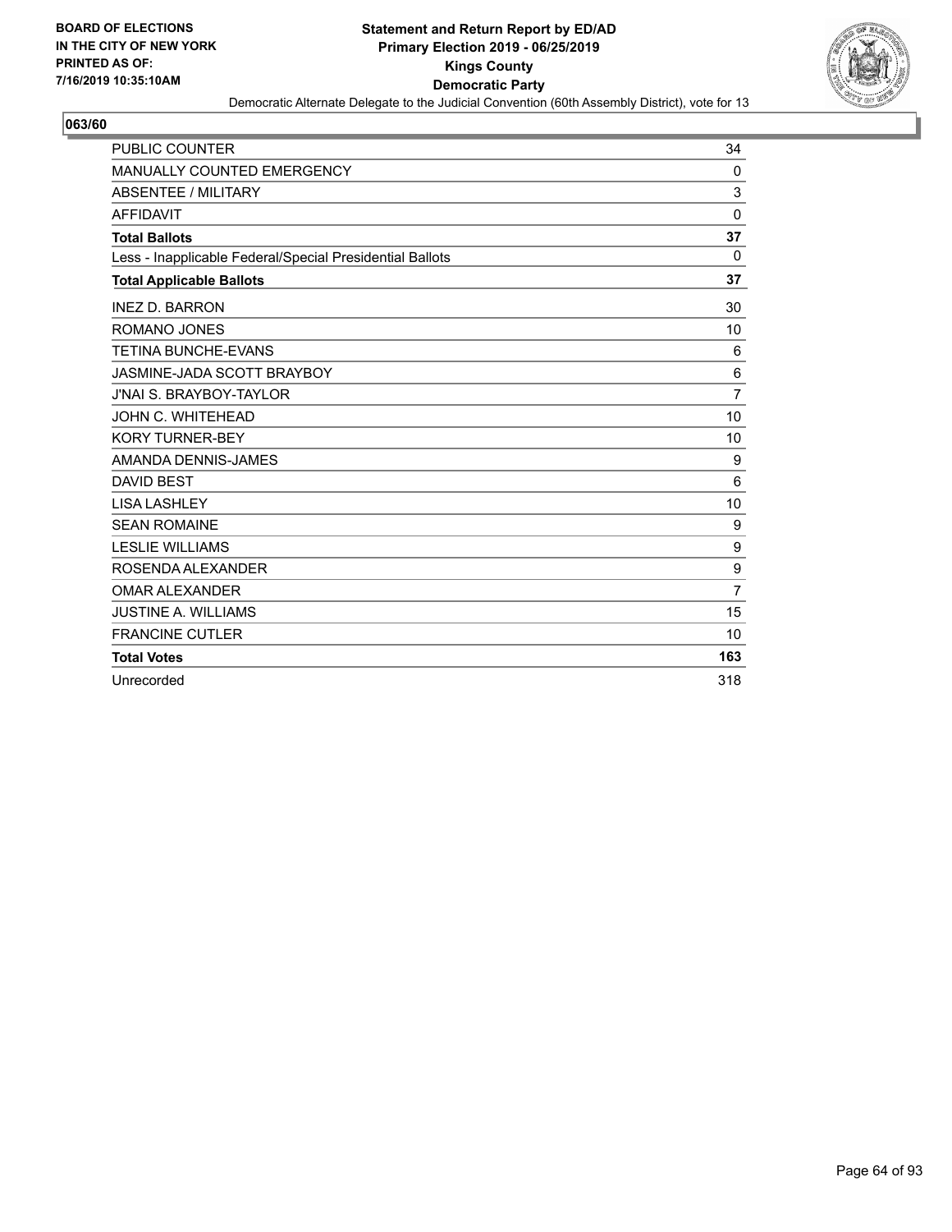BOARD OF ELECTIONS
IN THE CITY OF NEW YORK
PRINTED AS OF:
7/16/2019 10:35:10AM

**Statement and Return Report by ED/AD**
**Primary Election 2019 - 06/25/2019**
**Kings County**
**Democratic Party**
Democratic Alternate Delegate to the Judicial Convention (60th Assembly District), vote for 13

**063/60**

| | |
|---|---|
| PUBLIC COUNTER | 34 |
| MANUALLY COUNTED EMERGENCY | 0 |
| ABSENTEE / MILITARY | 3 |
| AFFIDAVIT | 0 |
| **Total Ballots** | **37** |
| Less - Inapplicable Federal/Special Presidential Ballots | 0 |
| **Total Applicable Ballots** | **37** |
| INEZ D. BARRON | 30 |
| ROMANO JONES | 10 |
| TETINA BUNCHE-EVANS | 6 |
| JASMINE-JADA SCOTT BRAYBOY | 6 |
| J'NAI S. BRAYBOY-TAYLOR | 7 |
| JOHN C. WHITEHEAD | 10 |
| KORY TURNER-BEY | 10 |
| AMANDA DENNIS-JAMES | 9 |
| DAVID BEST | 6 |
| LISA LASHLEY | 10 |
| SEAN ROMAINE | 9 |
| LESLIE WILLIAMS | 9 |
| ROSENDA ALEXANDER | 9 |
| OMAR ALEXANDER | 7 |
| JUSTINE A. WILLIAMS | 15 |
| FRANCINE CUTLER | 10 |
| **Total Votes** | **163** |
| Unrecorded | 318 |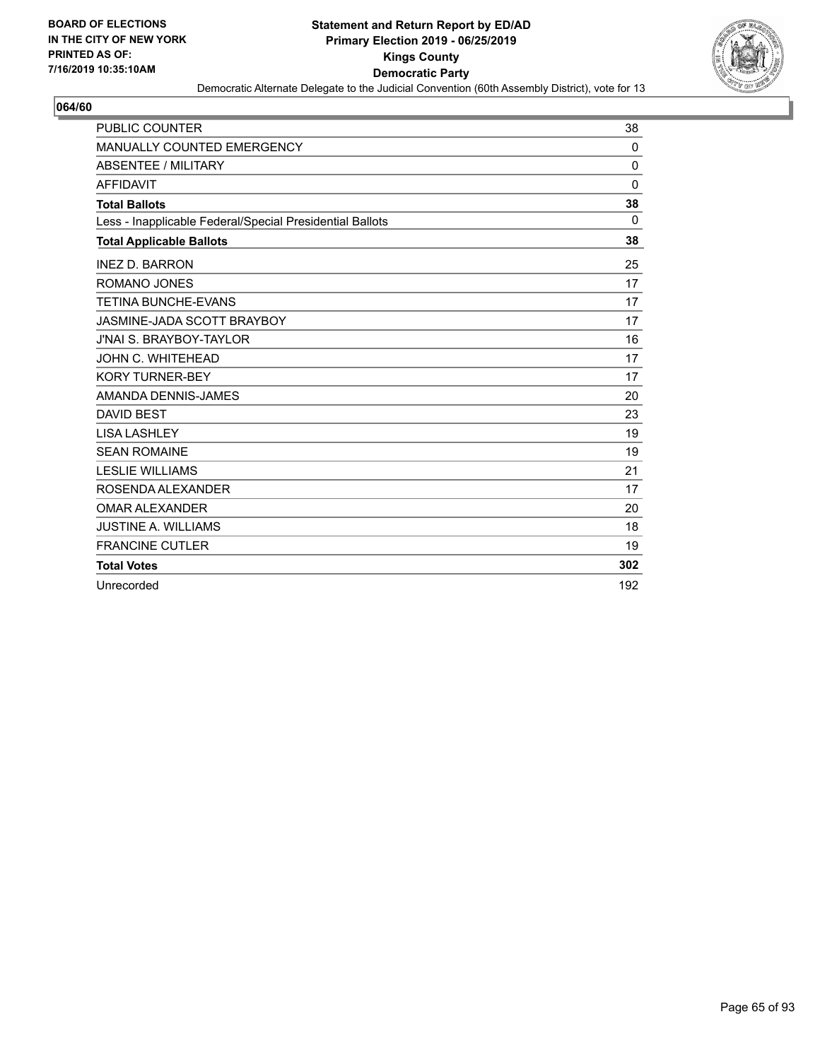BOARD OF ELECTIONS
IN THE CITY OF NEW YORK
PRINTED AS OF:
7/16/2019 10:35:10AM

**Statement and Return Report by ED/AD**
**Primary Election 2019 - 06/25/2019**
**Kings County**
**Democratic Party**
Democratic Alternate Delegate to the Judicial Convention (60th Assembly District), vote for 13

## 064/60

| | |
|---|---|
| PUBLIC COUNTER | 38 |
| MANUALLY COUNTED EMERGENCY | 0 |
| ABSENTEE / MILITARY | 0 |
| AFFIDAVIT | 0 |
| **Total Ballots** | **38** |
| Less - Inapplicable Federal/Special Presidential Ballots | 0 |
| **Total Applicable Ballots** | **38** |
| INEZ D. BARRON | 25 |
| ROMANO JONES | 17 |
| TETINA BUNCHE-EVANS | 17 |
| JASMINE-JADA SCOTT BRAYBOY | 17 |
| J'NAI S. BRAYBOY-TAYLOR | 16 |
| JOHN C. WHITEHEAD | 17 |
| KORY TURNER-BEY | 17 |
| AMANDA DENNIS-JAMES | 20 |
| DAVID BEST | 23 |
| LISA LASHLEY | 19 |
| SEAN ROMAINE | 19 |
| LESLIE WILLIAMS | 21 |
| ROSENDA ALEXANDER | 17 |
| OMAR ALEXANDER | 20 |
| JUSTINE A. WILLIAMS | 18 |
| FRANCINE CUTLER | 19 |
| **Total Votes** | **302** |
| Unrecorded | 192 |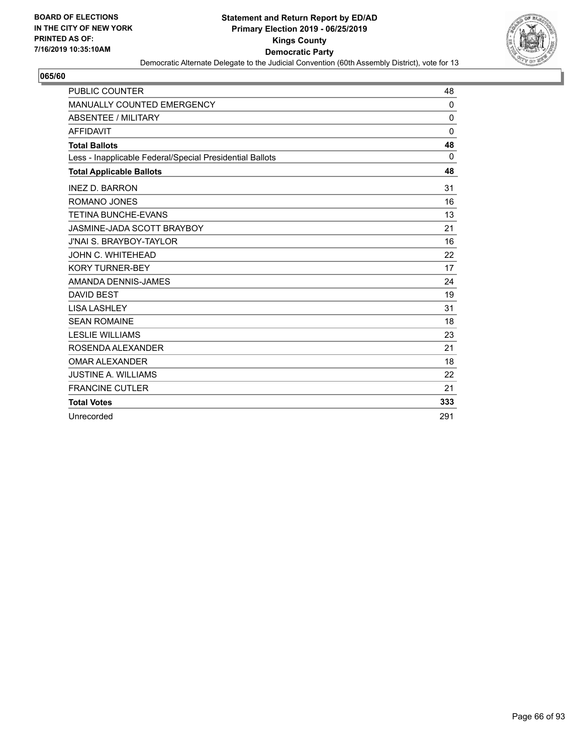BOARD OF ELECTIONS
IN THE CITY OF NEW YORK
PRINTED AS OF:
7/16/2019 10:35:10AM

**Statement and Return Report by ED/AD**
**Primary Election 2019 - 06/25/2019**
**Kings County**
**Democratic Party**
Democratic Alternate Delegate to the Judicial Convention (60th Assembly District), vote for 13

## 065/60

| | |
|---|---|
| PUBLIC COUNTER | 48 |
| MANUALLY COUNTED EMERGENCY | 0 |
| ABSENTEE / MILITARY | 0 |
| AFFIDAVIT | 0 |
| **Total Ballots** | **48** |
| Less - Inapplicable Federal/Special Presidential Ballots | 0 |
| **Total Applicable Ballots** | **48** |
| INEZ D. BARRON | 31 |
| ROMANO JONES | 16 |
| TETINA BUNCHE-EVANS | 13 |
| JASMINE-JADA SCOTT BRAYBOY | 21 |
| J'NAI S. BRAYBOY-TAYLOR | 16 |
| JOHN C. WHITEHEAD | 22 |
| KORY TURNER-BEY | 17 |
| AMANDA DENNIS-JAMES | 24 |
| DAVID BEST | 19 |
| LISA LASHLEY | 31 |
| SEAN ROMAINE | 18 |
| LESLIE WILLIAMS | 23 |
| ROSENDA ALEXANDER | 21 |
| OMAR ALEXANDER | 18 |
| JUSTINE A. WILLIAMS | 22 |
| FRANCINE CUTLER | 21 |
| **Total Votes** | **333** |
| Unrecorded | 291 |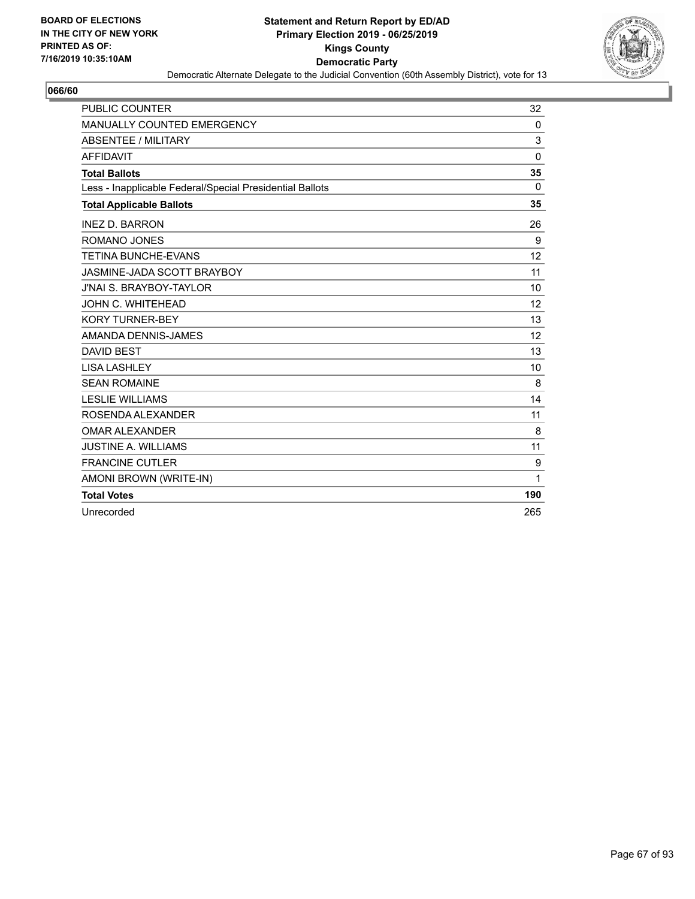BOARD OF ELECTIONS
IN THE CITY OF NEW YORK
PRINTED AS OF:
7/16/2019 10:35:10AM

**Statement and Return Report by ED/AD**
**Primary Election 2019 - 06/25/2019**
**Kings County**
**Democratic Party**
Democratic Alternate Delegate to the Judicial Convention (60th Assembly District), vote for 13

## 066/60

| | |
|---|---|
| PUBLIC COUNTER | 32 |
| MANUALLY COUNTED EMERGENCY | 0 |
| ABSENTEE / MILITARY | 3 |
| AFFIDAVIT | 0 |
| **Total Ballots** | **35** |
| Less - Inapplicable Federal/Special Presidential Ballots | 0 |
| **Total Applicable Ballots** | **35** |
| INEZ D. BARRON | 26 |
| ROMANO JONES | 9 |
| TETINA BUNCHE-EVANS | 12 |
| JASMINE-JADA SCOTT BRAYBOY | 11 |
| J'NAI S. BRAYBOY-TAYLOR | 10 |
| JOHN C. WHITEHEAD | 12 |
| KORY TURNER-BEY | 13 |
| AMANDA DENNIS-JAMES | 12 |
| DAVID BEST | 13 |
| LISA LASHLEY | 10 |
| SEAN ROMAINE | 8 |
| LESLIE WILLIAMS | 14 |
| ROSENDA ALEXANDER | 11 |
| OMAR ALEXANDER | 8 |
| JUSTINE A. WILLIAMS | 11 |
| FRANCINE CUTLER | 9 |
| AMONI BROWN (WRITE-IN) | 1 |
| **Total Votes** | **190** |
| Unrecorded | 265 |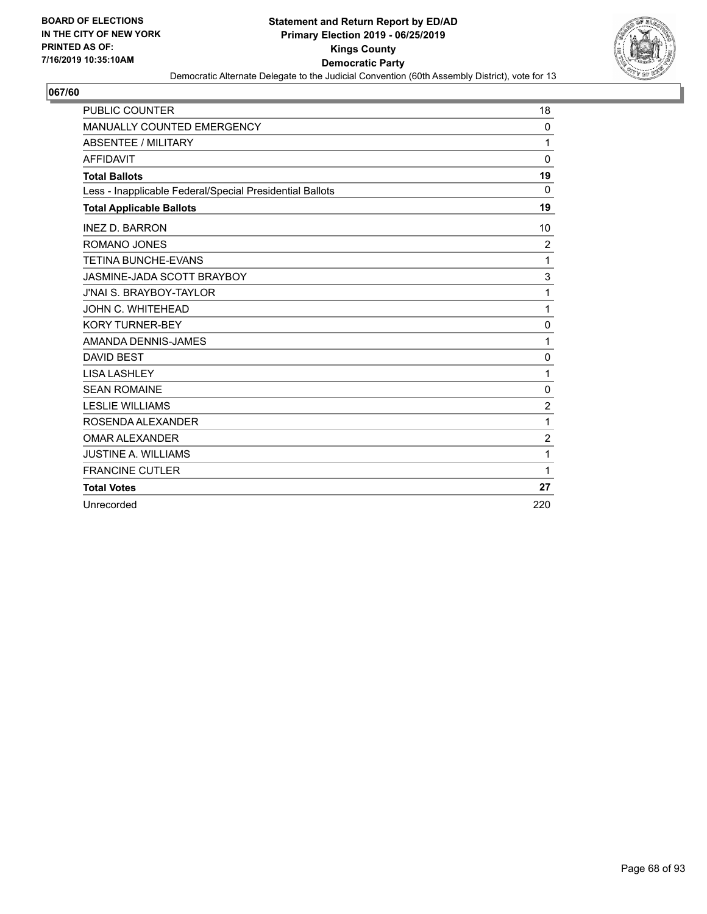**BOARD OF ELECTIONS IN THE CITY OF NEW YORK PRINTED AS OF: 7/16/2019 10:35:10AM**

**Statement and Return Report by ED/AD Primary Election 2019 - 06/25/2019 Kings County Democratic Party**

Democratic Alternate Delegate to the Judicial Convention (60th Assembly District), vote for 13

## 067/60

| | |
|---|---|
| PUBLIC COUNTER | 18 |
| MANUALLY COUNTED EMERGENCY | 0 |
| ABSENTEE / MILITARY | 1 |
| AFFIDAVIT | 0 |
| **Total Ballots** | **19** |
| Less - Inapplicable Federal/Special Presidential Ballots | 0 |
| **Total Applicable Ballots** | **19** |
| INEZ D. BARRON | 10 |
| ROMANO JONES | 2 |
| TETINA BUNCHE-EVANS | 1 |
| JASMINE-JADA SCOTT BRAYBOY | 3 |
| J'NAI S. BRAYBOY-TAYLOR | 1 |
| JOHN C. WHITEHEAD | 1 |
| KORY TURNER-BEY | 0 |
| AMANDA DENNIS-JAMES | 1 |
| DAVID BEST | 0 |
| LISA LASHLEY | 1 |
| SEAN ROMAINE | 0 |
| LESLIE WILLIAMS | 2 |
| ROSENDA ALEXANDER | 1 |
| OMAR ALEXANDER | 2 |
| JUSTINE A. WILLIAMS | 1 |
| FRANCINE CUTLER | 1 |
| **Total Votes** | **27** |
| Unrecorded | 220 |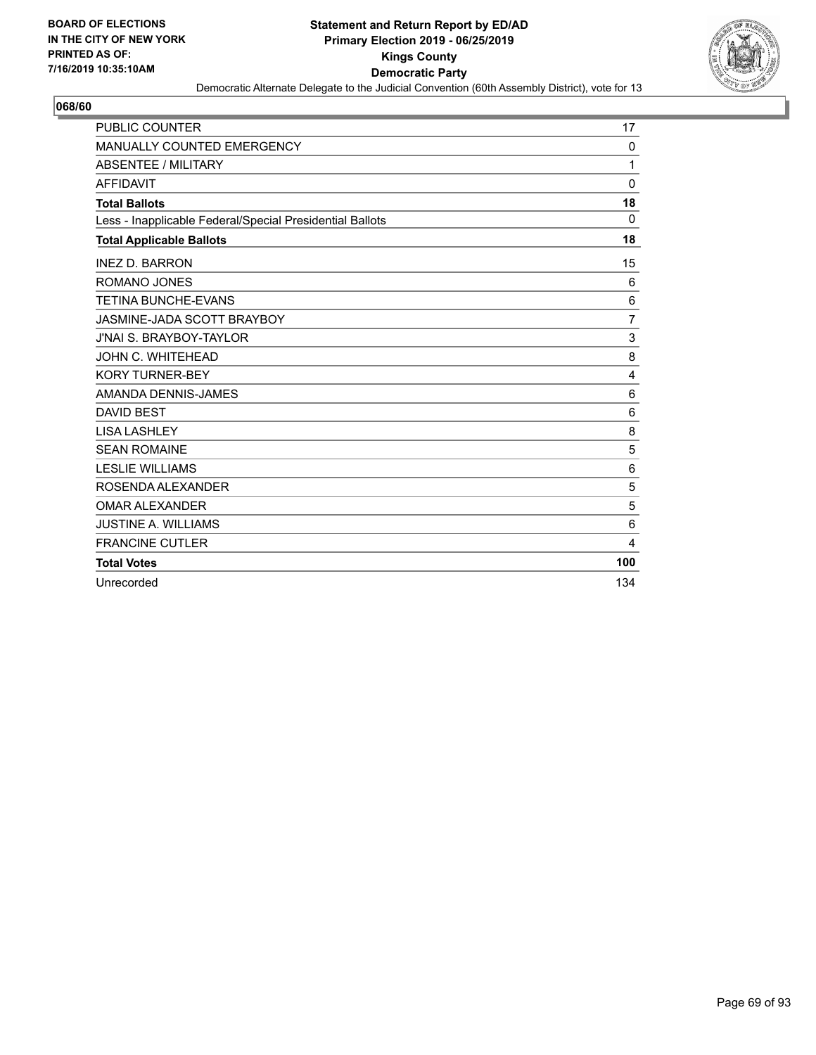**BOARD OF ELECTIONS IN THE CITY OF NEW YORK PRINTED AS OF: 7/16/2019 10:35:10AM**

# Statement and Return Report by ED/AD
## Primary Election 2019 - 06/25/2019
## Kings County
## Democratic Party
### Democratic Alternate Delegate to the Judicial Convention (60th Assembly District), vote for 13

**068/60**

| | |
|---|---|
| PUBLIC COUNTER | 17 |
| MANUALLY COUNTED EMERGENCY | 0 |
| ABSENTEE / MILITARY | 1 |
| AFFIDAVIT | 0 |
| **Total Ballots** | **18** |
| Less - Inapplicable Federal/Special Presidential Ballots | 0 |
| **Total Applicable Ballots** | **18** |
| INEZ D. BARRON | 15 |
| ROMANO JONES | 6 |
| TETINA BUNCHE-EVANS | 6 |
| JASMINE-JADA SCOTT BRAYBOY | 7 |
| J'NAI S. BRAYBOY-TAYLOR | 3 |
| JOHN C. WHITEHEAD | 8 |
| KORY TURNER-BEY | 4 |
| AMANDA DENNIS-JAMES | 6 |
| DAVID BEST | 6 |
| LISA LASHLEY | 8 |
| SEAN ROMAINE | 5 |
| LESLIE WILLIAMS | 6 |
| ROSENDA ALEXANDER | 5 |
| OMAR ALEXANDER | 5 |
| JUSTINE A. WILLIAMS | 6 |
| FRANCINE CUTLER | 4 |
| **Total Votes** | **100** |
| Unrecorded | 134 |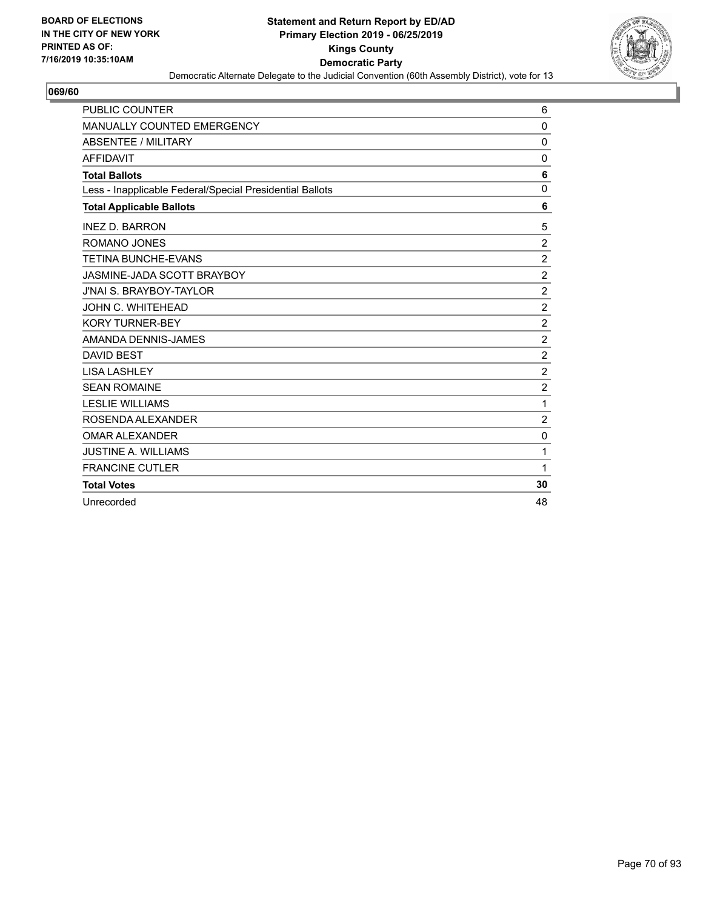BOARD OF ELECTIONS
IN THE CITY OF NEW YORK
PRINTED AS OF:
7/16/2019 10:35:10AM

**Statement and Return Report by ED/AD**
**Primary Election 2019 - 06/25/2019**
**Kings County**
**Democratic Party**
Democratic Alternate Delegate to the Judicial Convention (60th Assembly District), vote for 13

## 069/60

| | |
|---|---|
| PUBLIC COUNTER | 6 |
| MANUALLY COUNTED EMERGENCY | 0 |
| ABSENTEE / MILITARY | 0 |
| AFFIDAVIT | 0 |
| **Total Ballots** | **6** |
| Less - Inapplicable Federal/Special Presidential Ballots | 0 |
| **Total Applicable Ballots** | **6** |
| INEZ D. BARRON | 5 |
| ROMANO JONES | 2 |
| TETINA BUNCHE-EVANS | 2 |
| JASMINE-JADA SCOTT BRAYBOY | 2 |
| J'NAI S. BRAYBOY-TAYLOR | 2 |
| JOHN C. WHITEHEAD | 2 |
| KORY TURNER-BEY | 2 |
| AMANDA DENNIS-JAMES | 2 |
| DAVID BEST | 2 |
| LISA LASHLEY | 2 |
| SEAN ROMAINE | 2 |
| LESLIE WILLIAMS | 1 |
| ROSENDA ALEXANDER | 2 |
| OMAR ALEXANDER | 0 |
| JUSTINE A. WILLIAMS | 1 |
| FRANCINE CUTLER | 1 |
| **Total Votes** | **30** |
| Unrecorded | 48 |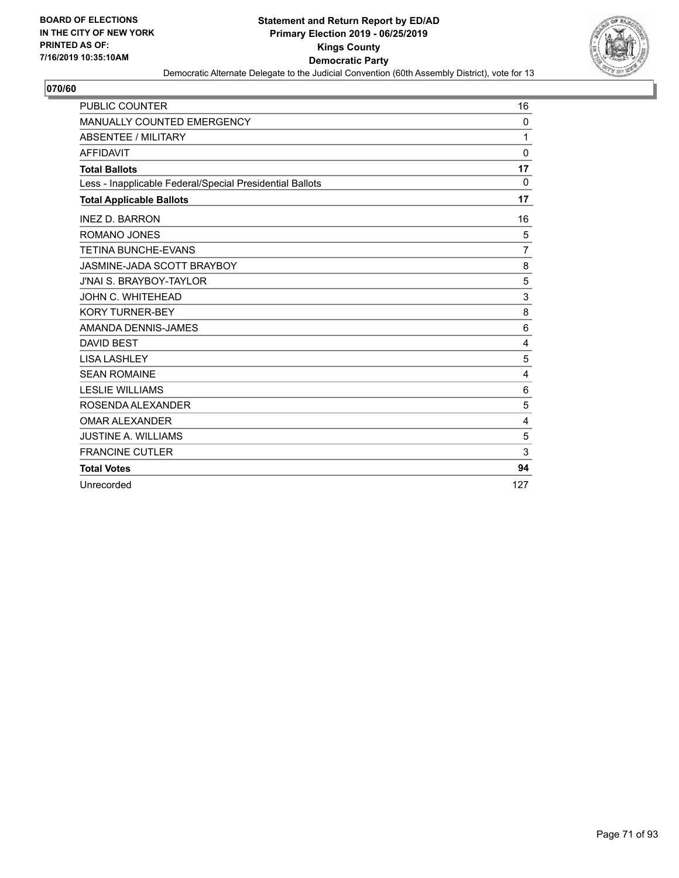BOARD OF ELECTIONS
IN THE CITY OF NEW YORK
PRINTED AS OF:
7/16/2019 10:35:10AM

**Statement and Return Report by ED/AD**
**Primary Election 2019 - 06/25/2019**
**Kings County**
**Democratic Party**
Democratic Alternate Delegate to the Judicial Convention (60th Assembly District), vote for 13

## 070/60

| | |
|---|---|
| PUBLIC COUNTER | 16 |
| MANUALLY COUNTED EMERGENCY | 0 |
| ABSENTEE / MILITARY | 1 |
| AFFIDAVIT | 0 |
| **Total Ballots** | **17** |
| Less - Inapplicable Federal/Special Presidential Ballots | 0 |
| **Total Applicable Ballots** | **17** |
| INEZ D. BARRON | 16 |
| ROMANO JONES | 5 |
| TETINA BUNCHE-EVANS | 7 |
| JASMINE-JADA SCOTT BRAYBOY | 8 |
| J'NAI S. BRAYBOY-TAYLOR | 5 |
| JOHN C. WHITEHEAD | 3 |
| KORY TURNER-BEY | 8 |
| AMANDA DENNIS-JAMES | 6 |
| DAVID BEST | 4 |
| LISA LASHLEY | 5 |
| SEAN ROMAINE | 4 |
| LESLIE WILLIAMS | 6 |
| ROSENDA ALEXANDER | 5 |
| OMAR ALEXANDER | 4 |
| JUSTINE A. WILLIAMS | 5 |
| FRANCINE CUTLER | 3 |
| **Total Votes** | **94** |
| Unrecorded | 127 |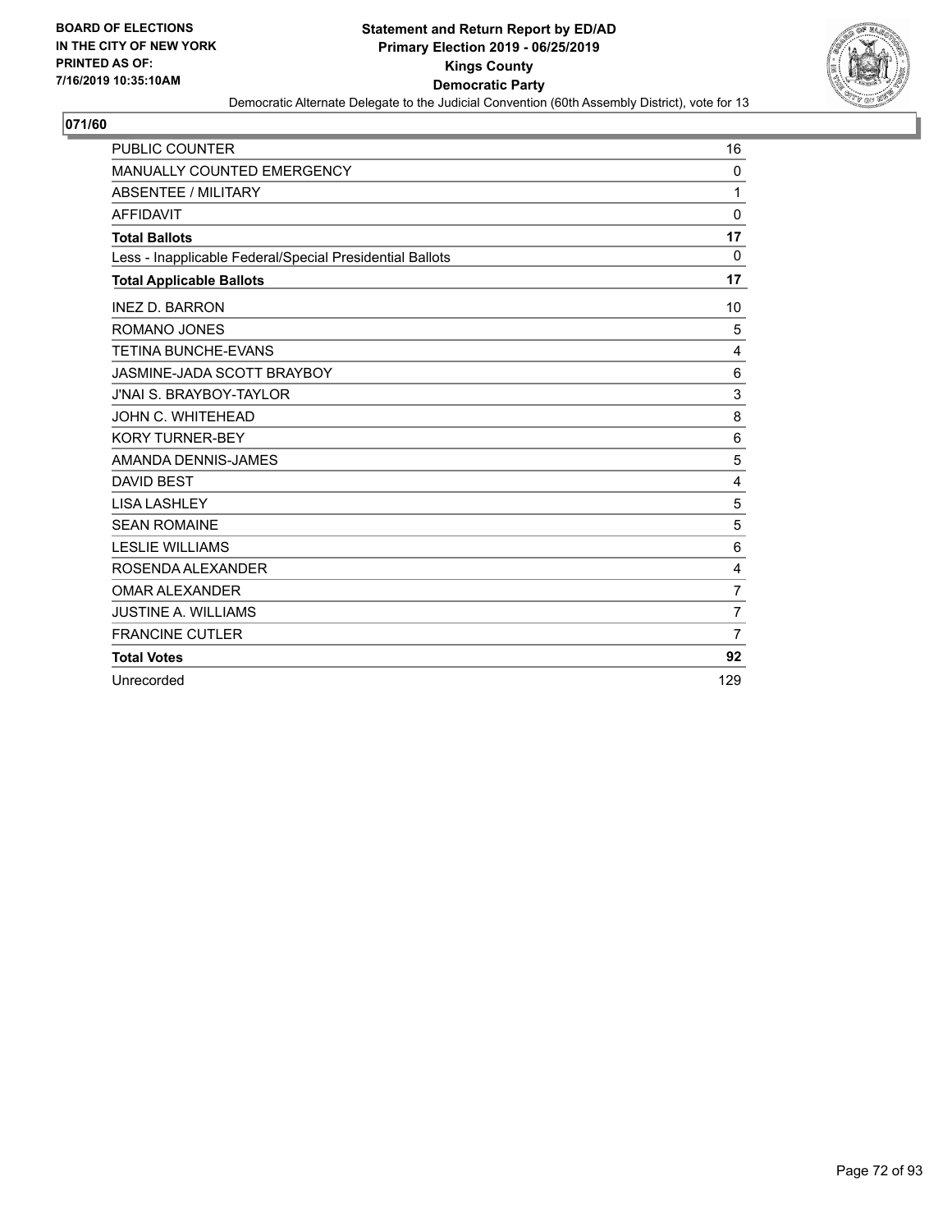BOARD OF ELECTIONS
IN THE CITY OF NEW YORK
PRINTED AS OF:
7/16/2019 10:35:10AM

**Statement and Return Report by ED/AD**
**Primary Election 2019 - 06/25/2019**
**Kings County**
**Democratic Party**
Democratic Alternate Delegate to the Judicial Convention (60th Assembly District), vote for 13

**071/60**

| | |
|---|---|
| PUBLIC COUNTER | 16 |
| MANUALLY COUNTED EMERGENCY | 0 |
| ABSENTEE / MILITARY | 1 |
| AFFIDAVIT | 0 |
| **Total Ballots** | **17** |
| Less - Inapplicable Federal/Special Presidential Ballots | 0 |
| **Total Applicable Ballots** | **17** |
| INEZ D. BARRON | 10 |
| ROMANO JONES | 5 |
| TETINA BUNCHE-EVANS | 4 |
| JASMINE-JADA SCOTT BRAYBOY | 6 |
| J'NAI S. BRAYBOY-TAYLOR | 3 |
| JOHN C. WHITEHEAD | 8 |
| KORY TURNER-BEY | 6 |
| AMANDA DENNIS-JAMES | 5 |
| DAVID BEST | 4 |
| LISA LASHLEY | 5 |
| SEAN ROMAINE | 5 |
| LESLIE WILLIAMS | 6 |
| ROSENDA ALEXANDER | 4 |
| OMAR ALEXANDER | 7 |
| JUSTINE A. WILLIAMS | 7 |
| FRANCINE CUTLER | 7 |
| **Total Votes** | **92** |
| Unrecorded | 129 |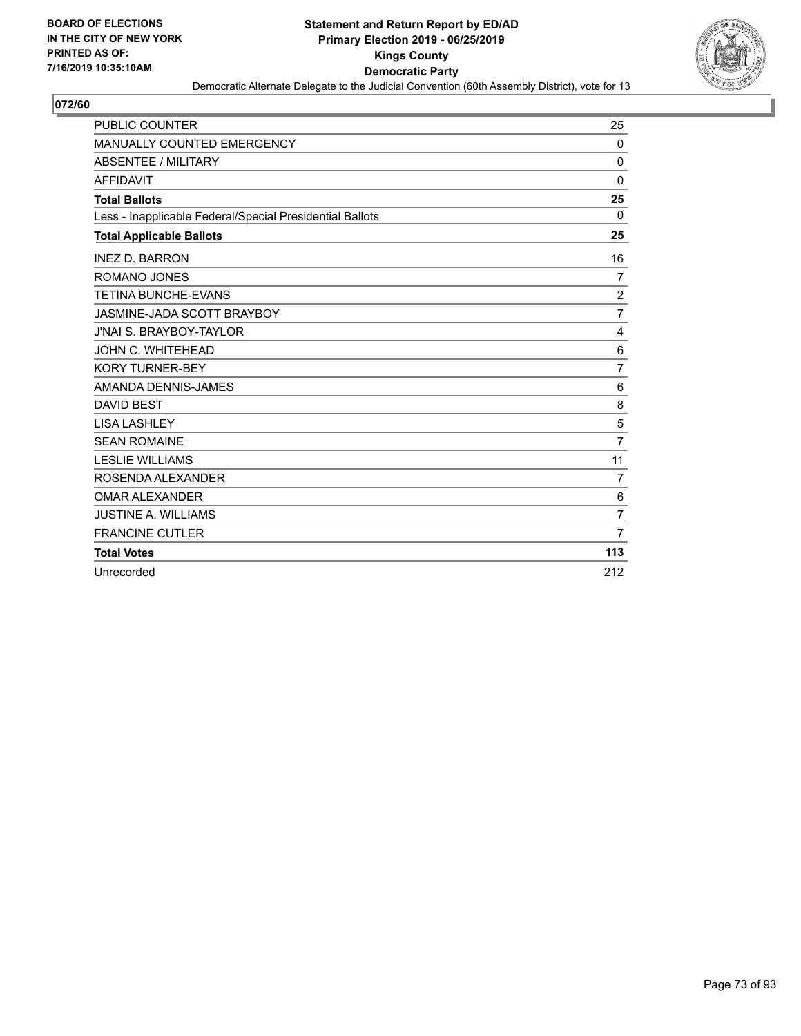BOARD OF ELECTIONS
IN THE CITY OF NEW YORK
PRINTED AS OF:
7/16/2019 10:35:10AM

**Statement and Return Report by ED/AD**
**Primary Election 2019 - 06/25/2019**
**Kings County**
**Democratic Party**
Democratic Alternate Delegate to the Judicial Convention (60th Assembly District), vote for 13

## 072/60

| | |
|---|---|
| PUBLIC COUNTER | 25 |
| MANUALLY COUNTED EMERGENCY | 0 |
| ABSENTEE / MILITARY | 0 |
| AFFIDAVIT | 0 |
| **Total Ballots** | **25** |
| Less - Inapplicable Federal/Special Presidential Ballots | 0 |
| **Total Applicable Ballots** | **25** |
| INEZ D. BARRON | 16 |
| ROMANO JONES | 7 |
| TETINA BUNCHE-EVANS | 2 |
| JASMINE-JADA SCOTT BRAYBOY | 7 |
| J'NAI S. BRAYBOY-TAYLOR | 4 |
| JOHN C. WHITEHEAD | 6 |
| KORY TURNER-BEY | 7 |
| AMANDA DENNIS-JAMES | 6 |
| DAVID BEST | 8 |
| LISA LASHLEY | 5 |
| SEAN ROMAINE | 7 |
| LESLIE WILLIAMS | 11 |
| ROSENDA ALEXANDER | 7 |
| OMAR ALEXANDER | 6 |
| JUSTINE A. WILLIAMS | 7 |
| FRANCINE CUTLER | 7 |
| **Total Votes** | **113** |
| Unrecorded | 212 |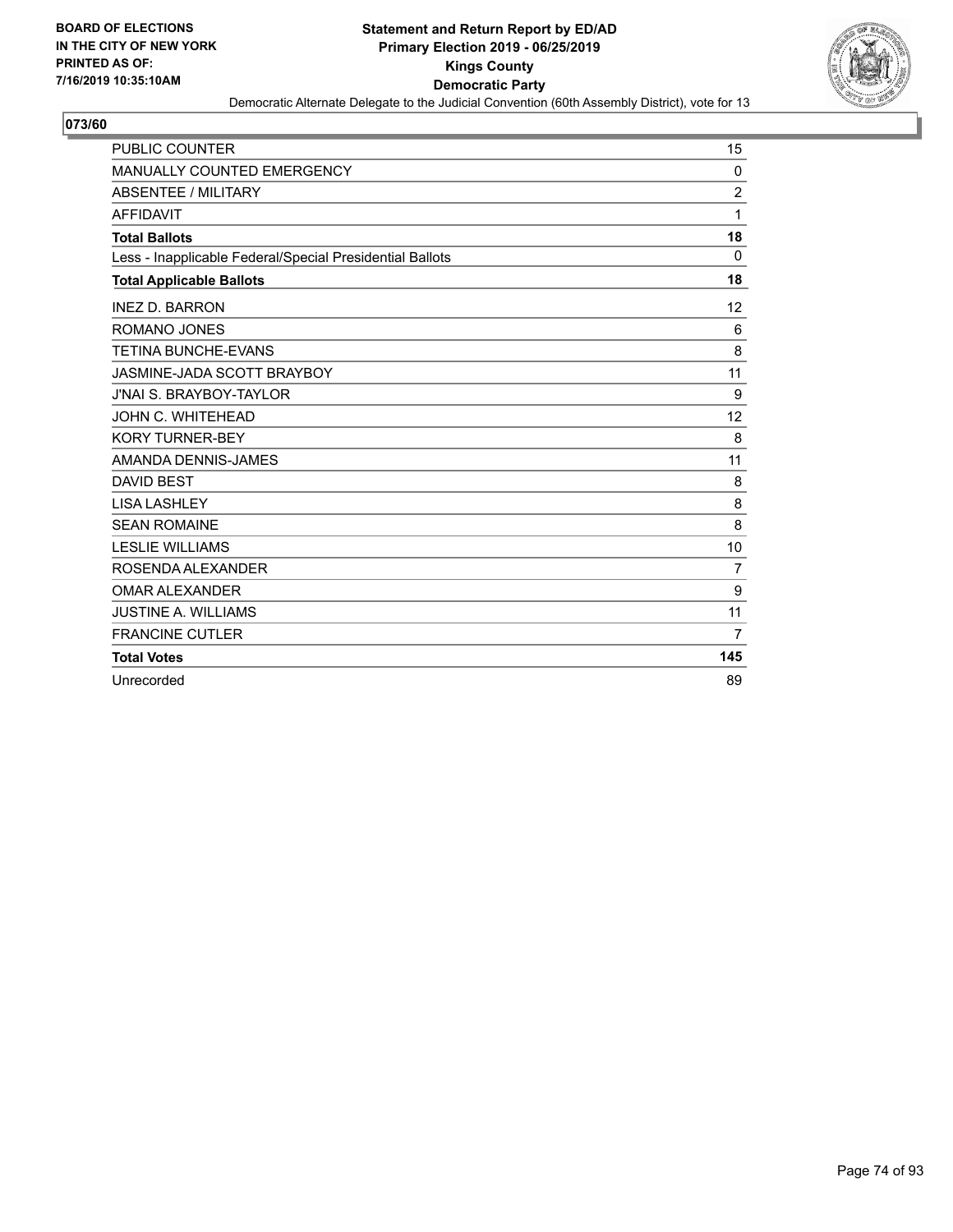BOARD OF ELECTIONS
IN THE CITY OF NEW YORK
PRINTED AS OF:
7/16/2019 10:35:10AM

**Statement and Return Report by ED/AD**
**Primary Election 2019 - 06/25/2019**
**Kings County**
**Democratic Party**
Democratic Alternate Delegate to the Judicial Convention (60th Assembly District), vote for 13

## 073/60

| | |
|---|---|
| PUBLIC COUNTER | 15 |
| MANUALLY COUNTED EMERGENCY | 0 |
| ABSENTEE / MILITARY | 2 |
| AFFIDAVIT | 1 |
| **Total Ballots** | **18** |
| Less - Inapplicable Federal/Special Presidential Ballots | 0 |
| **Total Applicable Ballots** | **18** |
| INEZ D. BARRON | 12 |
| ROMANO JONES | 6 |
| TETINA BUNCHE-EVANS | 8 |
| JASMINE-JADA SCOTT BRAYBOY | 11 |
| J'NAI S. BRAYBOY-TAYLOR | 9 |
| JOHN C. WHITEHEAD | 12 |
| KORY TURNER-BEY | 8 |
| AMANDA DENNIS-JAMES | 11 |
| DAVID BEST | 8 |
| LISA LASHLEY | 8 |
| SEAN ROMAINE | 8 |
| LESLIE WILLIAMS | 10 |
| ROSENDA ALEXANDER | 7 |
| OMAR ALEXANDER | 9 |
| JUSTINE A. WILLIAMS | 11 |
| FRANCINE CUTLER | 7 |
| **Total Votes** | **145** |
| Unrecorded | 89 |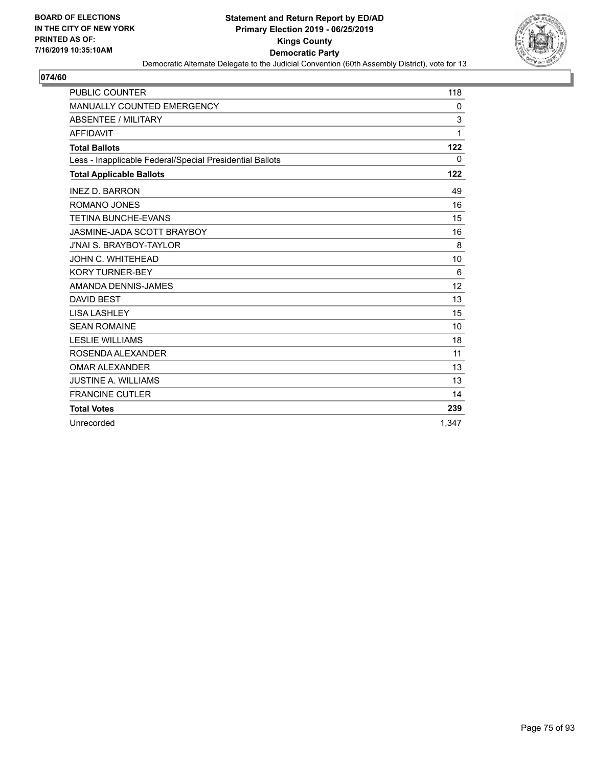BOARD OF ELECTIONS
IN THE CITY OF NEW YORK
PRINTED AS OF:
7/16/2019 10:35:10AM

**Statement and Return Report by ED/AD**
**Primary Election 2019 - 06/25/2019**
**Kings County**
**Democratic Party**
Democratic Alternate Delegate to the Judicial Convention (60th Assembly District), vote for 13

## 074/60

| | |
|---|---|
| PUBLIC COUNTER | 118 |
| MANUALLY COUNTED EMERGENCY | 0 |
| ABSENTEE / MILITARY | 3 |
| AFFIDAVIT | 1 |
| **Total Ballots** | **122** |
| Less - Inapplicable Federal/Special Presidential Ballots | 0 |
| **Total Applicable Ballots** | **122** |
| INEZ D. BARRON | 49 |
| ROMANO JONES | 16 |
| TETINA BUNCHE-EVANS | 15 |
| JASMINE-JADA SCOTT BRAYBOY | 16 |
| J'NAI S. BRAYBOY-TAYLOR | 8 |
| JOHN C. WHITEHEAD | 10 |
| KORY TURNER-BEY | 6 |
| AMANDA DENNIS-JAMES | 12 |
| DAVID BEST | 13 |
| LISA LASHLEY | 15 |
| SEAN ROMAINE | 10 |
| LESLIE WILLIAMS | 18 |
| ROSENDA ALEXANDER | 11 |
| OMAR ALEXANDER | 13 |
| JUSTINE A. WILLIAMS | 13 |
| FRANCINE CUTLER | 14 |
| **Total Votes** | **239** |
| Unrecorded | 1,347 |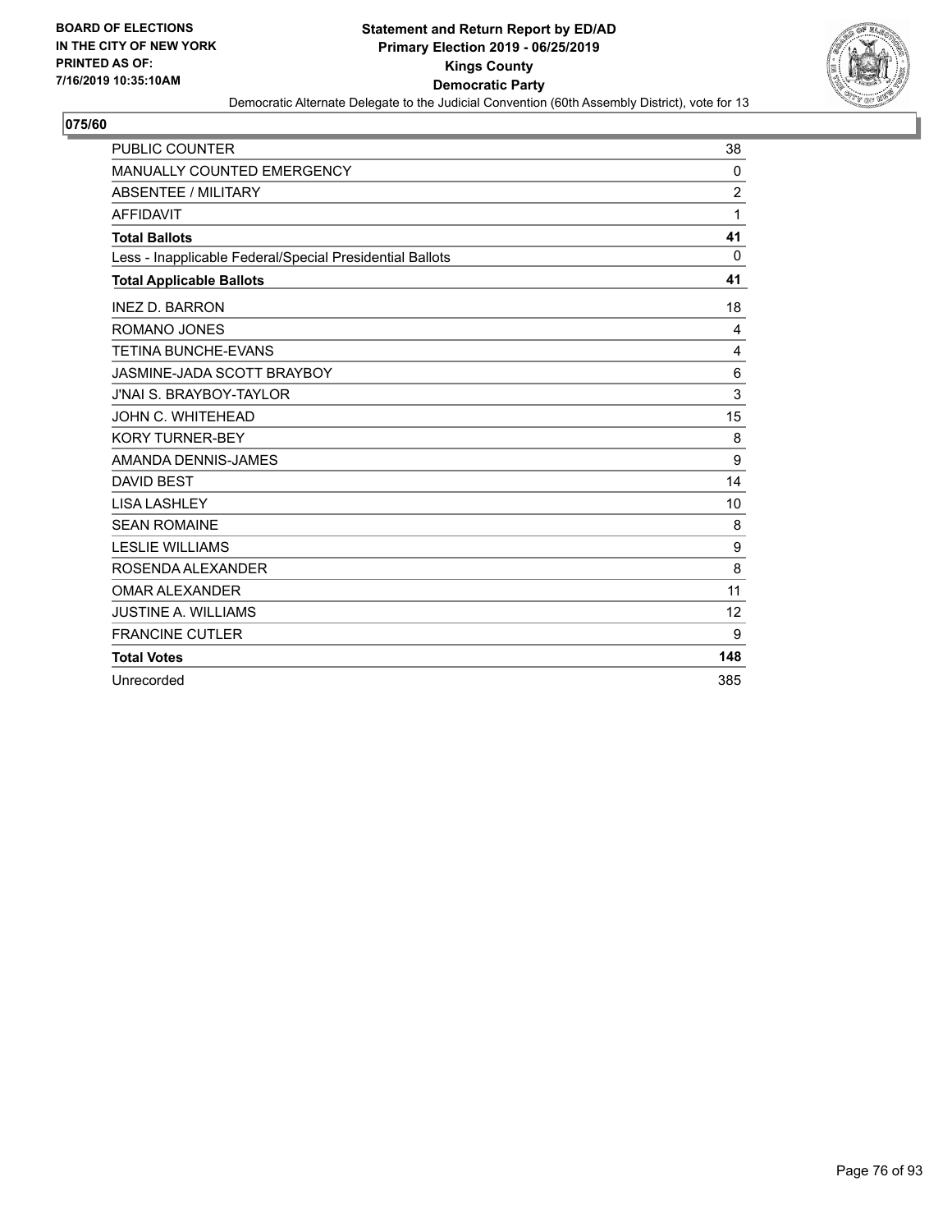BOARD OF ELECTIONS
IN THE CITY OF NEW YORK
PRINTED AS OF:
7/16/2019 10:35:10AM

**Statement and Return Report by ED/AD**
**Primary Election 2019 - 06/25/2019**
**Kings County**
**Democratic Party**
Democratic Alternate Delegate to the Judicial Convention (60th Assembly District), vote for 13

**075/60**

| | |
|---|---|
| PUBLIC COUNTER | 38 |
| MANUALLY COUNTED EMERGENCY | 0 |
| ABSENTEE / MILITARY | 2 |
| AFFIDAVIT | 1 |
| **Total Ballots** | **41** |
| Less - Inapplicable Federal/Special Presidential Ballots | 0 |
| **Total Applicable Ballots** | **41** |
| INEZ D. BARRON | 18 |
| ROMANO JONES | 4 |
| TETINA BUNCHE-EVANS | 4 |
| JASMINE-JADA SCOTT BRAYBOY | 6 |
| J'NAI S. BRAYBOY-TAYLOR | 3 |
| JOHN C. WHITEHEAD | 15 |
| KORY TURNER-BEY | 8 |
| AMANDA DENNIS-JAMES | 9 |
| DAVID BEST | 14 |
| LISA LASHLEY | 10 |
| SEAN ROMAINE | 8 |
| LESLIE WILLIAMS | 9 |
| ROSENDA ALEXANDER | 8 |
| OMAR ALEXANDER | 11 |
| JUSTINE A. WILLIAMS | 12 |
| FRANCINE CUTLER | 9 |
| **Total Votes** | **148** |
| Unrecorded | 385 |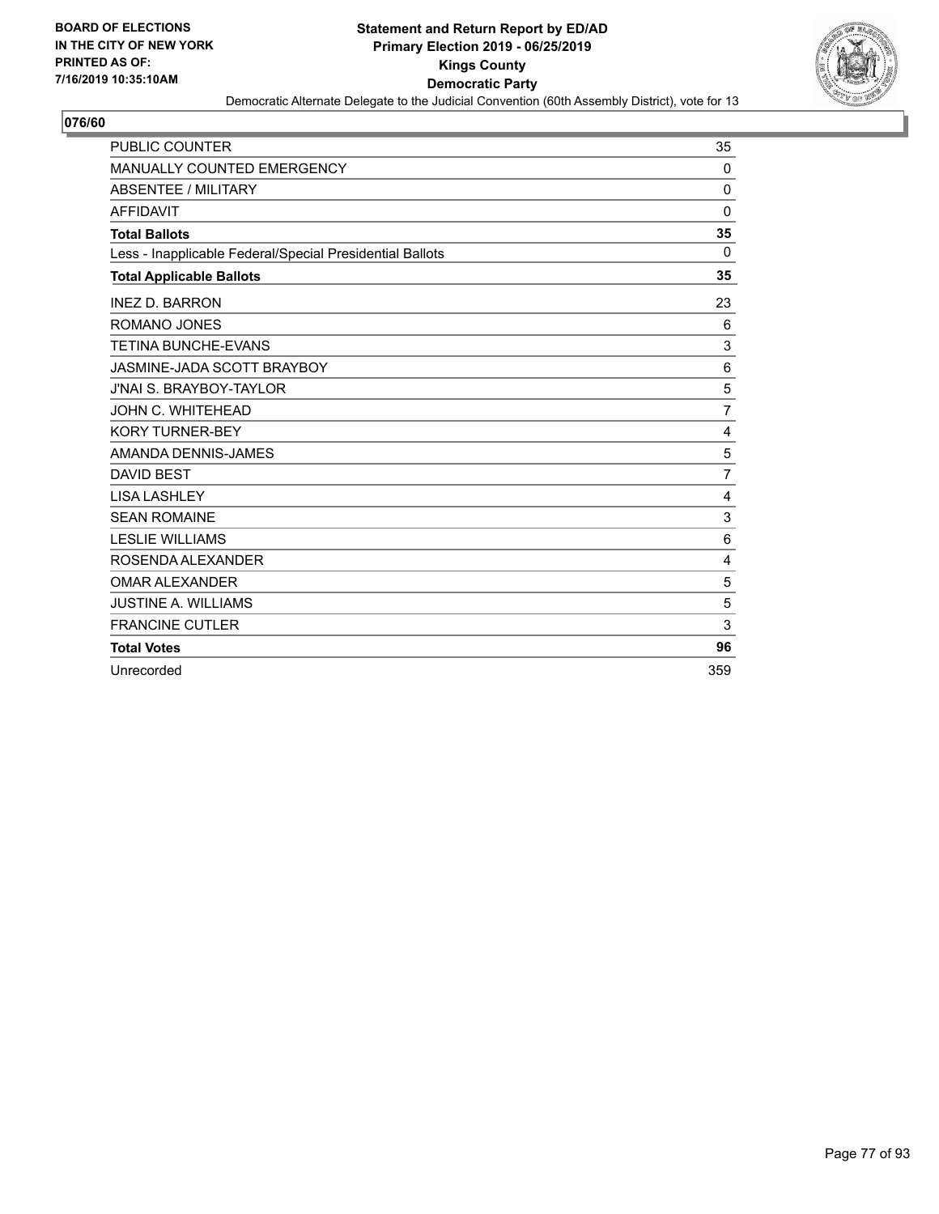**BOARD OF ELECTIONS IN THE CITY OF NEW YORK PRINTED AS OF: 7/16/2019 10:35:10AM**

**Statement and Return Report by ED/AD**
**Primary Election 2019 - 06/25/2019**
**Kings County**
**Democratic Party**
Democratic Alternate Delegate to the Judicial Convention (60th Assembly District), vote for 13

**076/60**

| | |
|---|---|
| PUBLIC COUNTER | 35 |
| MANUALLY COUNTED EMERGENCY | 0 |
| ABSENTEE / MILITARY | 0 |
| AFFIDAVIT | 0 |
| **Total Ballots** | **35** |
| Less - Inapplicable Federal/Special Presidential Ballots | 0 |
| **Total Applicable Ballots** | **35** |
| INEZ D. BARRON | 23 |
| ROMANO JONES | 6 |
| TETINA BUNCHE-EVANS | 3 |
| JASMINE-JADA SCOTT BRAYBOY | 6 |
| J'NAI S. BRAYBOY-TAYLOR | 5 |
| JOHN C. WHITEHEAD | 7 |
| KORY TURNER-BEY | 4 |
| AMANDA DENNIS-JAMES | 5 |
| DAVID BEST | 7 |
| LISA LASHLEY | 4 |
| SEAN ROMAINE | 3 |
| LESLIE WILLIAMS | 6 |
| ROSENDA ALEXANDER | 4 |
| OMAR ALEXANDER | 5 |
| JUSTINE A. WILLIAMS | 5 |
| FRANCINE CUTLER | 3 |
| **Total Votes** | **96** |
| Unrecorded | 359 |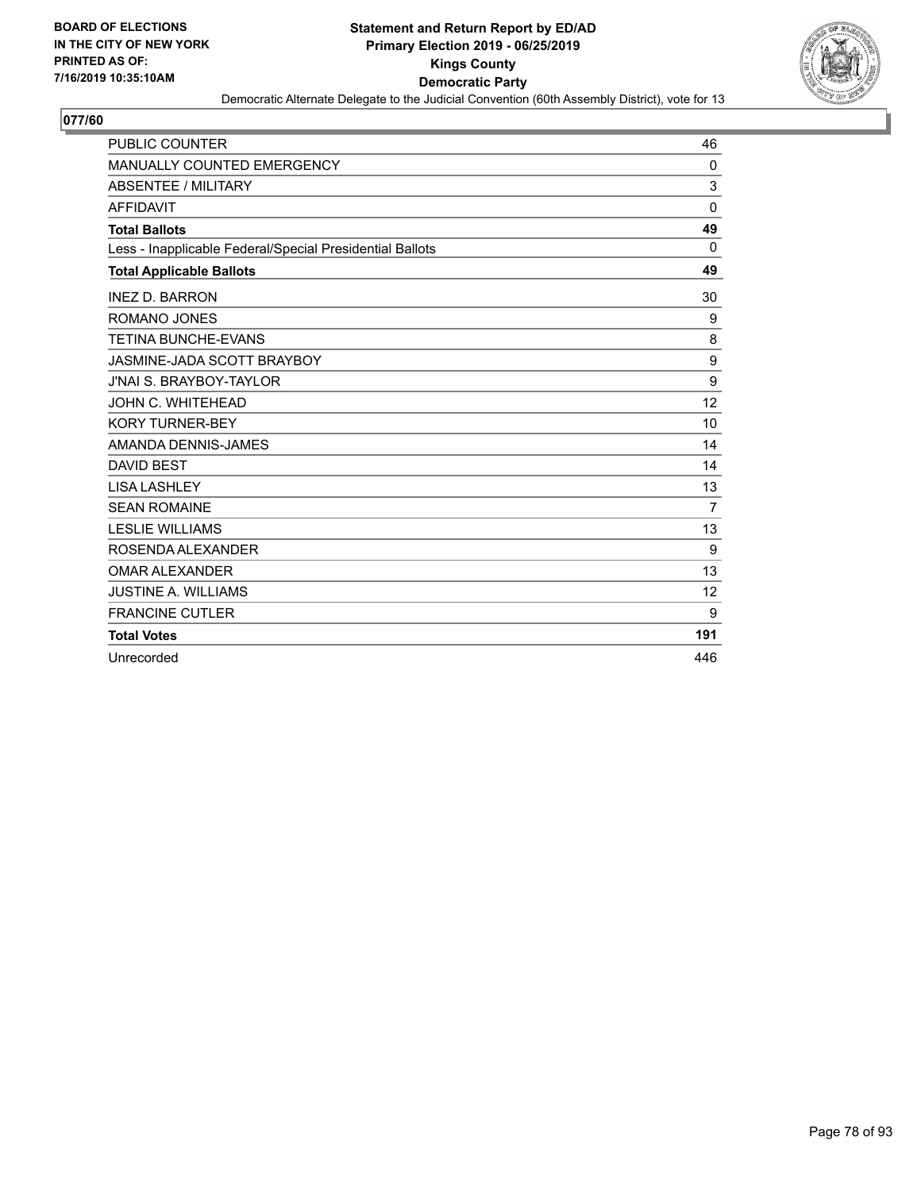**BOARD OF ELECTIONS IN THE CITY OF NEW YORK PRINTED AS OF: 7/16/2019 10:35:10AM**

# Statement and Return Report by ED/AD
## Primary Election 2019 - 06/25/2019
## Kings County
## Democratic Party

Democratic Alternate Delegate to the Judicial Convention (60th Assembly District), vote for 13

### 077/60

| | |
|---|---|
| PUBLIC COUNTER | 46 |
| MANUALLY COUNTED EMERGENCY | 0 |
| ABSENTEE / MILITARY | 3 |
| AFFIDAVIT | 0 |
| **Total Ballots** | **49** |
| Less - Inapplicable Federal/Special Presidential Ballots | 0 |
| **Total Applicable Ballots** | **49** |
| INEZ D. BARRON | 30 |
| ROMANO JONES | 9 |
| TETINA BUNCHE-EVANS | 8 |
| JASMINE-JADA SCOTT BRAYBOY | 9 |
| J'NAI S. BRAYBOY-TAYLOR | 9 |
| JOHN C. WHITEHEAD | 12 |
| KORY TURNER-BEY | 10 |
| AMANDA DENNIS-JAMES | 14 |
| DAVID BEST | 14 |
| LISA LASHLEY | 13 |
| SEAN ROMAINE | 7 |
| LESLIE WILLIAMS | 13 |
| ROSENDA ALEXANDER | 9 |
| OMAR ALEXANDER | 13 |
| JUSTINE A. WILLIAMS | 12 |
| FRANCINE CUTLER | 9 |
| **Total Votes** | **191** |
| Unrecorded | 446 |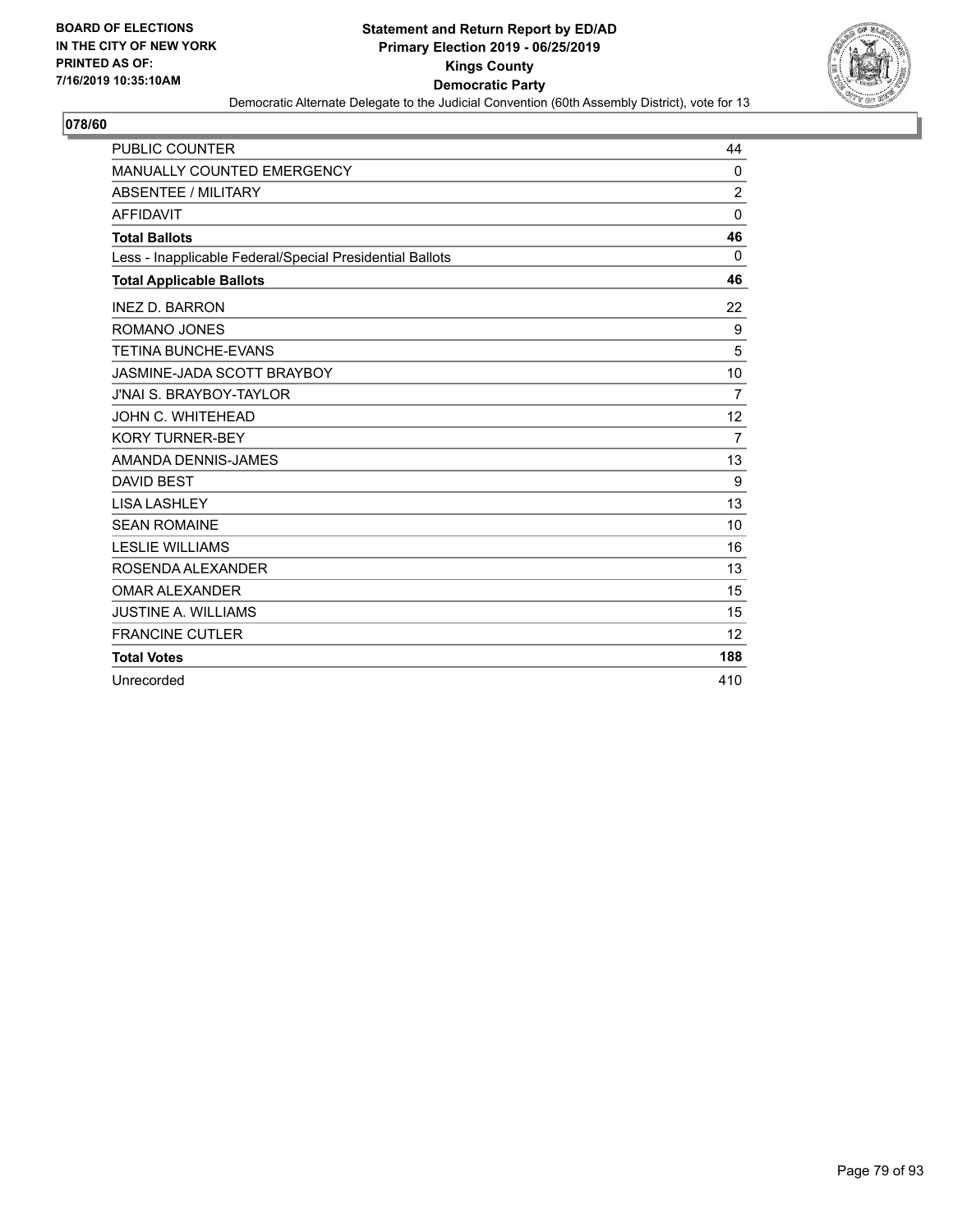BOARD OF ELECTIONS
IN THE CITY OF NEW YORK
PRINTED AS OF:
7/16/2019 10:35:10AM

**Statement and Return Report by ED/AD**
**Primary Election 2019 - 06/25/2019**
**Kings County**
**Democratic Party**
Democratic Alternate Delegate to the Judicial Convention (60th Assembly District), vote for 13

## 078/60

| | |
|---|---|
| PUBLIC COUNTER | 44 |
| MANUALLY COUNTED EMERGENCY | 0 |
| ABSENTEE / MILITARY | 2 |
| AFFIDAVIT | 0 |
| **Total Ballots** | **46** |
| Less - Inapplicable Federal/Special Presidential Ballots | 0 |
| **Total Applicable Ballots** | **46** |
| INEZ D. BARRON | 22 |
| ROMANO JONES | 9 |
| TETINA BUNCHE-EVANS | 5 |
| JASMINE-JADA SCOTT BRAYBOY | 10 |
| J'NAI S. BRAYBOY-TAYLOR | 7 |
| JOHN C. WHITEHEAD | 12 |
| KORY TURNER-BEY | 7 |
| AMANDA DENNIS-JAMES | 13 |
| DAVID BEST | 9 |
| LISA LASHLEY | 13 |
| SEAN ROMAINE | 10 |
| LESLIE WILLIAMS | 16 |
| ROSENDA ALEXANDER | 13 |
| OMAR ALEXANDER | 15 |
| JUSTINE A. WILLIAMS | 15 |
| FRANCINE CUTLER | 12 |
| **Total Votes** | **188** |
| Unrecorded | 410 |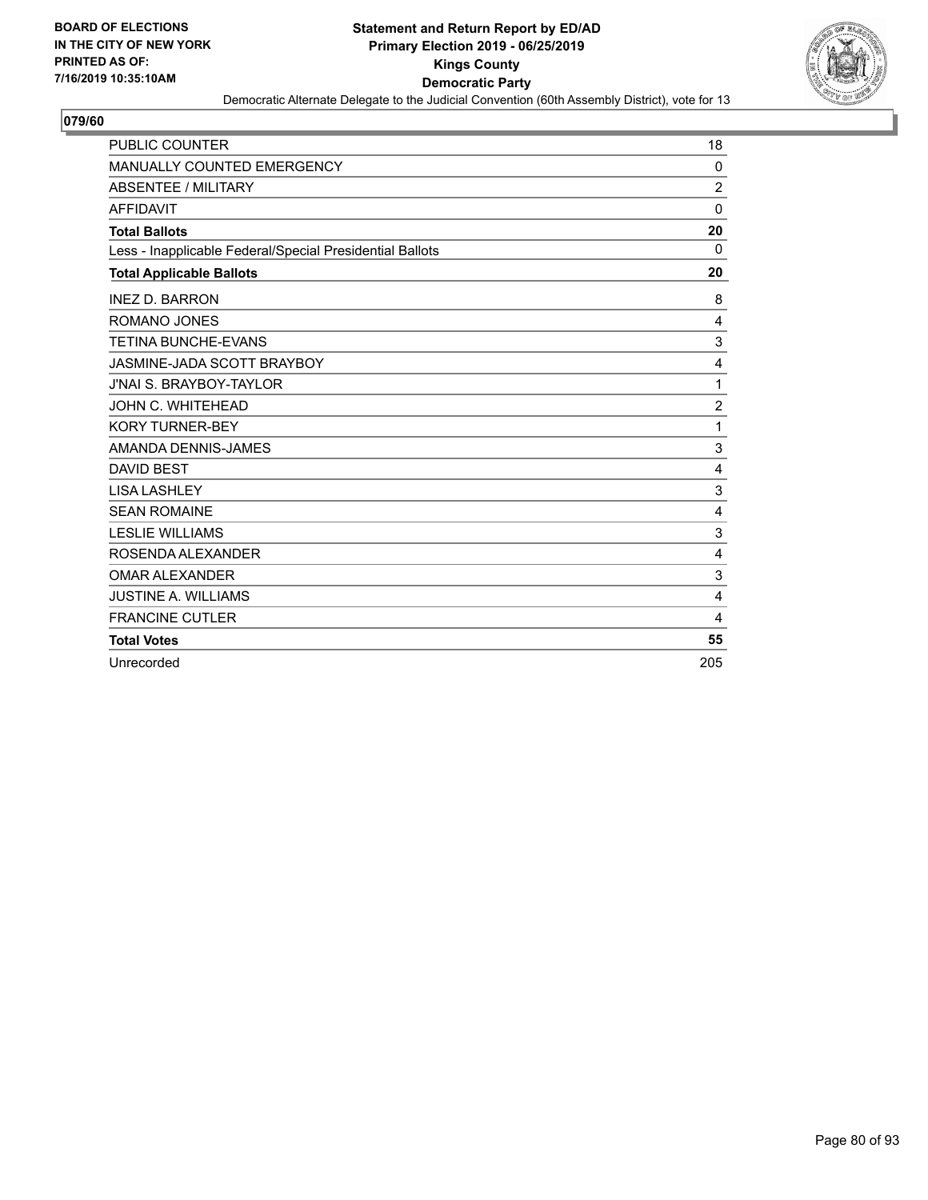BOARD OF ELECTIONS
IN THE CITY OF NEW YORK
PRINTED AS OF:
7/16/2019 10:35:10AM

**Statement and Return Report by ED/AD**
**Primary Election 2019 - 06/25/2019**
**Kings County**
**Democratic Party**
Democratic Alternate Delegate to the Judicial Convention (60th Assembly District), vote for 13

## 079/60

| | |
|---|---|
| PUBLIC COUNTER | 18 |
| MANUALLY COUNTED EMERGENCY | 0 |
| ABSENTEE / MILITARY | 2 |
| AFFIDAVIT | 0 |
| **Total Ballots** | **20** |
| Less - Inapplicable Federal/Special Presidential Ballots | 0 |
| **Total Applicable Ballots** | **20** |
| INEZ D. BARRON | 8 |
| ROMANO JONES | 4 |
| TETINA BUNCHE-EVANS | 3 |
| JASMINE-JADA SCOTT BRAYBOY | 4 |
| J'NAI S. BRAYBOY-TAYLOR | 1 |
| JOHN C. WHITEHEAD | 2 |
| KORY TURNER-BEY | 1 |
| AMANDA DENNIS-JAMES | 3 |
| DAVID BEST | 4 |
| LISA LASHLEY | 3 |
| SEAN ROMAINE | 4 |
| LESLIE WILLIAMS | 3 |
| ROSENDA ALEXANDER | 4 |
| OMAR ALEXANDER | 3 |
| JUSTINE A. WILLIAMS | 4 |
| FRANCINE CUTLER | 4 |
| **Total Votes** | **55** |
| Unrecorded | 205 |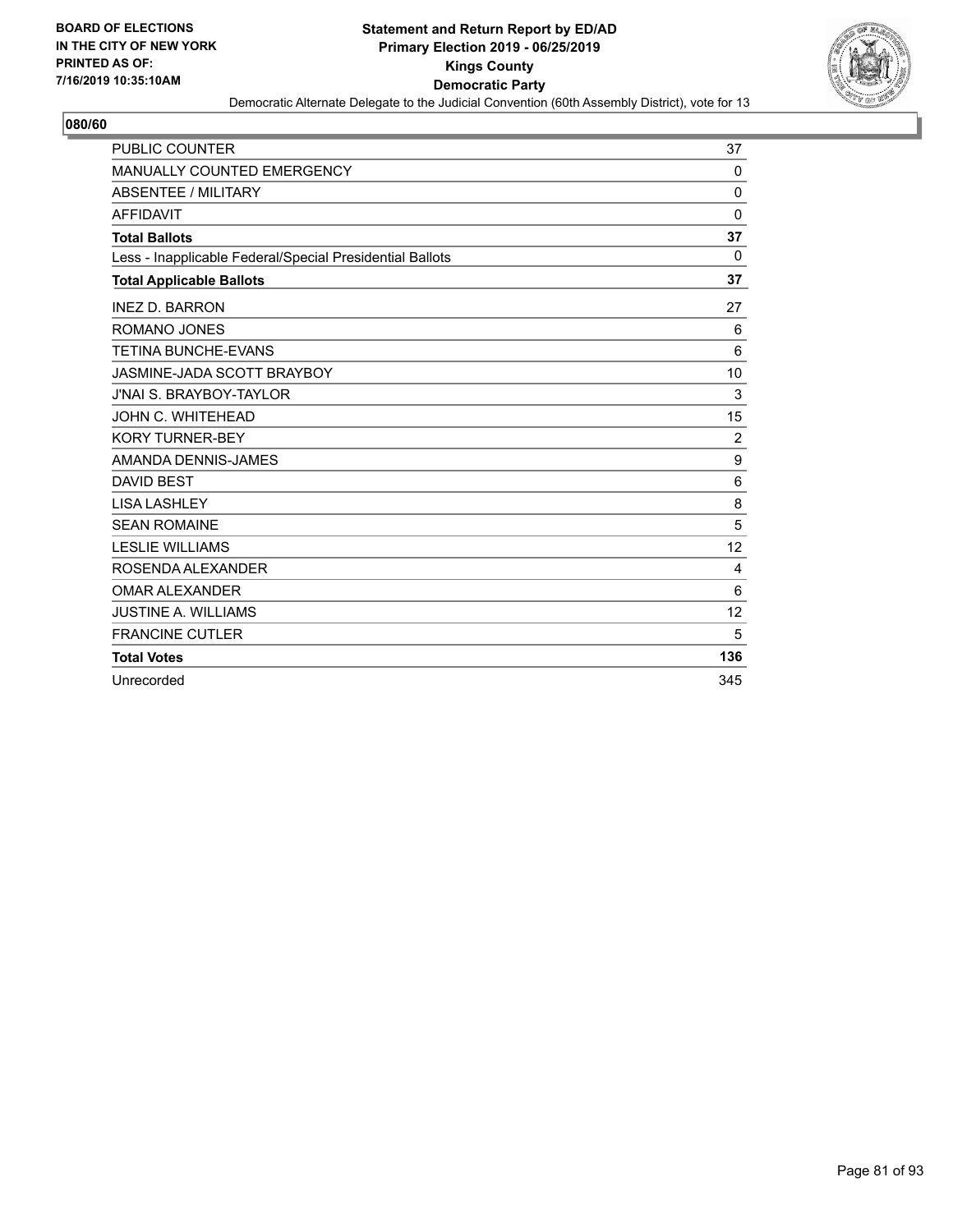**BOARD OF ELECTIONS IN THE CITY OF NEW YORK PRINTED AS OF: 7/16/2019 10:35:10AM**

## Statement and Return Report by ED/AD
## Primary Election 2019 - 06/25/2019
## Kings County
## Democratic Party

Democratic Alternate Delegate to the Judicial Convention (60th Assembly District), vote for 13

### 080/60

| | |
|---|---|
| PUBLIC COUNTER | 37 |
| MANUALLY COUNTED EMERGENCY | 0 |
| ABSENTEE / MILITARY | 0 |
| AFFIDAVIT | 0 |
| **Total Ballots** | **37** |
| Less - Inapplicable Federal/Special Presidential Ballots | 0 |
| **Total Applicable Ballots** | **37** |
| INEZ D. BARRON | 27 |
| ROMANO JONES | 6 |
| TETINA BUNCHE-EVANS | 6 |
| JASMINE-JADA SCOTT BRAYBOY | 10 |
| J'NAI S. BRAYBOY-TAYLOR | 3 |
| JOHN C. WHITEHEAD | 15 |
| KORY TURNER-BEY | 2 |
| AMANDA DENNIS-JAMES | 9 |
| DAVID BEST | 6 |
| LISA LASHLEY | 8 |
| SEAN ROMAINE | 5 |
| LESLIE WILLIAMS | 12 |
| ROSENDA ALEXANDER | 4 |
| OMAR ALEXANDER | 6 |
| JUSTINE A. WILLIAMS | 12 |
| FRANCINE CUTLER | 5 |
| **Total Votes** | **136** |
| Unrecorded | 345 |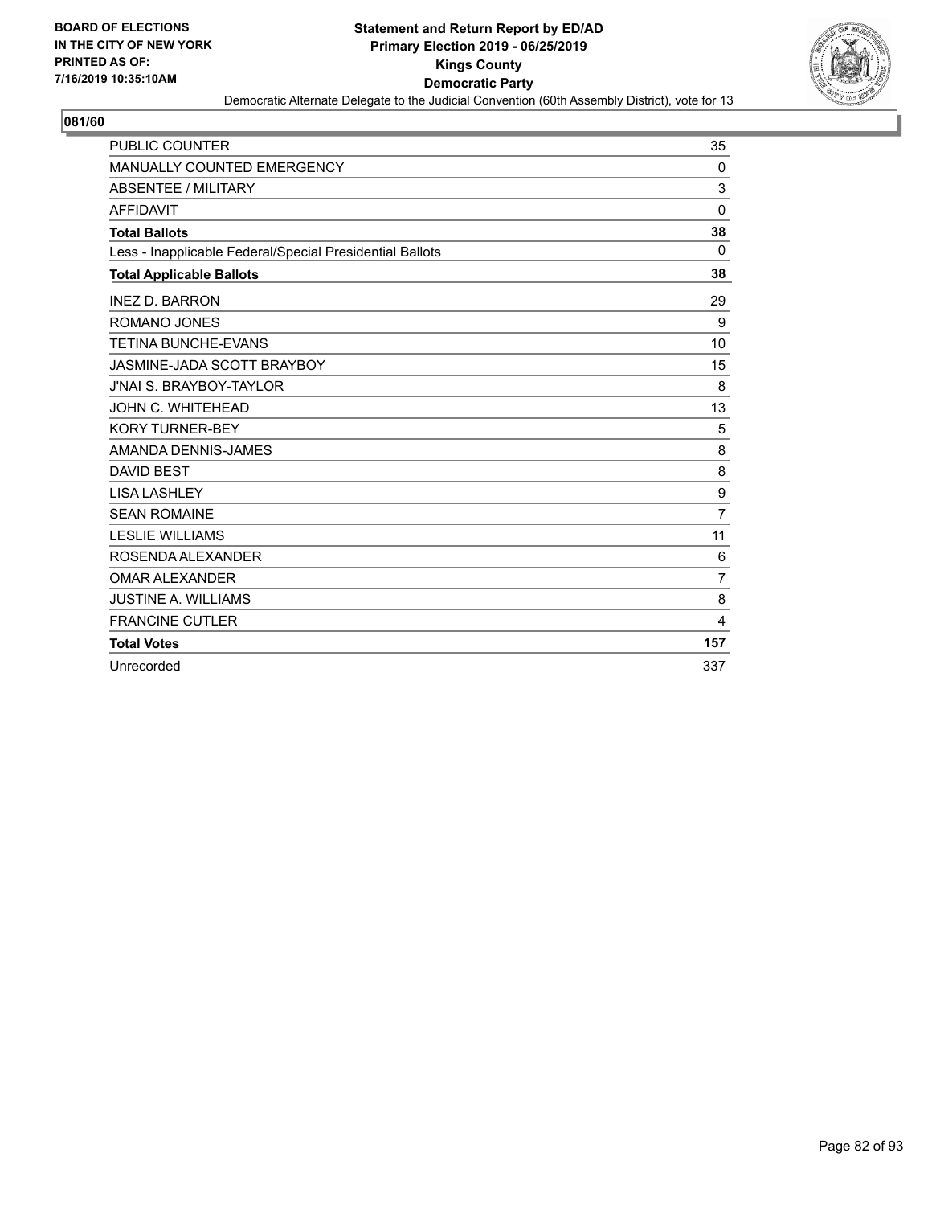BOARD OF ELECTIONS
IN THE CITY OF NEW YORK
PRINTED AS OF:
7/16/2019 10:35:10AM

**Statement and Return Report by ED/AD**
**Primary Election 2019 - 06/25/2019**
**Kings County**
**Democratic Party**
Democratic Alternate Delegate to the Judicial Convention (60th Assembly District), vote for 13

## 081/60

| | |
|---|---|
| PUBLIC COUNTER | 35 |
| MANUALLY COUNTED EMERGENCY | 0 |
| ABSENTEE / MILITARY | 3 |
| AFFIDAVIT | 0 |
| **Total Ballots** | **38** |
| Less - Inapplicable Federal/Special Presidential Ballots | 0 |
| **Total Applicable Ballots** | **38** |
| INEZ D. BARRON | 29 |
| ROMANO JONES | 9 |
| TETINA BUNCHE-EVANS | 10 |
| JASMINE-JADA SCOTT BRAYBOY | 15 |
| J'NAI S. BRAYBOY-TAYLOR | 8 |
| JOHN C. WHITEHEAD | 13 |
| KORY TURNER-BEY | 5 |
| AMANDA DENNIS-JAMES | 8 |
| DAVID BEST | 8 |
| LISA LASHLEY | 9 |
| SEAN ROMAINE | 7 |
| LESLIE WILLIAMS | 11 |
| ROSENDA ALEXANDER | 6 |
| OMAR ALEXANDER | 7 |
| JUSTINE A. WILLIAMS | 8 |
| FRANCINE CUTLER | 4 |
| **Total Votes** | **157** |
| Unrecorded | 337 |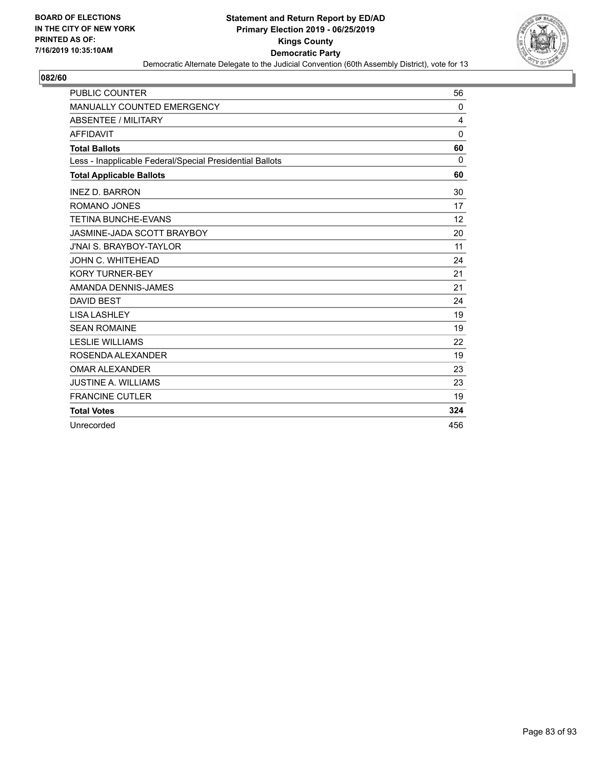**BOARD OF ELECTIONS IN THE CITY OF NEW YORK PRINTED AS OF: 7/16/2019 10:35:10AM**

# Statement and Return Report by ED/AD
## Primary Election 2019 - 06/25/2019
## Kings County
## Democratic Party

Democratic Alternate Delegate to the Judicial Convention (60th Assembly District), vote for 13

### 082/60

| | |
|---|---|
| PUBLIC COUNTER | 56 |
| MANUALLY COUNTED EMERGENCY | 0 |
| ABSENTEE / MILITARY | 4 |
| AFFIDAVIT | 0 |
| **Total Ballots** | **60** |
| Less - Inapplicable Federal/Special Presidential Ballots | 0 |
| **Total Applicable Ballots** | **60** |
| INEZ D. BARRON | 30 |
| ROMANO JONES | 17 |
| TETINA BUNCHE-EVANS | 12 |
| JASMINE-JADA SCOTT BRAYBOY | 20 |
| J'NAI S. BRAYBOY-TAYLOR | 11 |
| JOHN C. WHITEHEAD | 24 |
| KORY TURNER-BEY | 21 |
| AMANDA DENNIS-JAMES | 21 |
| DAVID BEST | 24 |
| LISA LASHLEY | 19 |
| SEAN ROMAINE | 19 |
| LESLIE WILLIAMS | 22 |
| ROSENDA ALEXANDER | 19 |
| OMAR ALEXANDER | 23 |
| JUSTINE A. WILLIAMS | 23 |
| FRANCINE CUTLER | 19 |
| **Total Votes** | **324** |
| Unrecorded | 456 |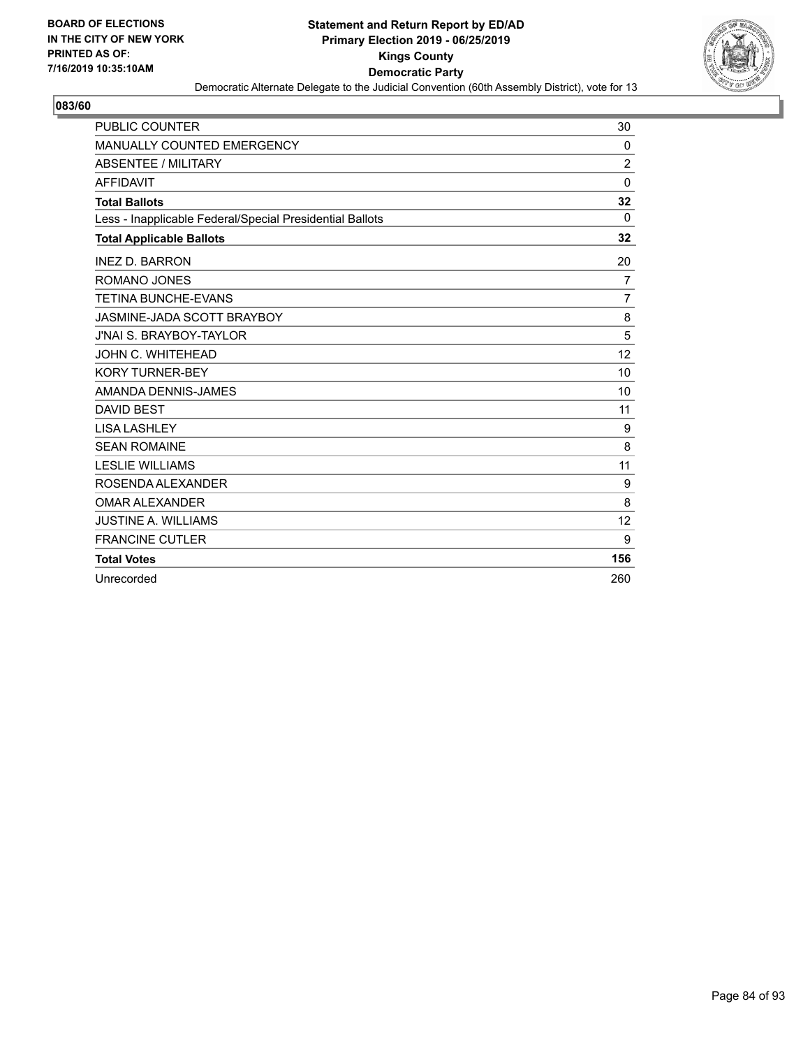BOARD OF ELECTIONS
IN THE CITY OF NEW YORK
PRINTED AS OF:
7/16/2019 10:35:10AM

**Statement and Return Report by ED/AD**
**Primary Election 2019 - 06/25/2019**
**Kings County**
**Democratic Party**
Democratic Alternate Delegate to the Judicial Convention (60th Assembly District), vote for 13

## 083/60

| | |
|---|---|
| PUBLIC COUNTER | 30 |
| MANUALLY COUNTED EMERGENCY | 0 |
| ABSENTEE / MILITARY | 2 |
| AFFIDAVIT | 0 |
| **Total Ballots** | **32** |
| Less - Inapplicable Federal/Special Presidential Ballots | 0 |
| **Total Applicable Ballots** | **32** |
| INEZ D. BARRON | 20 |
| ROMANO JONES | 7 |
| TETINA BUNCHE-EVANS | 7 |
| JASMINE-JADA SCOTT BRAYBOY | 8 |
| J'NAI S. BRAYBOY-TAYLOR | 5 |
| JOHN C. WHITEHEAD | 12 |
| KORY TURNER-BEY | 10 |
| AMANDA DENNIS-JAMES | 10 |
| DAVID BEST | 11 |
| LISA LASHLEY | 9 |
| SEAN ROMAINE | 8 |
| LESLIE WILLIAMS | 11 |
| ROSENDA ALEXANDER | 9 |
| OMAR ALEXANDER | 8 |
| JUSTINE A. WILLIAMS | 12 |
| FRANCINE CUTLER | 9 |
| **Total Votes** | **156** |
| Unrecorded | 260 |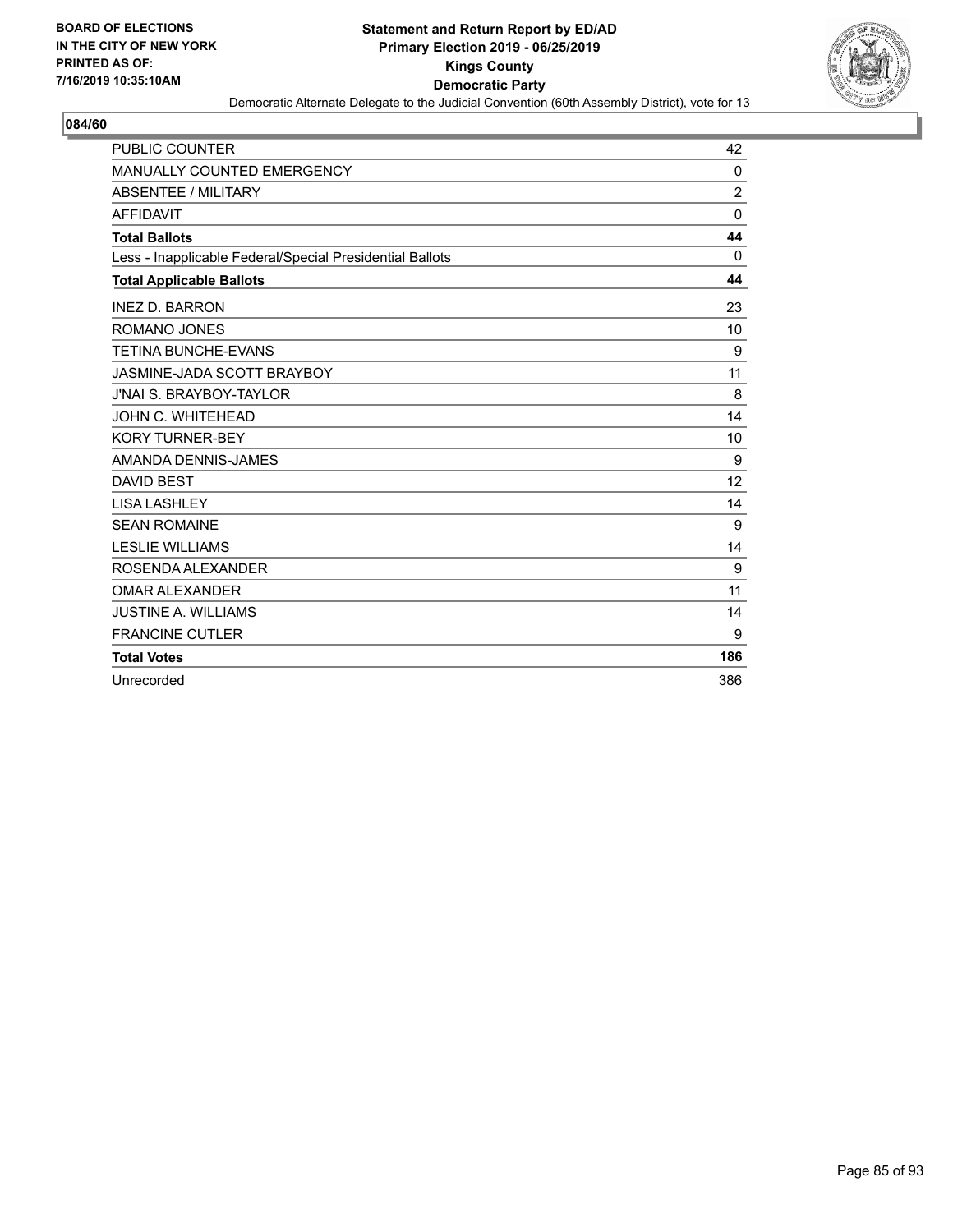**BOARD OF ELECTIONS IN THE CITY OF NEW YORK PRINTED AS OF: 7/16/2019 10:35:10AM**

**Statement and Return Report by ED/AD**
**Primary Election 2019 - 06/25/2019**
**Kings County**
**Democratic Party**
Democratic Alternate Delegate to the Judicial Convention (60th Assembly District), vote for 13

**084/60**

| | |
|---|---|
| PUBLIC COUNTER | 42 |
| MANUALLY COUNTED EMERGENCY | 0 |
| ABSENTEE / MILITARY | 2 |
| AFFIDAVIT | 0 |
| **Total Ballots** | **44** |
| Less - Inapplicable Federal/Special Presidential Ballots | 0 |
| **Total Applicable Ballots** | **44** |
| INEZ D. BARRON | 23 |
| ROMANO JONES | 10 |
| TETINA BUNCHE-EVANS | 9 |
| JASMINE-JADA SCOTT BRAYBOY | 11 |
| J'NAI S. BRAYBOY-TAYLOR | 8 |
| JOHN C. WHITEHEAD | 14 |
| KORY TURNER-BEY | 10 |
| AMANDA DENNIS-JAMES | 9 |
| DAVID BEST | 12 |
| LISA LASHLEY | 14 |
| SEAN ROMAINE | 9 |
| LESLIE WILLIAMS | 14 |
| ROSENDA ALEXANDER | 9 |
| OMAR ALEXANDER | 11 |
| JUSTINE A. WILLIAMS | 14 |
| FRANCINE CUTLER | 9 |
| **Total Votes** | **186** |
| Unrecorded | 386 |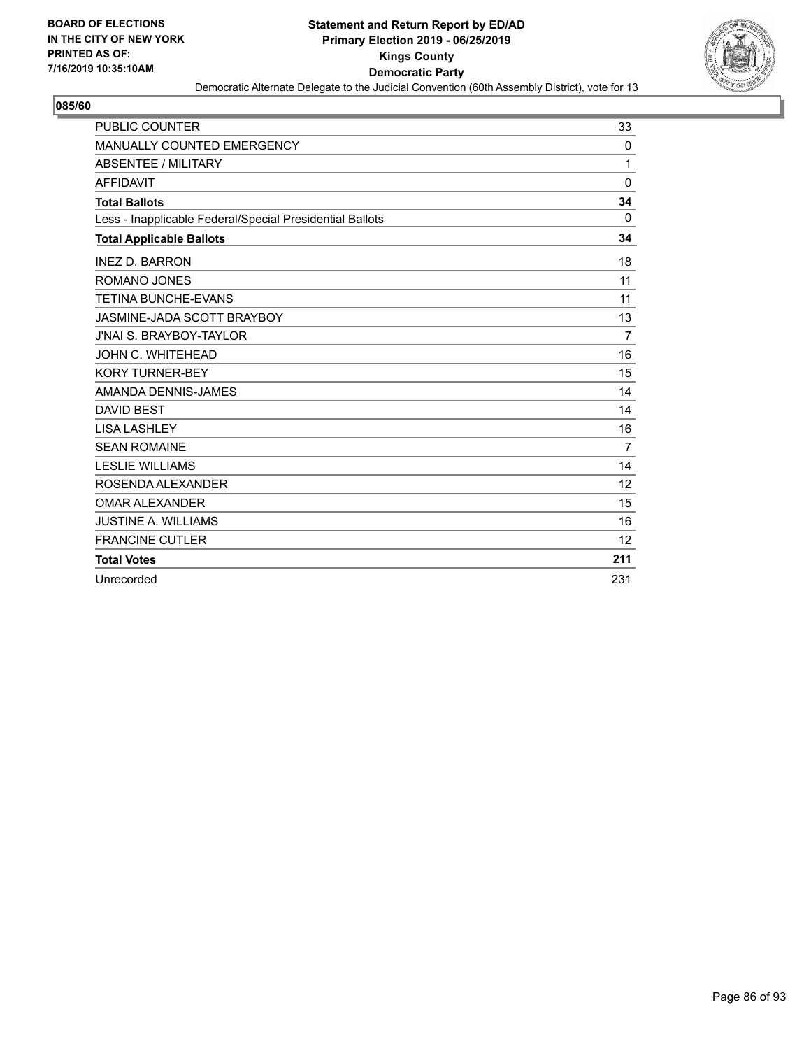BOARD OF ELECTIONS
IN THE CITY OF NEW YORK
PRINTED AS OF:
7/16/2019 10:35:10AM

**Statement and Return Report by ED/AD**
**Primary Election 2019 - 06/25/2019**
**Kings County**
**Democratic Party**
Democratic Alternate Delegate to the Judicial Convention (60th Assembly District), vote for 13

**085/60**

| | |
|---|---|
| PUBLIC COUNTER | 33 |
| MANUALLY COUNTED EMERGENCY | 0 |
| ABSENTEE / MILITARY | 1 |
| AFFIDAVIT | 0 |
| **Total Ballots** | **34** |
| Less - Inapplicable Federal/Special Presidential Ballots | 0 |
| **Total Applicable Ballots** | **34** |
| INEZ D. BARRON | 18 |
| ROMANO JONES | 11 |
| TETINA BUNCHE-EVANS | 11 |
| JASMINE-JADA SCOTT BRAYBOY | 13 |
| J'NAI S. BRAYBOY-TAYLOR | 7 |
| JOHN C. WHITEHEAD | 16 |
| KORY TURNER-BEY | 15 |
| AMANDA DENNIS-JAMES | 14 |
| DAVID BEST | 14 |
| LISA LASHLEY | 16 |
| SEAN ROMAINE | 7 |
| LESLIE WILLIAMS | 14 |
| ROSENDA ALEXANDER | 12 |
| OMAR ALEXANDER | 15 |
| JUSTINE A. WILLIAMS | 16 |
| FRANCINE CUTLER | 12 |
| **Total Votes** | **211** |
| Unrecorded | 231 |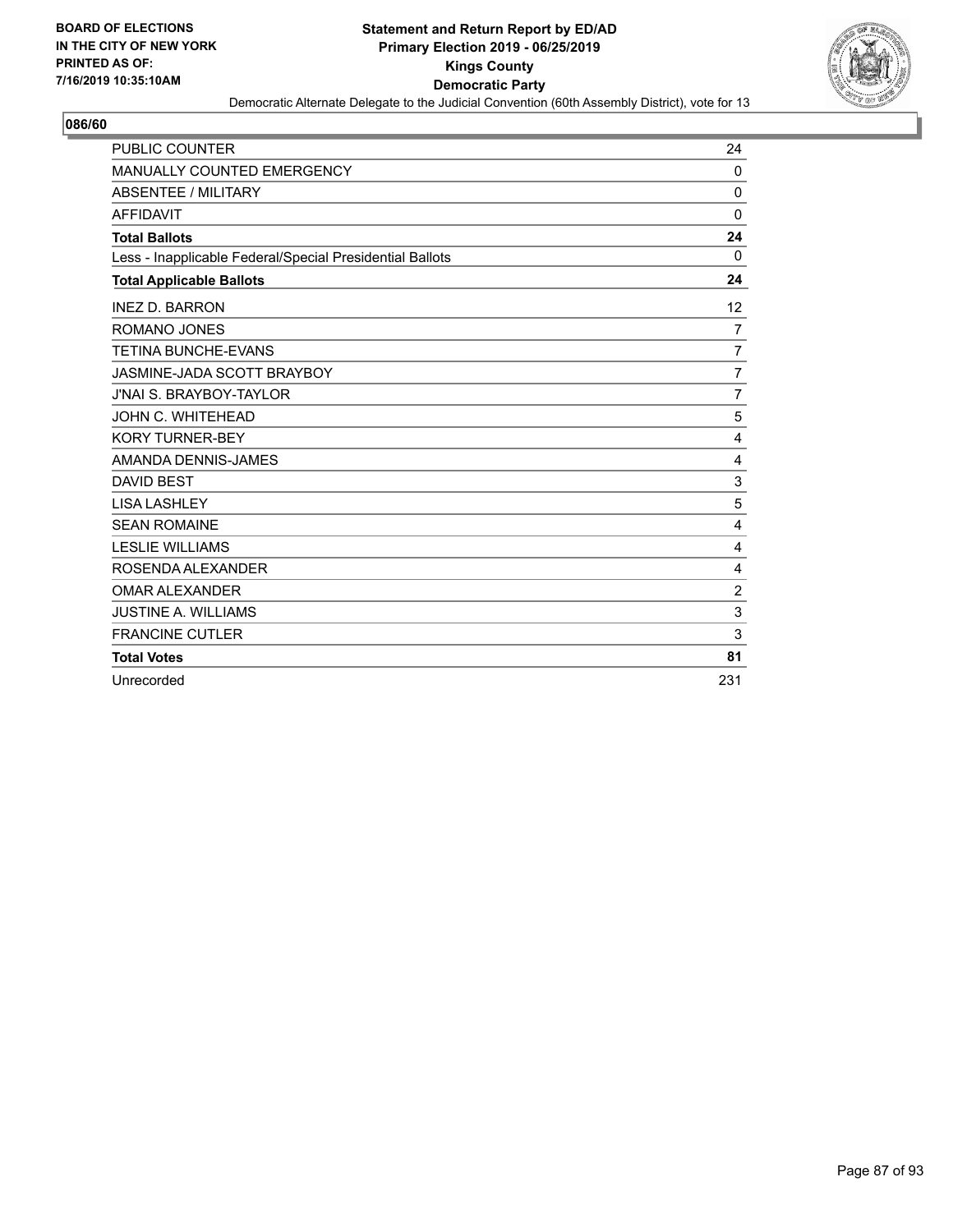**BOARD OF ELECTIONS IN THE CITY OF NEW YORK PRINTED AS OF: 7/16/2019 10:35:10AM**

# Statement and Return Report by ED/AD
## Primary Election 2019 - 06/25/2019
## Kings County
## Democratic Party

Democratic Alternate Delegate to the Judicial Convention (60th Assembly District), vote for 13

### 086/60

| | |
|---|---|
| PUBLIC COUNTER | 24 |
| MANUALLY COUNTED EMERGENCY | 0 |
| ABSENTEE / MILITARY | 0 |
| AFFIDAVIT | 0 |
| **Total Ballots** | **24** |
| Less - Inapplicable Federal/Special Presidential Ballots | 0 |
| **Total Applicable Ballots** | **24** |
| INEZ D. BARRON | 12 |
| ROMANO JONES | 7 |
| TETINA BUNCHE-EVANS | 7 |
| JASMINE-JADA SCOTT BRAYBOY | 7 |
| J'NAI S. BRAYBOY-TAYLOR | 7 |
| JOHN C. WHITEHEAD | 5 |
| KORY TURNER-BEY | 4 |
| AMANDA DENNIS-JAMES | 4 |
| DAVID BEST | 3 |
| LISA LASHLEY | 5 |
| SEAN ROMAINE | 4 |
| LESLIE WILLIAMS | 4 |
| ROSENDA ALEXANDER | 4 |
| OMAR ALEXANDER | 2 |
| JUSTINE A. WILLIAMS | 3 |
| FRANCINE CUTLER | 3 |
| **Total Votes** | **81** |
| Unrecorded | 231 |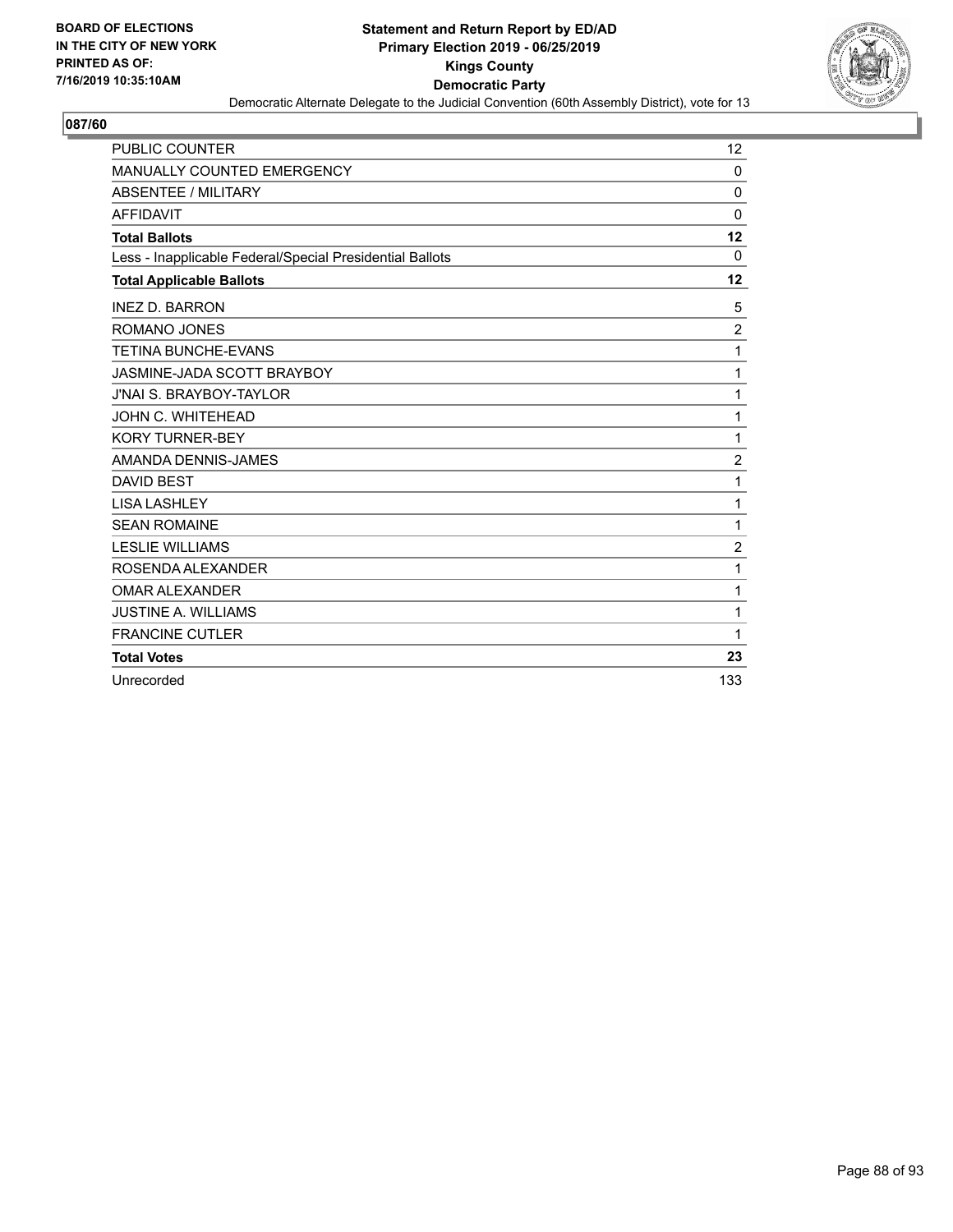BOARD OF ELECTIONS
IN THE CITY OF NEW YORK
PRINTED AS OF:
7/16/2019 10:35:10AM

**Statement and Return Report by ED/AD**
**Primary Election 2019 - 06/25/2019**
**Kings County**
**Democratic Party**
Democratic Alternate Delegate to the Judicial Convention (60th Assembly District), vote for 13

## 087/60

| | |
|---|---|
| PUBLIC COUNTER | 12 |
| MANUALLY COUNTED EMERGENCY | 0 |
| ABSENTEE / MILITARY | 0 |
| AFFIDAVIT | 0 |
| **Total Ballots** | **12** |
| Less - Inapplicable Federal/Special Presidential Ballots | 0 |
| **Total Applicable Ballots** | **12** |
| INEZ D. BARRON | 5 |
| ROMANO JONES | 2 |
| TETINA BUNCHE-EVANS | 1 |
| JASMINE-JADA SCOTT BRAYBOY | 1 |
| J'NAI S. BRAYBOY-TAYLOR | 1 |
| JOHN C. WHITEHEAD | 1 |
| KORY TURNER-BEY | 1 |
| AMANDA DENNIS-JAMES | 2 |
| DAVID BEST | 1 |
| LISA LASHLEY | 1 |
| SEAN ROMAINE | 1 |
| LESLIE WILLIAMS | 2 |
| ROSENDA ALEXANDER | 1 |
| OMAR ALEXANDER | 1 |
| JUSTINE A. WILLIAMS | 1 |
| FRANCINE CUTLER | 1 |
| **Total Votes** | **23** |
| Unrecorded | 133 |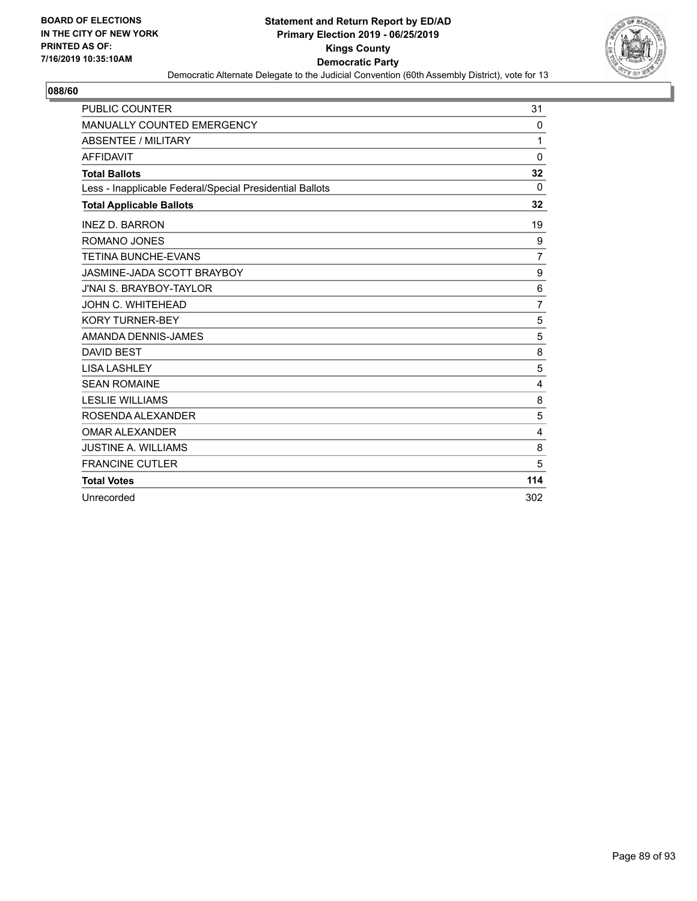**BOARD OF ELECTIONS IN THE CITY OF NEW YORK PRINTED AS OF: 7/16/2019 10:35:10AM**

# Statement and Return Report by ED/AD
## Primary Election 2019 - 06/25/2019
## Kings County
## Democratic Party
### Democratic Alternate Delegate to the Judicial Convention (60th Assembly District), vote for 13

**088/60**

| | |
|---|---|
| PUBLIC COUNTER | 31 |
| MANUALLY COUNTED EMERGENCY | 0 |
| ABSENTEE / MILITARY | 1 |
| AFFIDAVIT | 0 |
| **Total Ballots** | **32** |
| Less - Inapplicable Federal/Special Presidential Ballots | 0 |
| **Total Applicable Ballots** | **32** |
| INEZ D. BARRON | 19 |
| ROMANO JONES | 9 |
| TETINA BUNCHE-EVANS | 7 |
| JASMINE-JADA SCOTT BRAYBOY | 9 |
| J'NAI S. BRAYBOY-TAYLOR | 6 |
| JOHN C. WHITEHEAD | 7 |
| KORY TURNER-BEY | 5 |
| AMANDA DENNIS-JAMES | 5 |
| DAVID BEST | 8 |
| LISA LASHLEY | 5 |
| SEAN ROMAINE | 4 |
| LESLIE WILLIAMS | 8 |
| ROSENDA ALEXANDER | 5 |
| OMAR ALEXANDER | 4 |
| JUSTINE A. WILLIAMS | 8 |
| FRANCINE CUTLER | 5 |
| **Total Votes** | **114** |
| Unrecorded | 302 |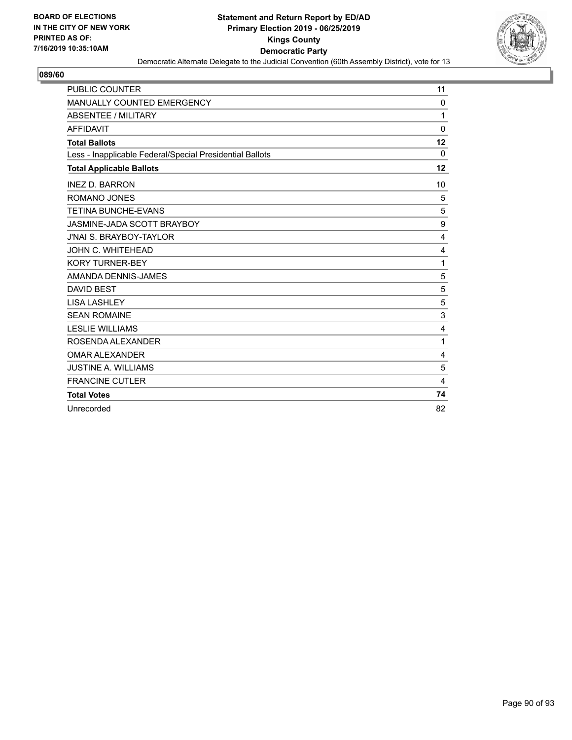BOARD OF ELECTIONS
IN THE CITY OF NEW YORK
PRINTED AS OF:
7/16/2019 10:35:10AM

**Statement and Return Report by ED/AD**
**Primary Election 2019 - 06/25/2019**
**Kings County**
**Democratic Party**
Democratic Alternate Delegate to the Judicial Convention (60th Assembly District), vote for 13

## 089/60

| | |
|---|---|
| PUBLIC COUNTER | 11 |
| MANUALLY COUNTED EMERGENCY | 0 |
| ABSENTEE / MILITARY | 1 |
| AFFIDAVIT | 0 |
| **Total Ballots** | **12** |
| Less - Inapplicable Federal/Special Presidential Ballots | 0 |
| **Total Applicable Ballots** | **12** |
| INEZ D. BARRON | 10 |
| ROMANO JONES | 5 |
| TETINA BUNCHE-EVANS | 5 |
| JASMINE-JADA SCOTT BRAYBOY | 9 |
| J'NAI S. BRAYBOY-TAYLOR | 4 |
| JOHN C. WHITEHEAD | 4 |
| KORY TURNER-BEY | 1 |
| AMANDA DENNIS-JAMES | 5 |
| DAVID BEST | 5 |
| LISA LASHLEY | 5 |
| SEAN ROMAINE | 3 |
| LESLIE WILLIAMS | 4 |
| ROSENDA ALEXANDER | 1 |
| OMAR ALEXANDER | 4 |
| JUSTINE A. WILLIAMS | 5 |
| FRANCINE CUTLER | 4 |
| **Total Votes** | **74** |
| Unrecorded | 82 |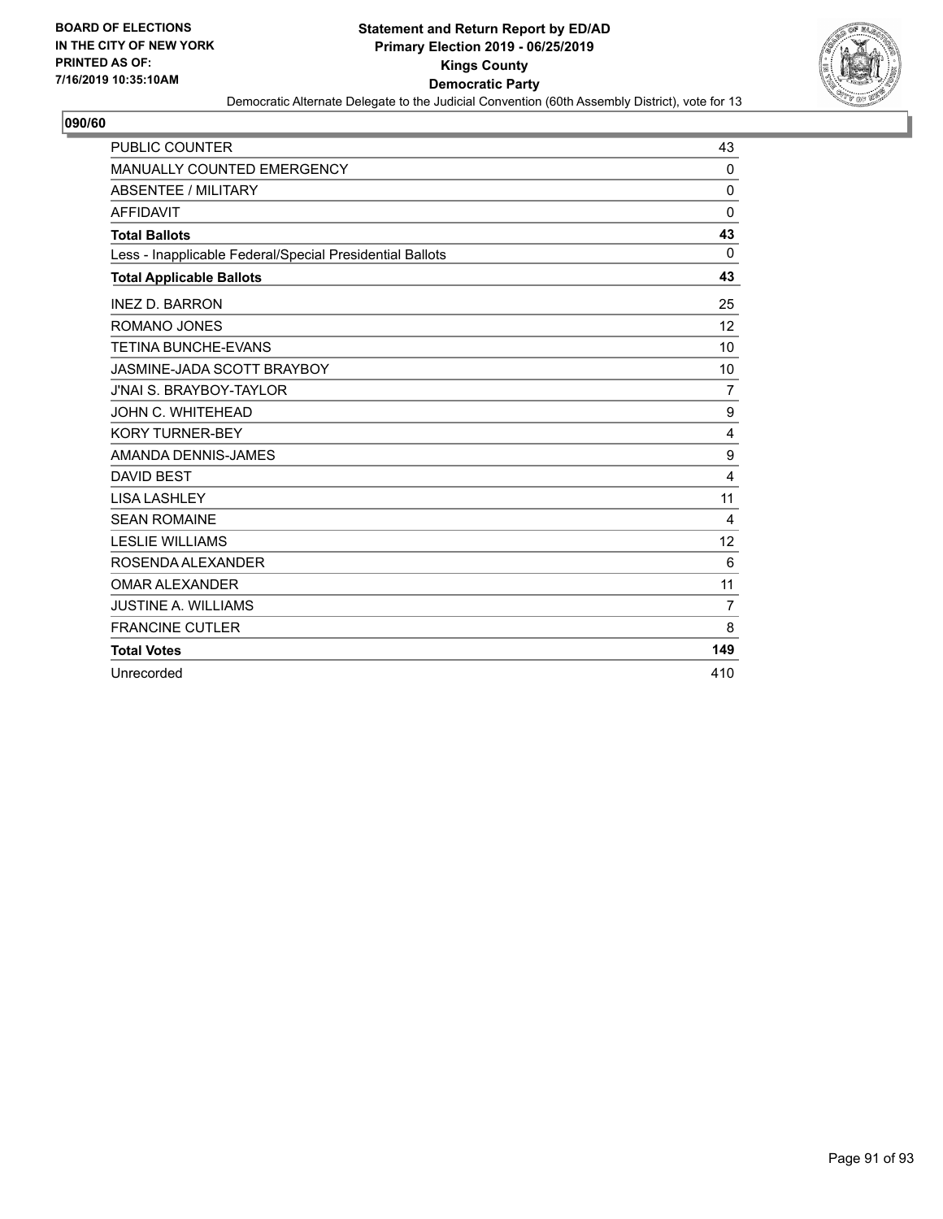BOARD OF ELECTIONS
IN THE CITY OF NEW YORK
PRINTED AS OF:
7/16/2019 10:35:10AM

**Statement and Return Report by ED/AD**
**Primary Election 2019 - 06/25/2019**
**Kings County**
**Democratic Party**
Democratic Alternate Delegate to the Judicial Convention (60th Assembly District), vote for 13

**090/60**

| | |
|---|---|
| PUBLIC COUNTER | 43 |
| MANUALLY COUNTED EMERGENCY | 0 |
| ABSENTEE / MILITARY | 0 |
| AFFIDAVIT | 0 |
| **Total Ballots** | **43** |
| Less - Inapplicable Federal/Special Presidential Ballots | 0 |
| **Total Applicable Ballots** | **43** |
| INEZ D. BARRON | 25 |
| ROMANO JONES | 12 |
| TETINA BUNCHE-EVANS | 10 |
| JASMINE-JADA SCOTT BRAYBOY | 10 |
| J'NAI S. BRAYBOY-TAYLOR | 7 |
| JOHN C. WHITEHEAD | 9 |
| KORY TURNER-BEY | 4 |
| AMANDA DENNIS-JAMES | 9 |
| DAVID BEST | 4 |
| LISA LASHLEY | 11 |
| SEAN ROMAINE | 4 |
| LESLIE WILLIAMS | 12 |
| ROSENDA ALEXANDER | 6 |
| OMAR ALEXANDER | 11 |
| JUSTINE A. WILLIAMS | 7 |
| FRANCINE CUTLER | 8 |
| **Total Votes** | **149** |
| Unrecorded | 410 |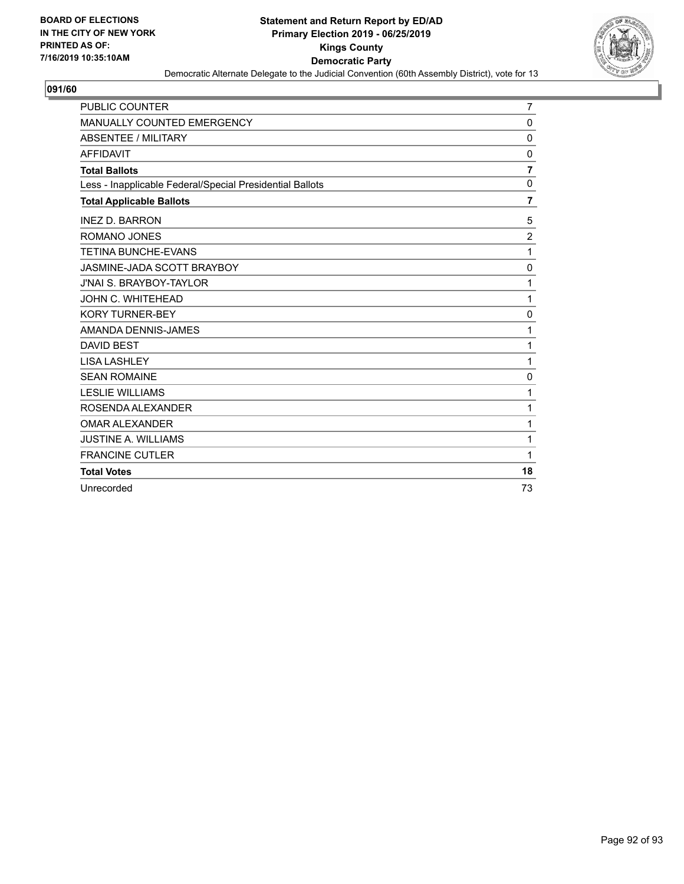BOARD OF ELECTIONS
IN THE CITY OF NEW YORK
PRINTED AS OF:
7/16/2019 10:35:10AM

**Statement and Return Report by ED/AD**
**Primary Election 2019 - 06/25/2019**
**Kings County**
**Democratic Party**
Democratic Alternate Delegate to the Judicial Convention (60th Assembly District), vote for 13

## 091/60

| | |
|---|---|
| PUBLIC COUNTER | 7 |
| MANUALLY COUNTED EMERGENCY | 0 |
| ABSENTEE / MILITARY | 0 |
| AFFIDAVIT | 0 |
| **Total Ballots** | **7** |
| Less - Inapplicable Federal/Special Presidential Ballots | 0 |
| **Total Applicable Ballots** | **7** |
| INEZ D. BARRON | 5 |
| ROMANO JONES | 2 |
| TETINA BUNCHE-EVANS | 1 |
| JASMINE-JADA SCOTT BRAYBOY | 0 |
| J'NAI S. BRAYBOY-TAYLOR | 1 |
| JOHN C. WHITEHEAD | 1 |
| KORY TURNER-BEY | 0 |
| AMANDA DENNIS-JAMES | 1 |
| DAVID BEST | 1 |
| LISA LASHLEY | 1 |
| SEAN ROMAINE | 0 |
| LESLIE WILLIAMS | 1 |
| ROSENDA ALEXANDER | 1 |
| OMAR ALEXANDER | 1 |
| JUSTINE A. WILLIAMS | 1 |
| FRANCINE CUTLER | 1 |
| **Total Votes** | **18** |
| Unrecorded | 73 |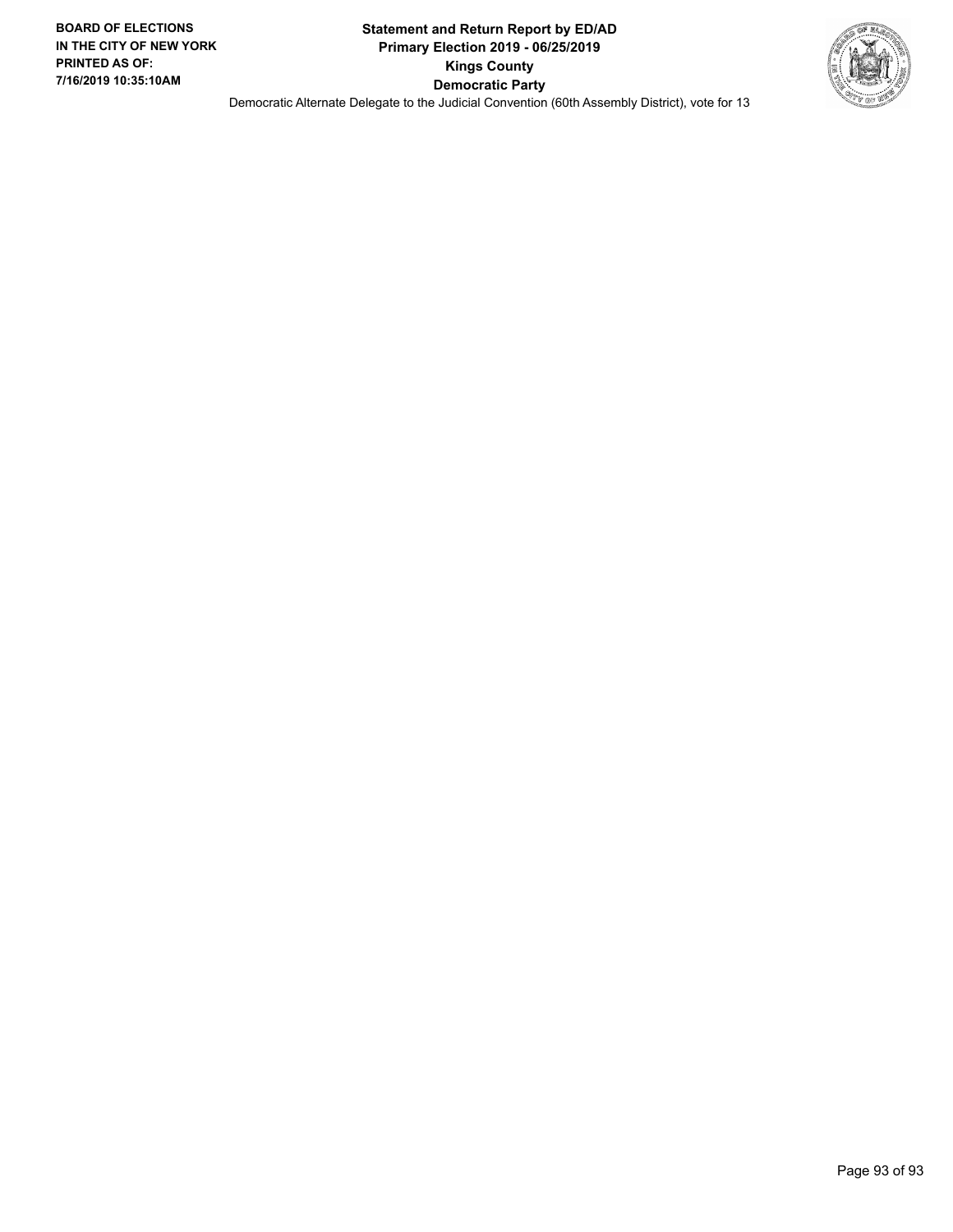**BOARD OF ELECTIONS IN THE CITY OF NEW YORK PRINTED AS OF: 7/16/2019 10:35:10AM**

**Statement and Return Report by ED/AD**
**Primary Election 2019 - 06/25/2019**
**Kings County**
**Democratic Party**

Democratic Alternate Delegate to the Judicial Convention (60th Assembly District), vote for 13